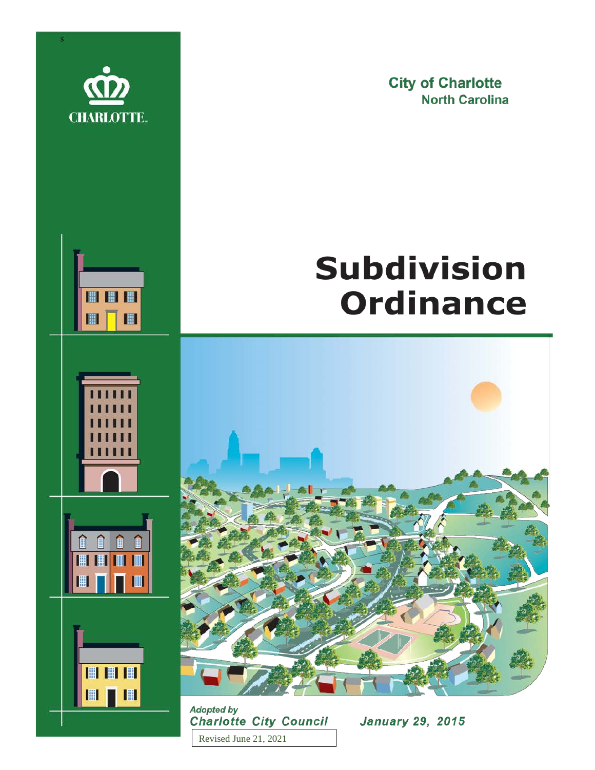CHARLOTTE

**City of Charlotte**
**North Carolina**

# Subdivision Ordinance

*Adopted by*
***Charlotte City Council*** ***January 29, 2015***

Revised June 21, 2021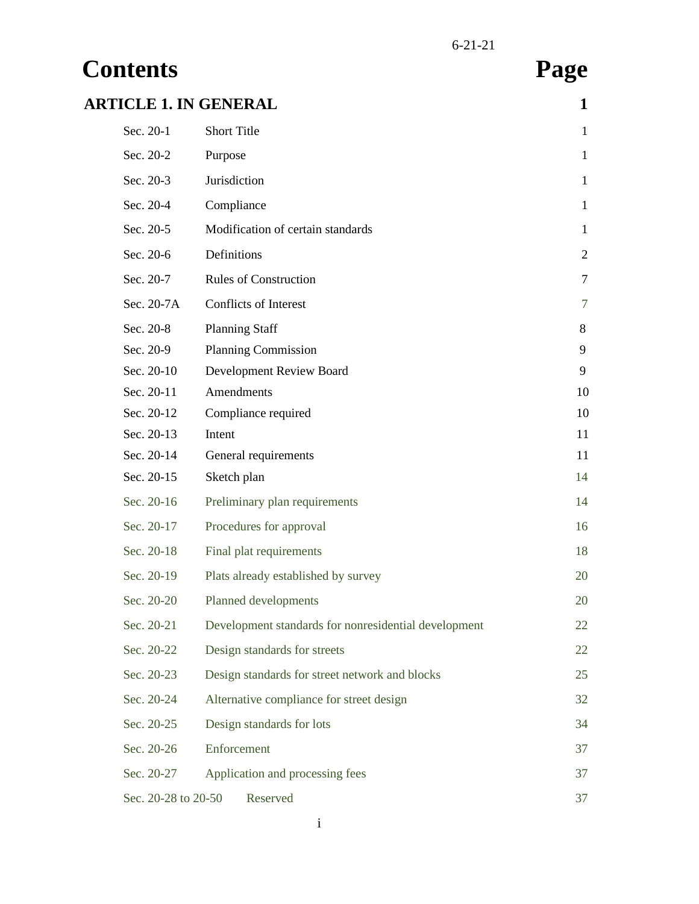6-21-21

# Contents

| Section | Title | Page |
|---|---|---|
| **ARTICLE 1. IN GENERAL** | | **1** |
| Sec. 20-1 | Short Title | 1 |
| Sec. 20-2 | Purpose | 1 |
| Sec. 20-3 | Jurisdiction | 1 |
| Sec. 20-4 | Compliance | 1 |
| Sec. 20-5 | Modification of certain standards | 1 |
| Sec. 20-6 | Definitions | 2 |
| Sec. 20-7 | Rules of Construction | 7 |
| Sec. 20-7A | Conflicts of Interest | 7 |
| Sec. 20-8 | Planning Staff | 8 |
| Sec. 20-9 | Planning Commission | 9 |
| Sec. 20-10 | Development Review Board | 9 |
| Sec. 20-11 | Amendments | 10 |
| Sec. 20-12 | Compliance required | 10 |
| Sec. 20-13 | Intent | 11 |
| Sec. 20-14 | General requirements | 11 |
| Sec. 20-15 | Sketch plan | 14 |
| Sec. 20-16 | Preliminary plan requirements | 14 |
| Sec. 20-17 | Procedures for approval | 16 |
| Sec. 20-18 | Final plat requirements | 18 |
| Sec. 20-19 | Plats already established by survey | 20 |
| Sec. 20-20 | Planned developments | 20 |
| Sec. 20-21 | Development standards for nonresidential development | 22 |
| Sec. 20-22 | Design standards for streets | 22 |
| Sec. 20-23 | Design standards for street network and blocks | 25 |
| Sec. 20-24 | Alternative compliance for street design | 32 |
| Sec. 20-25 | Design standards for lots | 34 |
| Sec. 20-26 | Enforcement | 37 |
| Sec. 20-27 | Application and processing fees | 37 |
| Sec. 20-28 to 20-50 | Reserved | 37 |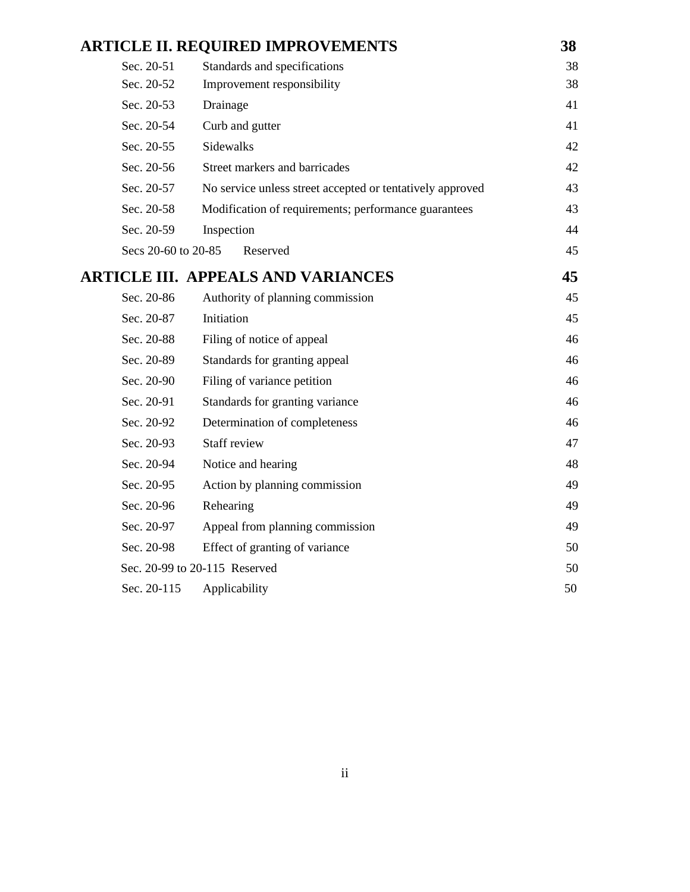| **ARTICLE II. REQUIRED IMPROVEMENTS** | | **38** |
|---|---|---|
| Sec. 20-51 | Standards and specifications | 38 |
| Sec. 20-52 | Improvement responsibility | 38 |
| Sec. 20-53 | Drainage | 41 |
| Sec. 20-54 | Curb and gutter | 41 |
| Sec. 20-55 | Sidewalks | 42 |
| Sec. 20-56 | Street markers and barricades | 42 |
| Sec. 20-57 | No service unless street accepted or tentatively approved | 43 |
| Sec. 20-58 | Modification of requirements; performance guarantees | 43 |
| Sec. 20-59 | Inspection | 44 |
| Secs 20-60 to 20-85 | Reserved | 45 |
| **ARTICLE III. APPEALS AND VARIANCES** | | **45** |
| Sec. 20-86 | Authority of planning commission | 45 |
| Sec. 20-87 | Initiation | 45 |
| Sec. 20-88 | Filing of notice of appeal | 46 |
| Sec. 20-89 | Standards for granting appeal | 46 |
| Sec. 20-90 | Filing of variance petition | 46 |
| Sec. 20-91 | Standards for granting variance | 46 |
| Sec. 20-92 | Determination of completeness | 46 |
| Sec. 20-93 | Staff review | 47 |
| Sec. 20-94 | Notice and hearing | 48 |
| Sec. 20-95 | Action by planning commission | 49 |
| Sec. 20-96 | Rehearing | 49 |
| Sec. 20-97 | Appeal from planning commission | 49 |
| Sec. 20-98 | Effect of granting of variance | 50 |
| Sec. 20-99 to 20-115 | Reserved | 50 |
| Sec. 20-115 | Applicability | 50 |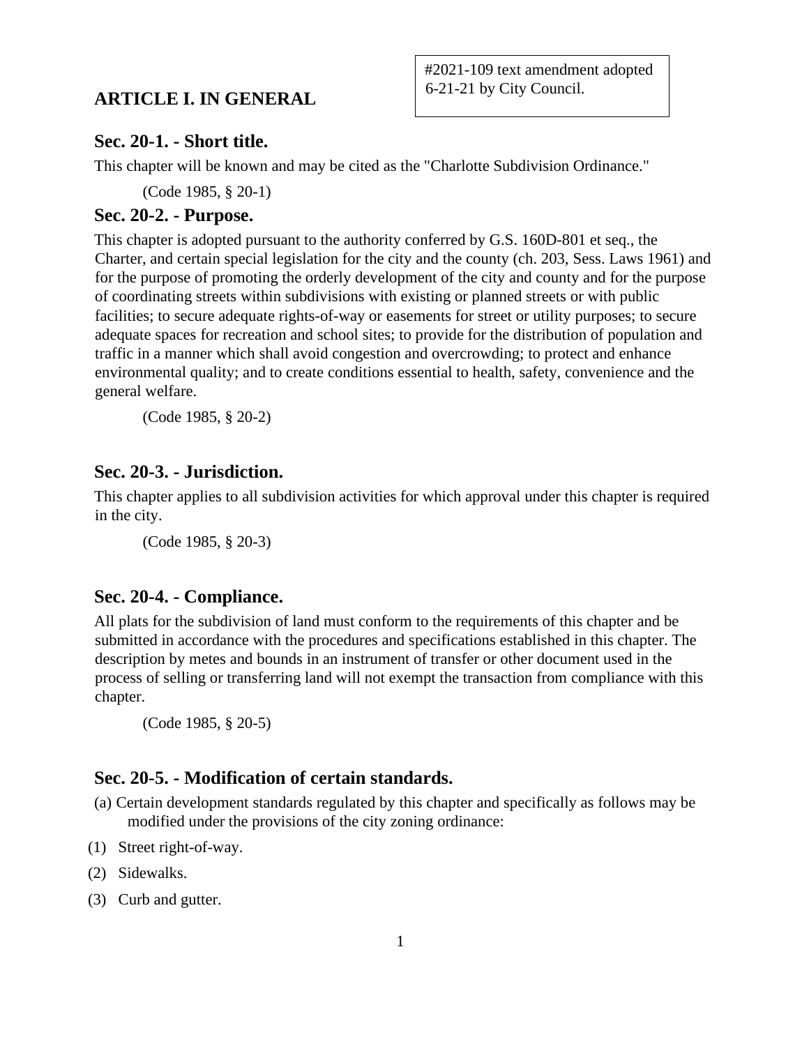#2021-109 text amendment adopted 6-21-21 by City Council.

## ARTICLE I. IN GENERAL

### Sec. 20-1. - Short title.

This chapter will be known and may be cited as the "Charlotte Subdivision Ordinance."

(Code 1985, § 20-1)

### Sec. 20-2. - Purpose.

This chapter is adopted pursuant to the authority conferred by G.S. 160D-801 et seq., the Charter, and certain special legislation for the city and the county (ch. 203, Sess. Laws 1961) and for the purpose of promoting the orderly development of the city and county and for the purpose of coordinating streets within subdivisions with existing or planned streets or with public facilities; to secure adequate rights-of-way or easements for street or utility purposes; to secure adequate spaces for recreation and school sites; to provide for the distribution of population and traffic in a manner which shall avoid congestion and overcrowding; to protect and enhance environmental quality; and to create conditions essential to health, safety, convenience and the general welfare.

(Code 1985, § 20-2)

### Sec. 20-3. - Jurisdiction.

This chapter applies to all subdivision activities for which approval under this chapter is required in the city.

(Code 1985, § 20-3)

### Sec. 20-4. - Compliance.

All plats for the subdivision of land must conform to the requirements of this chapter and be submitted in accordance with the procedures and specifications established in this chapter. The description by metes and bounds in an instrument of transfer or other document used in the process of selling or transferring land will not exempt the transaction from compliance with this chapter.

(Code 1985, § 20-5)

### Sec. 20-5. - Modification of certain standards.

(a) Certain development standards regulated by this chapter and specifically as follows may be modified under the provisions of the city zoning ordinance:

(1) Street right-of-way.

(2) Sidewalks.

(3) Curb and gutter.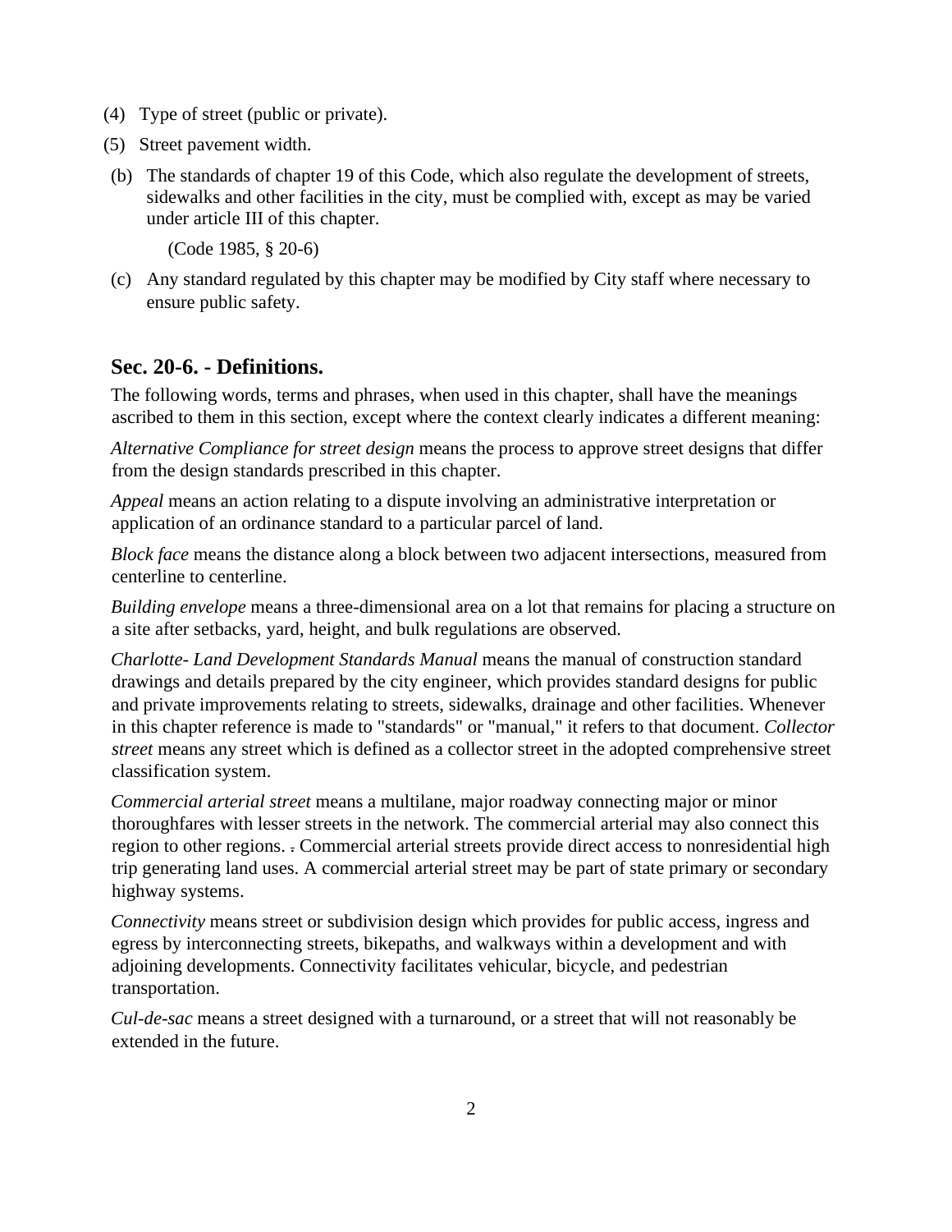(4) Type of street (public or private).

(5) Street pavement width.

(b) The standards of chapter 19 of this Code, which also regulate the development of streets, sidewalks and other facilities in the city, must be complied with, except as may be varied under article III of this chapter.

(Code 1985, § 20-6)

(c) Any standard regulated by this chapter may be modified by City staff where necessary to ensure public safety.

## Sec. 20-6. - Definitions.

The following words, terms and phrases, when used in this chapter, shall have the meanings ascribed to them in this section, except where the context clearly indicates a different meaning:

*Alternative Compliance for street design* means the process to approve street designs that differ from the design standards prescribed in this chapter.

*Appeal* means an action relating to a dispute involving an administrative interpretation or application of an ordinance standard to a particular parcel of land.

*Block face* means the distance along a block between two adjacent intersections, measured from centerline to centerline.

*Building envelope* means a three-dimensional area on a lot that remains for placing a structure on a site after setbacks, yard, height, and bulk regulations are observed.

*Charlotte- Land Development Standards Manual* means the manual of construction standard drawings and details prepared by the city engineer, which provides standard designs for public and private improvements relating to streets, sidewalks, drainage and other facilities. Whenever in this chapter reference is made to "standards" or "manual," it refers to that document. *Collector street* means any street which is defined as a collector street in the adopted comprehensive street classification system.

*Commercial arterial street* means a multilane, major roadway connecting major or minor thoroughfares with lesser streets in the network. The commercial arterial may also connect this region to other regions. . Commercial arterial streets provide direct access to nonresidential high trip generating land uses. A commercial arterial street may be part of state primary or secondary highway systems.

*Connectivity* means street or subdivision design which provides for public access, ingress and egress by interconnecting streets, bikepaths, and walkways within a development and with adjoining developments. Connectivity facilitates vehicular, bicycle, and pedestrian transportation.

*Cul-de-sac* means a street designed with a turnaround, or a street that will not reasonably be extended in the future.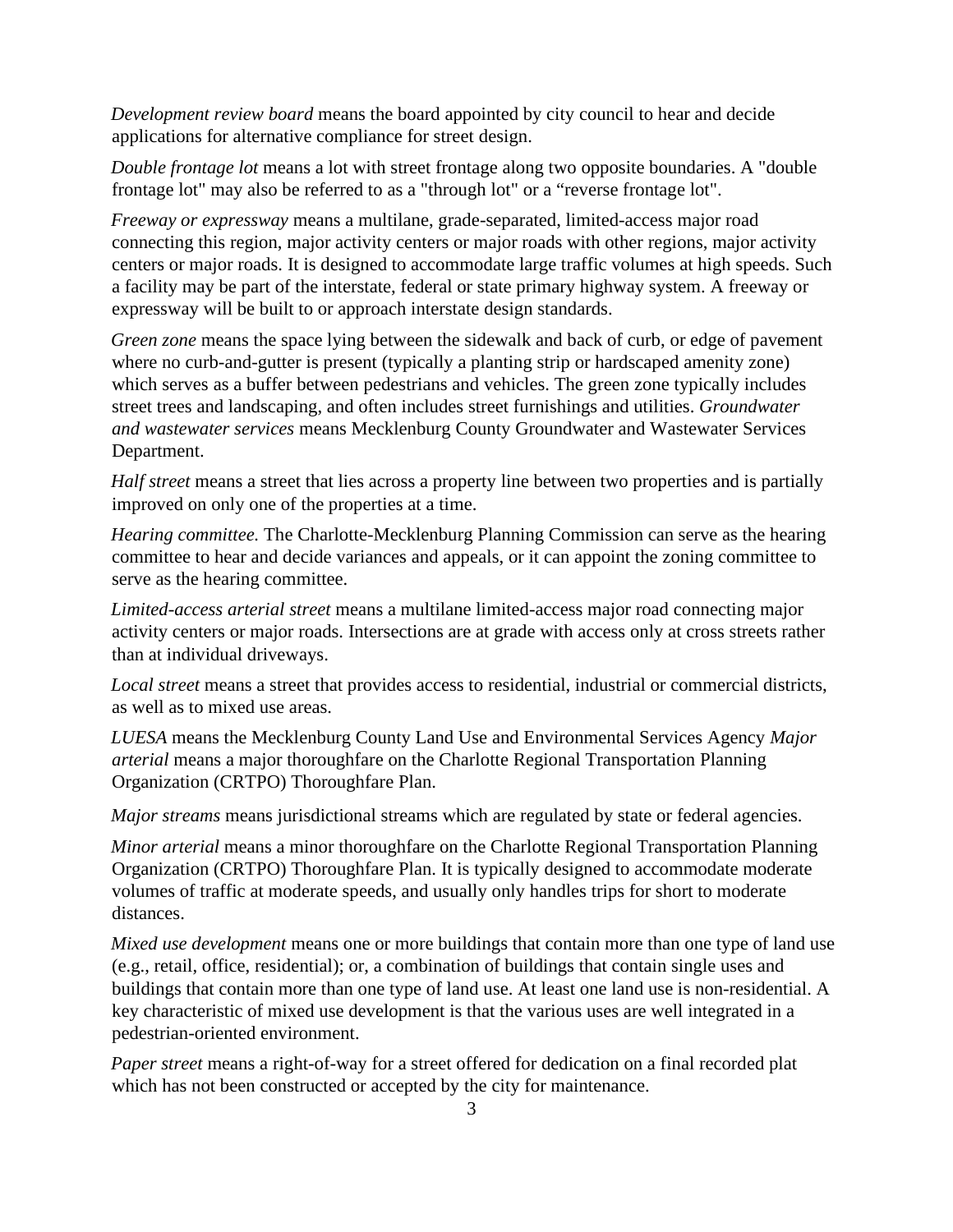*Development review board* means the board appointed by city council to hear and decide applications for alternative compliance for street design.

*Double frontage lot* means a lot with street frontage along two opposite boundaries. A "double frontage lot" may also be referred to as a "through lot" or a “reverse frontage lot".

*Freeway or expressway* means a multilane, grade-separated, limited-access major road connecting this region, major activity centers or major roads with other regions, major activity centers or major roads. It is designed to accommodate large traffic volumes at high speeds. Such a facility may be part of the interstate, federal or state primary highway system. A freeway or expressway will be built to or approach interstate design standards.

*Green zone* means the space lying between the sidewalk and back of curb, or edge of pavement where no curb-and-gutter is present (typically a planting strip or hardscaped amenity zone) which serves as a buffer between pedestrians and vehicles. The green zone typically includes street trees and landscaping, and often includes street furnishings and utilities. *Groundwater and wastewater services* means Mecklenburg County Groundwater and Wastewater Services Department.

*Half street* means a street that lies across a property line between two properties and is partially improved on only one of the properties at a time.

*Hearing committee.* The Charlotte-Mecklenburg Planning Commission can serve as the hearing committee to hear and decide variances and appeals, or it can appoint the zoning committee to serve as the hearing committee.

*Limited-access arterial street* means a multilane limited-access major road connecting major activity centers or major roads. Intersections are at grade with access only at cross streets rather than at individual driveways.

*Local street* means a street that provides access to residential, industrial or commercial districts, as well as to mixed use areas.

*LUESA* means the Mecklenburg County Land Use and Environmental Services Agency *Major arterial* means a major thoroughfare on the Charlotte Regional Transportation Planning Organization (CRTPO) Thoroughfare Plan.

*Major streams* means jurisdictional streams which are regulated by state or federal agencies.

*Minor arterial* means a minor thoroughfare on the Charlotte Regional Transportation Planning Organization (CRTPO) Thoroughfare Plan. It is typically designed to accommodate moderate volumes of traffic at moderate speeds, and usually only handles trips for short to moderate distances.

*Mixed use development* means one or more buildings that contain more than one type of land use (e.g., retail, office, residential); or, a combination of buildings that contain single uses and buildings that contain more than one type of land use. At least one land use is non-residential. A key characteristic of mixed use development is that the various uses are well integrated in a pedestrian-oriented environment.

*Paper street* means a right-of-way for a street offered for dedication on a final recorded plat which has not been constructed or accepted by the city for maintenance.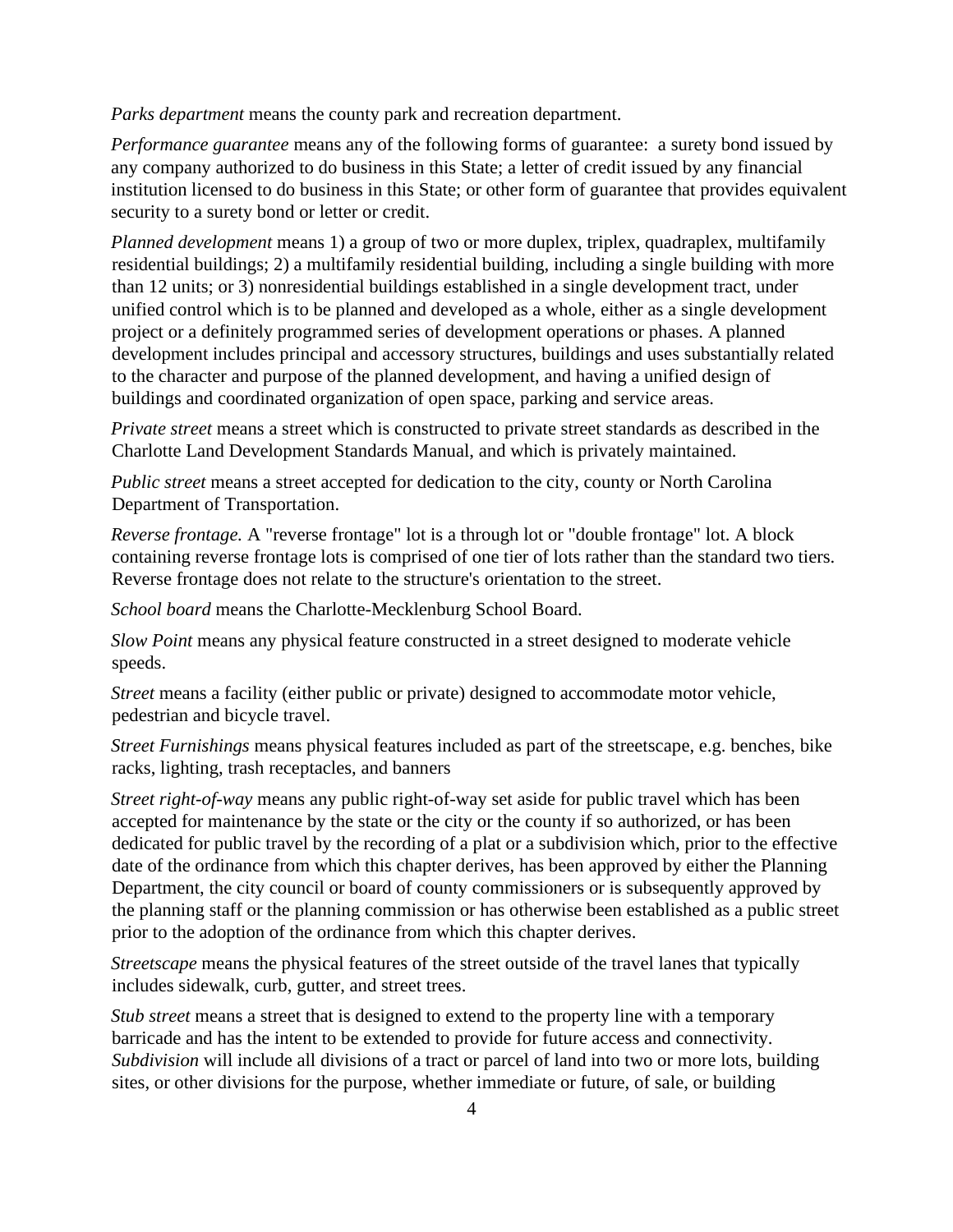*Parks department* means the county park and recreation department.

*Performance guarantee* means any of the following forms of guarantee: a surety bond issued by any company authorized to do business in this State; a letter of credit issued by any financial institution licensed to do business in this State; or other form of guarantee that provides equivalent security to a surety bond or letter or credit.

*Planned development* means 1) a group of two or more duplex, triplex, quadraplex, multifamily residential buildings; 2) a multifamily residential building, including a single building with more than 12 units; or 3) nonresidential buildings established in a single development tract, under unified control which is to be planned and developed as a whole, either as a single development project or a definitely programmed series of development operations or phases. A planned development includes principal and accessory structures, buildings and uses substantially related to the character and purpose of the planned development, and having a unified design of buildings and coordinated organization of open space, parking and service areas.

*Private street* means a street which is constructed to private street standards as described in the Charlotte Land Development Standards Manual, and which is privately maintained.

*Public street* means a street accepted for dedication to the city, county or North Carolina Department of Transportation.

*Reverse frontage.* A "reverse frontage" lot is a through lot or "double frontage" lot. A block containing reverse frontage lots is comprised of one tier of lots rather than the standard two tiers. Reverse frontage does not relate to the structure's orientation to the street.

*School board* means the Charlotte-Mecklenburg School Board.

*Slow Point* means any physical feature constructed in a street designed to moderate vehicle speeds.

*Street* means a facility (either public or private) designed to accommodate motor vehicle, pedestrian and bicycle travel.

*Street Furnishings* means physical features included as part of the streetscape, e.g. benches, bike racks, lighting, trash receptacles, and banners

*Street right-of-way* means any public right-of-way set aside for public travel which has been accepted for maintenance by the state or the city or the county if so authorized, or has been dedicated for public travel by the recording of a plat or a subdivision which, prior to the effective date of the ordinance from which this chapter derives, has been approved by either the Planning Department, the city council or board of county commissioners or is subsequently approved by the planning staff or the planning commission or has otherwise been established as a public street prior to the adoption of the ordinance from which this chapter derives.

*Streetscape* means the physical features of the street outside of the travel lanes that typically includes sidewalk, curb, gutter, and street trees.

*Stub street* means a street that is designed to extend to the property line with a temporary barricade and has the intent to be extended to provide for future access and connectivity.

*Subdivision* will include all divisions of a tract or parcel of land into two or more lots, building sites, or other divisions for the purpose, whether immediate or future, of sale, or building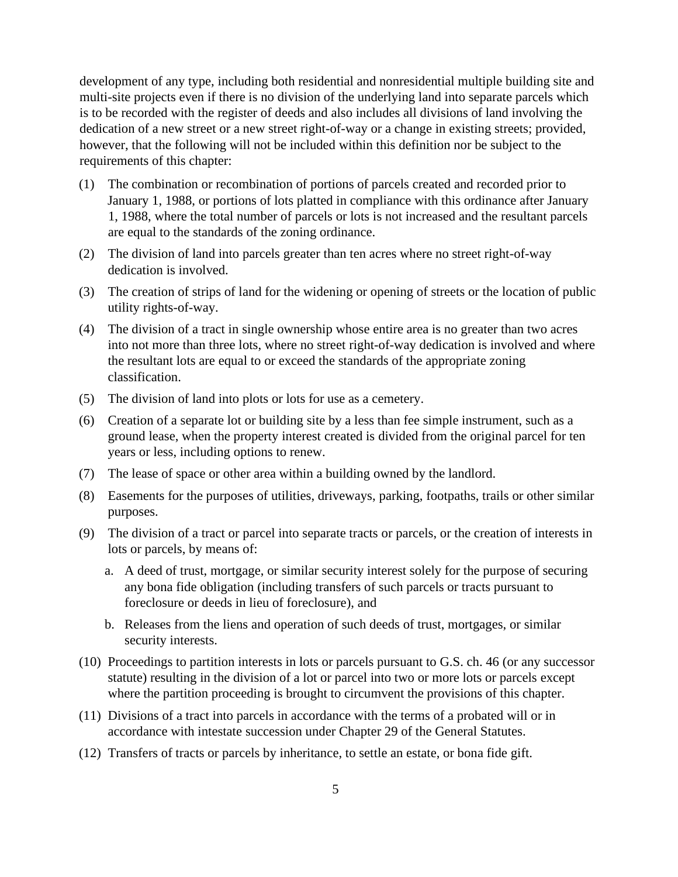development of any type, including both residential and nonresidential multiple building site and multi-site projects even if there is no division of the underlying land into separate parcels which is to be recorded with the register of deeds and also includes all divisions of land involving the dedication of a new street or a new street right-of-way or a change in existing streets; provided, however, that the following will not be included within this definition nor be subject to the requirements of this chapter:

(1) The combination or recombination of portions of parcels created and recorded prior to January 1, 1988, or portions of lots platted in compliance with this ordinance after January 1, 1988, where the total number of parcels or lots is not increased and the resultant parcels are equal to the standards of the zoning ordinance.

(2) The division of land into parcels greater than ten acres where no street right-of-way dedication is involved.

(3) The creation of strips of land for the widening or opening of streets or the location of public utility rights-of-way.

(4) The division of a tract in single ownership whose entire area is no greater than two acres into not more than three lots, where no street right-of-way dedication is involved and where the resultant lots are equal to or exceed the standards of the appropriate zoning classification.

(5) The division of land into plots or lots for use as a cemetery.

(6) Creation of a separate lot or building site by a less than fee simple instrument, such as a ground lease, when the property interest created is divided from the original parcel for ten years or less, including options to renew.

(7) The lease of space or other area within a building owned by the landlord.

(8) Easements for the purposes of utilities, driveways, parking, footpaths, trails or other similar purposes.

(9) The division of a tract or parcel into separate tracts or parcels, or the creation of interests in lots or parcels, by means of:

   a. A deed of trust, mortgage, or similar security interest solely for the purpose of securing any bona fide obligation (including transfers of such parcels or tracts pursuant to foreclosure or deeds in lieu of foreclosure), and

   b. Releases from the liens and operation of such deeds of trust, mortgages, or similar security interests.

(10) Proceedings to partition interests in lots or parcels pursuant to G.S. ch. 46 (or any successor statute) resulting in the division of a lot or parcel into two or more lots or parcels except where the partition proceeding is brought to circumvent the provisions of this chapter.

(11) Divisions of a tract into parcels in accordance with the terms of a probated will or in accordance with intestate succession under Chapter 29 of the General Statutes.

(12) Transfers of tracts or parcels by inheritance, to settle an estate, or bona fide gift.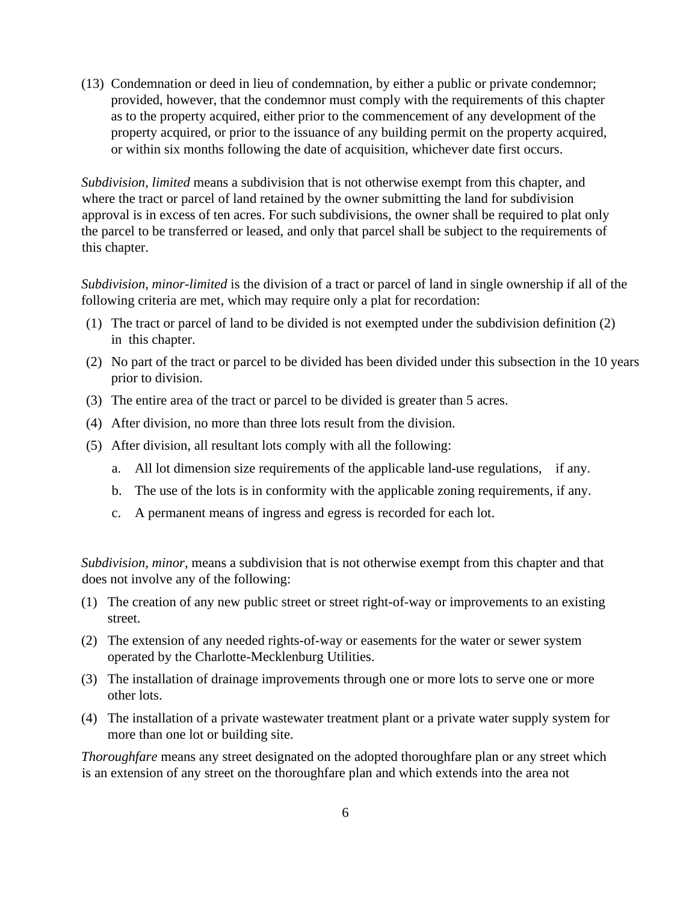(13) Condemnation or deed in lieu of condemnation, by either a public or private condemnor; provided, however, that the condemnor must comply with the requirements of this chapter as to the property acquired, either prior to the commencement of any development of the property acquired, or prior to the issuance of any building permit on the property acquired, or within six months following the date of acquisition, whichever date first occurs.

*Subdivision, limited* means a subdivision that is not otherwise exempt from this chapter, and where the tract or parcel of land retained by the owner submitting the land for subdivision approval is in excess of ten acres. For such subdivisions, the owner shall be required to plat only the parcel to be transferred or leased, and only that parcel shall be subject to the requirements of this chapter.

*Subdivision, minor-limited* is the division of a tract or parcel of land in single ownership if all of the following criteria are met, which may require only a plat for recordation:

(1) The tract or parcel of land to be divided is not exempted under the subdivision definition (2) in this chapter.

(2) No part of the tract or parcel to be divided has been divided under this subsection in the 10 years prior to division.

(3) The entire area of the tract or parcel to be divided is greater than 5 acres.

(4) After division, no more than three lots result from the division.

(5) After division, all resultant lots comply with all the following:

   a. All lot dimension size requirements of the applicable land-use regulations, if any.

   b. The use of the lots is in conformity with the applicable zoning requirements, if any.

   c. A permanent means of ingress and egress is recorded for each lot.

*Subdivision, minor*, means a subdivision that is not otherwise exempt from this chapter and that does not involve any of the following:

(1) The creation of any new public street or street right-of-way or improvements to an existing street.

(2) The extension of any needed rights-of-way or easements for the water or sewer system operated by the Charlotte-Mecklenburg Utilities.

(3) The installation of drainage improvements through one or more lots to serve one or more other lots.

(4) The installation of a private wastewater treatment plant or a private water supply system for more than one lot or building site.

*Thoroughfare* means any street designated on the adopted thoroughfare plan or any street which is an extension of any street on the thoroughfare plan and which extends into the area not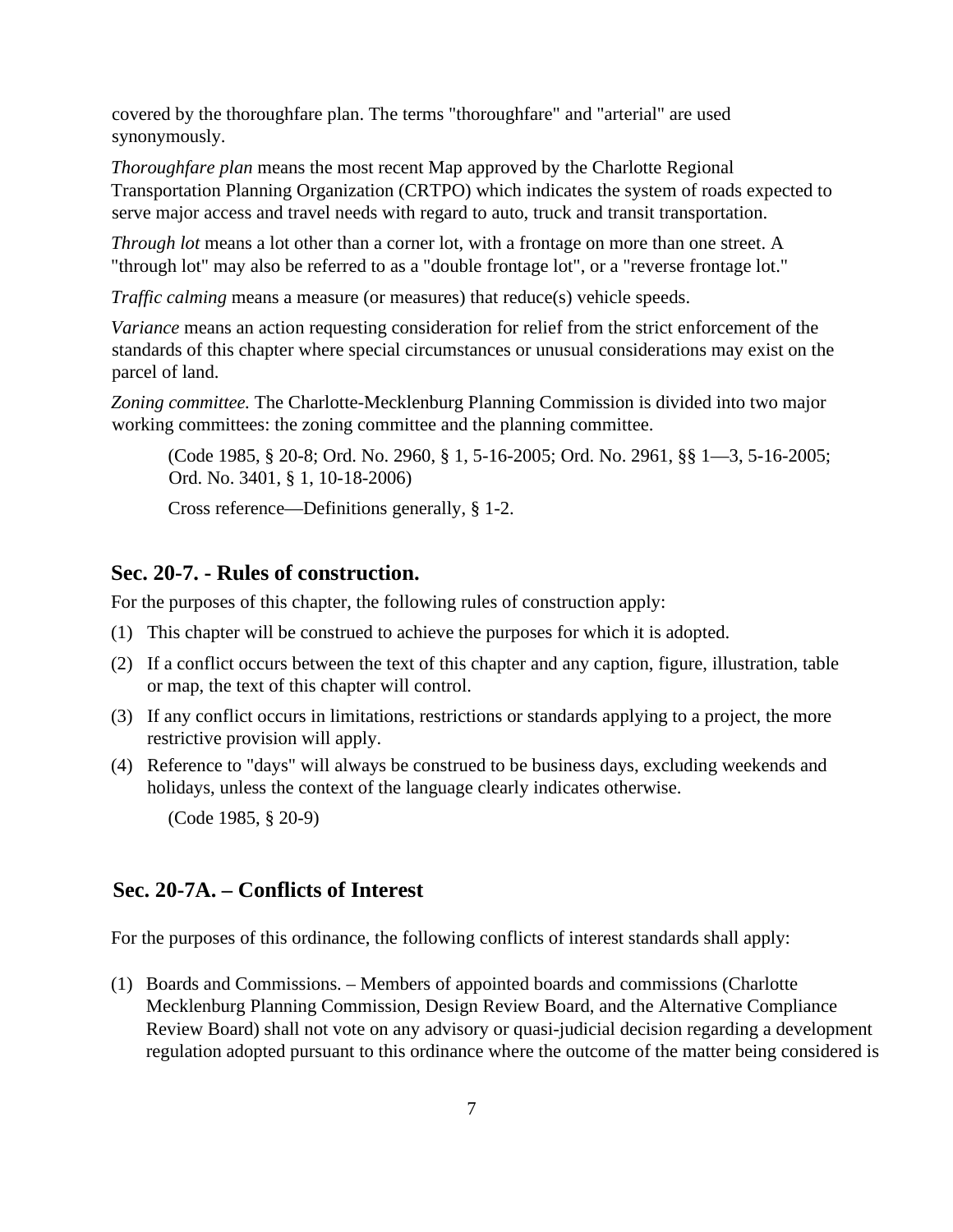covered by the thoroughfare plan. The terms "thoroughfare" and "arterial" are used synonymously.

*Thoroughfare plan* means the most recent Map approved by the Charlotte Regional Transportation Planning Organization (CRTPO) which indicates the system of roads expected to serve major access and travel needs with regard to auto, truck and transit transportation.

*Through lot* means a lot other than a corner lot, with a frontage on more than one street. A "through lot" may also be referred to as a "double frontage lot", or a "reverse frontage lot."

*Traffic calming* means a measure (or measures) that reduce(s) vehicle speeds.

*Variance* means an action requesting consideration for relief from the strict enforcement of the standards of this chapter where special circumstances or unusual considerations may exist on the parcel of land.

*Zoning committee.* The Charlotte-Mecklenburg Planning Commission is divided into two major working committees: the zoning committee and the planning committee.

> (Code 1985, § 20-8; Ord. No. 2960, § 1, 5-16-2005; Ord. No. 2961, §§ 1—3, 5-16-2005; Ord. No. 3401, § 1, 10-18-2006)
>
> Cross reference—Definitions generally, § 1-2.

## Sec. 20-7. - Rules of construction.

For the purposes of this chapter, the following rules of construction apply:

(1) This chapter will be construed to achieve the purposes for which it is adopted.

(2) If a conflict occurs between the text of this chapter and any caption, figure, illustration, table or map, the text of this chapter will control.

(3) If any conflict occurs in limitations, restrictions or standards applying to a project, the more restrictive provision will apply.

(4) Reference to "days" will always be construed to be business days, excluding weekends and holidays, unless the context of the language clearly indicates otherwise.

> (Code 1985, § 20-9)

## Sec. 20-7A. – Conflicts of Interest

For the purposes of this ordinance, the following conflicts of interest standards shall apply:

(1) Boards and Commissions. – Members of appointed boards and commissions (Charlotte Mecklenburg Planning Commission, Design Review Board, and the Alternative Compliance Review Board) shall not vote on any advisory or quasi-judicial decision regarding a development regulation adopted pursuant to this ordinance where the outcome of the matter being considered is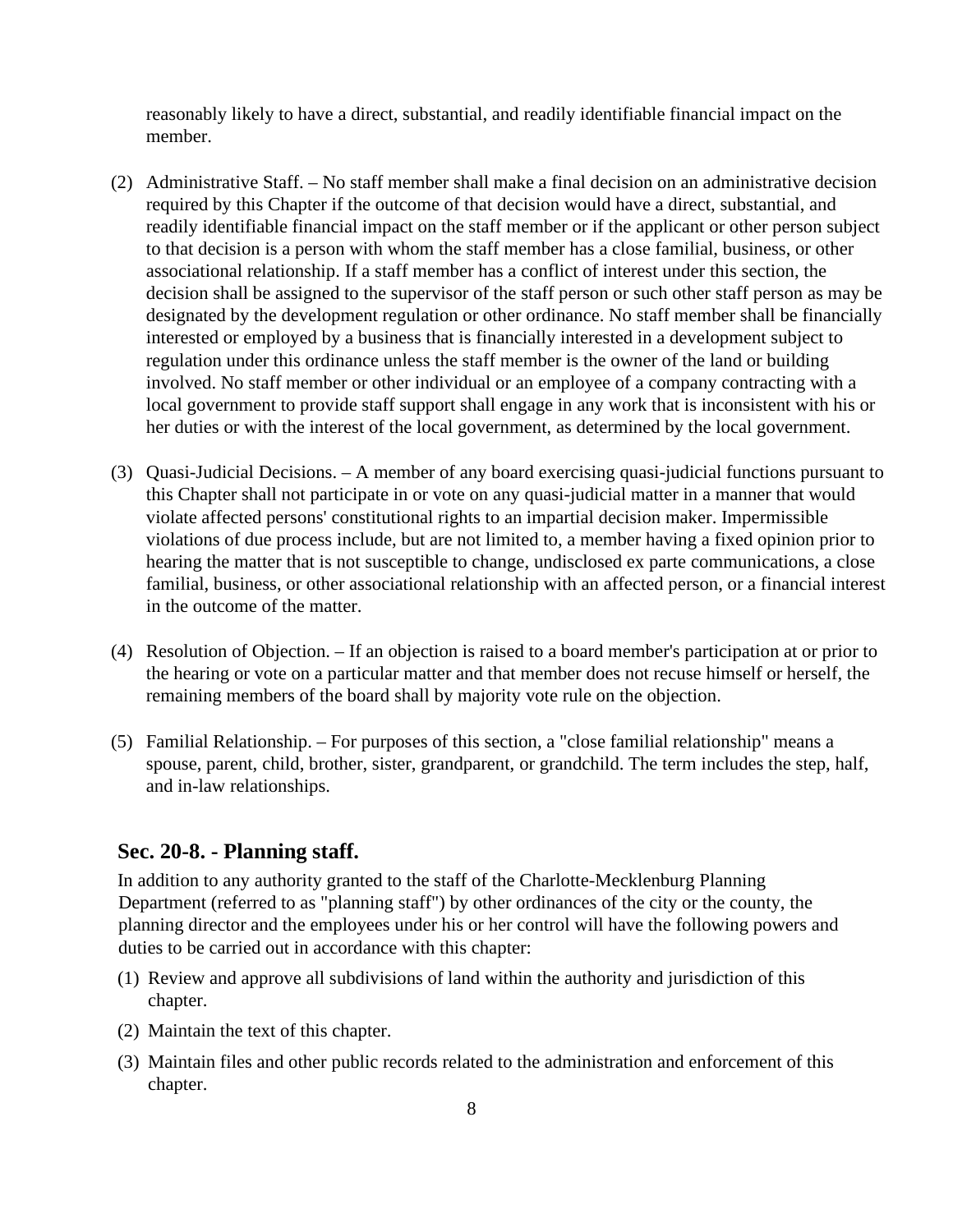reasonably likely to have a direct, substantial, and readily identifiable financial impact on the member.

(2) Administrative Staff. – No staff member shall make a final decision on an administrative decision required by this Chapter if the outcome of that decision would have a direct, substantial, and readily identifiable financial impact on the staff member or if the applicant or other person subject to that decision is a person with whom the staff member has a close familial, business, or other associational relationship. If a staff member has a conflict of interest under this section, the decision shall be assigned to the supervisor of the staff person or such other staff person as may be designated by the development regulation or other ordinance. No staff member shall be financially interested or employed by a business that is financially interested in a development subject to regulation under this ordinance unless the staff member is the owner of the land or building involved. No staff member or other individual or an employee of a company contracting with a local government to provide staff support shall engage in any work that is inconsistent with his or her duties or with the interest of the local government, as determined by the local government.

(3) Quasi-Judicial Decisions. – A member of any board exercising quasi-judicial functions pursuant to this Chapter shall not participate in or vote on any quasi-judicial matter in a manner that would violate affected persons' constitutional rights to an impartial decision maker. Impermissible violations of due process include, but are not limited to, a member having a fixed opinion prior to hearing the matter that is not susceptible to change, undisclosed ex parte communications, a close familial, business, or other associational relationship with an affected person, or a financial interest in the outcome of the matter.

(4) Resolution of Objection. – If an objection is raised to a board member's participation at or prior to the hearing or vote on a particular matter and that member does not recuse himself or herself, the remaining members of the board shall by majority vote rule on the objection.

(5) Familial Relationship. – For purposes of this section, a "close familial relationship" means a spouse, parent, child, brother, sister, grandparent, or grandchild. The term includes the step, half, and in-law relationships.

## Sec. 20-8. - Planning staff.

In addition to any authority granted to the staff of the Charlotte-Mecklenburg Planning Department (referred to as "planning staff") by other ordinances of the city or the county, the planning director and the employees under his or her control will have the following powers and duties to be carried out in accordance with this chapter:

(1) Review and approve all subdivisions of land within the authority and jurisdiction of this chapter.

(2) Maintain the text of this chapter.

(3) Maintain files and other public records related to the administration and enforcement of this chapter.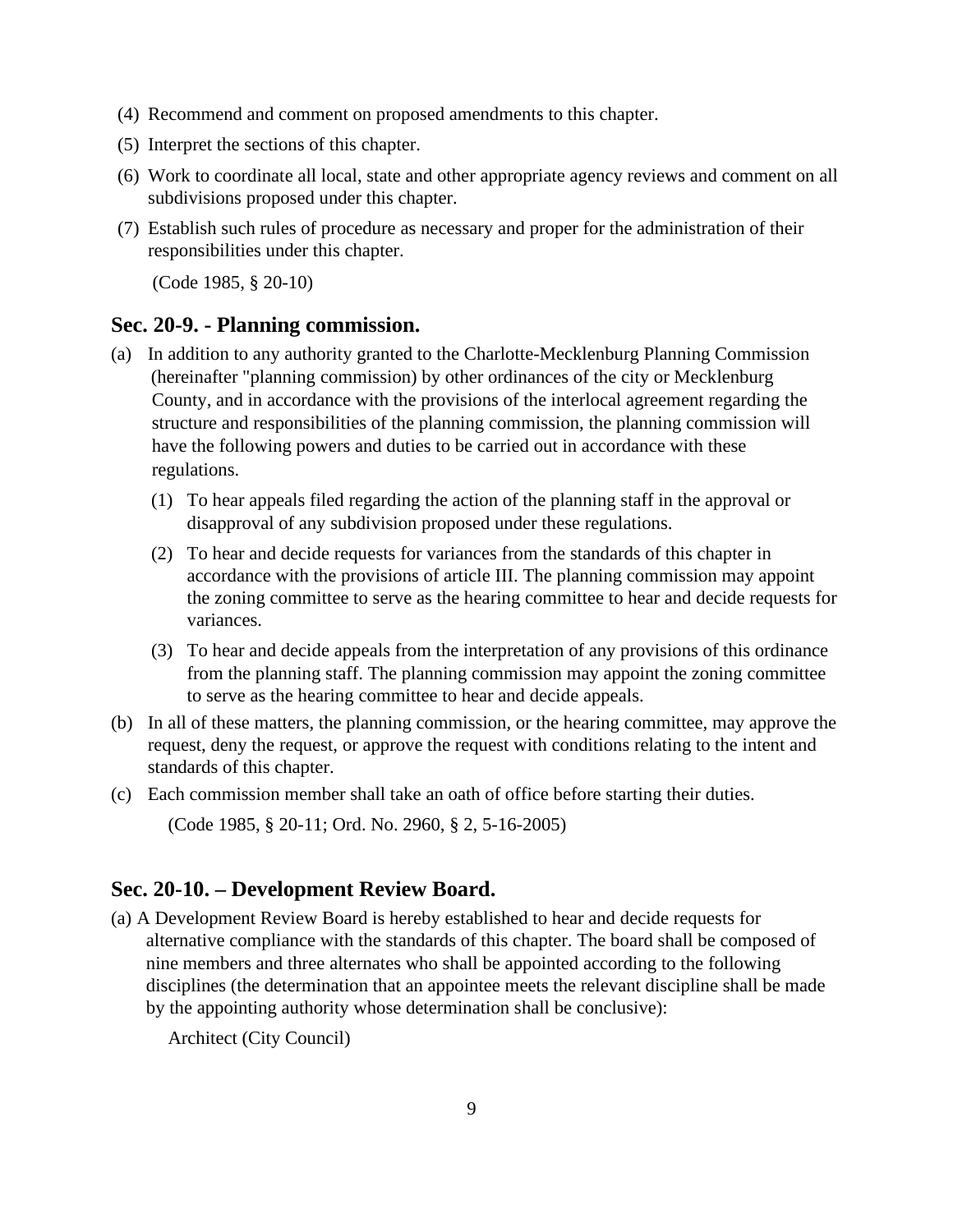(4) Recommend and comment on proposed amendments to this chapter.

(5) Interpret the sections of this chapter.

(6) Work to coordinate all local, state and other appropriate agency reviews and comment on all subdivisions proposed under this chapter.

(7) Establish such rules of procedure as necessary and proper for the administration of their responsibilities under this chapter.

(Code 1985, § 20-10)

## Sec. 20-9. - Planning commission.

(a) In addition to any authority granted to the Charlotte-Mecklenburg Planning Commission (hereinafter "planning commission) by other ordinances of the city or Mecklenburg County, and in accordance with the provisions of the interlocal agreement regarding the structure and responsibilities of the planning commission, the planning commission will have the following powers and duties to be carried out in accordance with these regulations.

   (1) To hear appeals filed regarding the action of the planning staff in the approval or disapproval of any subdivision proposed under these regulations.

   (2) To hear and decide requests for variances from the standards of this chapter in accordance with the provisions of article III. The planning commission may appoint the zoning committee to serve as the hearing committee to hear and decide requests for variances.

   (3) To hear and decide appeals from the interpretation of any provisions of this ordinance from the planning staff. The planning commission may appoint the zoning committee to serve as the hearing committee to hear and decide appeals.

(b) In all of these matters, the planning commission, or the hearing committee, may approve the request, deny the request, or approve the request with conditions relating to the intent and standards of this chapter.

(c) Each commission member shall take an oath of office before starting their duties.

(Code 1985, § 20-11; Ord. No. 2960, § 2, 5-16-2005)

## Sec. 20-10. – Development Review Board.

(a) A Development Review Board is hereby established to hear and decide requests for alternative compliance with the standards of this chapter. The board shall be composed of nine members and three alternates who shall be appointed according to the following disciplines (the determination that an appointee meets the relevant discipline shall be made by the appointing authority whose determination shall be conclusive):

Architect (City Council)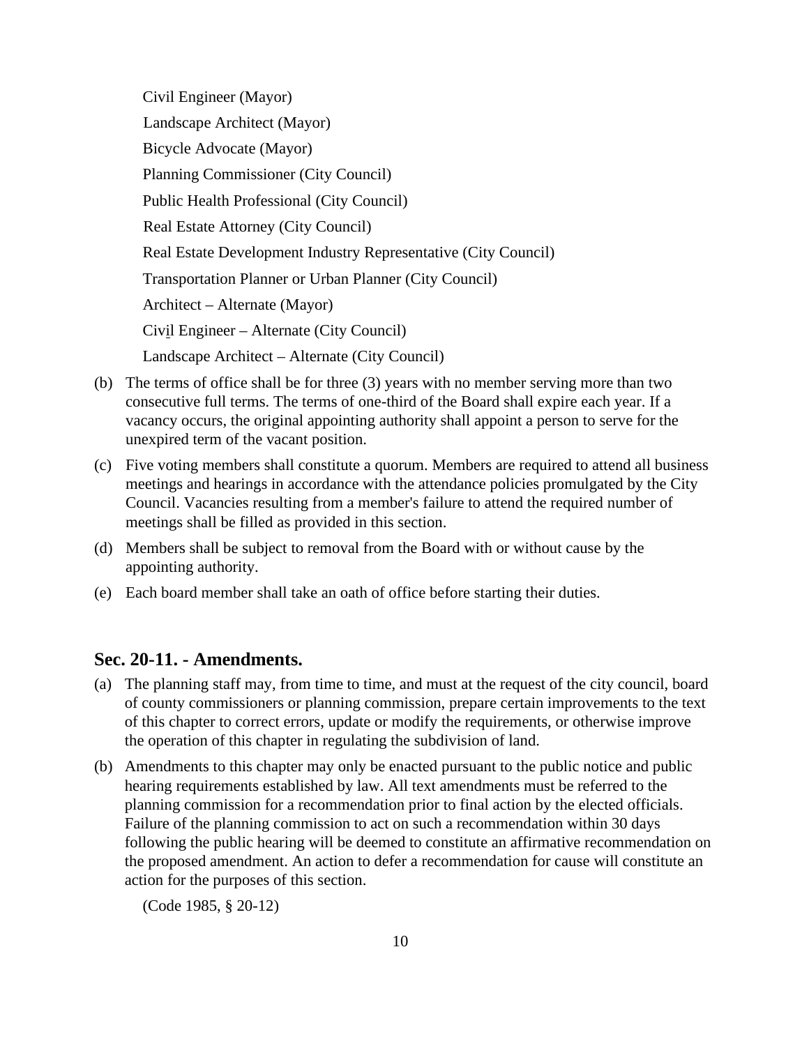Civil Engineer (Mayor)

Landscape Architect (Mayor)

Bicycle Advocate (Mayor)

Planning Commissioner (City Council)

Public Health Professional (City Council)

Real Estate Attorney (City Council)

Real Estate Development Industry Representative (City Council)

Transportation Planner or Urban Planner (City Council)

Architect – Alternate (Mayor)

Civil Engineer – Alternate (City Council)

Landscape Architect – Alternate (City Council)

(b) The terms of office shall be for three (3) years with no member serving more than two consecutive full terms. The terms of one-third of the Board shall expire each year. If a vacancy occurs, the original appointing authority shall appoint a person to serve for the unexpired term of the vacant position.

(c) Five voting members shall constitute a quorum. Members are required to attend all business meetings and hearings in accordance with the attendance policies promulgated by the City Council. Vacancies resulting from a member's failure to attend the required number of meetings shall be filled as provided in this section.

(d) Members shall be subject to removal from the Board with or without cause by the appointing authority.

(e) Each board member shall take an oath of office before starting their duties.

## Sec. 20-11. - Amendments.

(a) The planning staff may, from time to time, and must at the request of the city council, board of county commissioners or planning commission, prepare certain improvements to the text of this chapter to correct errors, update or modify the requirements, or otherwise improve the operation of this chapter in regulating the subdivision of land.

(b) Amendments to this chapter may only be enacted pursuant to the public notice and public hearing requirements established by law. All text amendments must be referred to the planning commission for a recommendation prior to final action by the elected officials. Failure of the planning commission to act on such a recommendation within 30 days following the public hearing will be deemed to constitute an affirmative recommendation on the proposed amendment. An action to defer a recommendation for cause will constitute an action for the purposes of this section.

(Code 1985, § 20-12)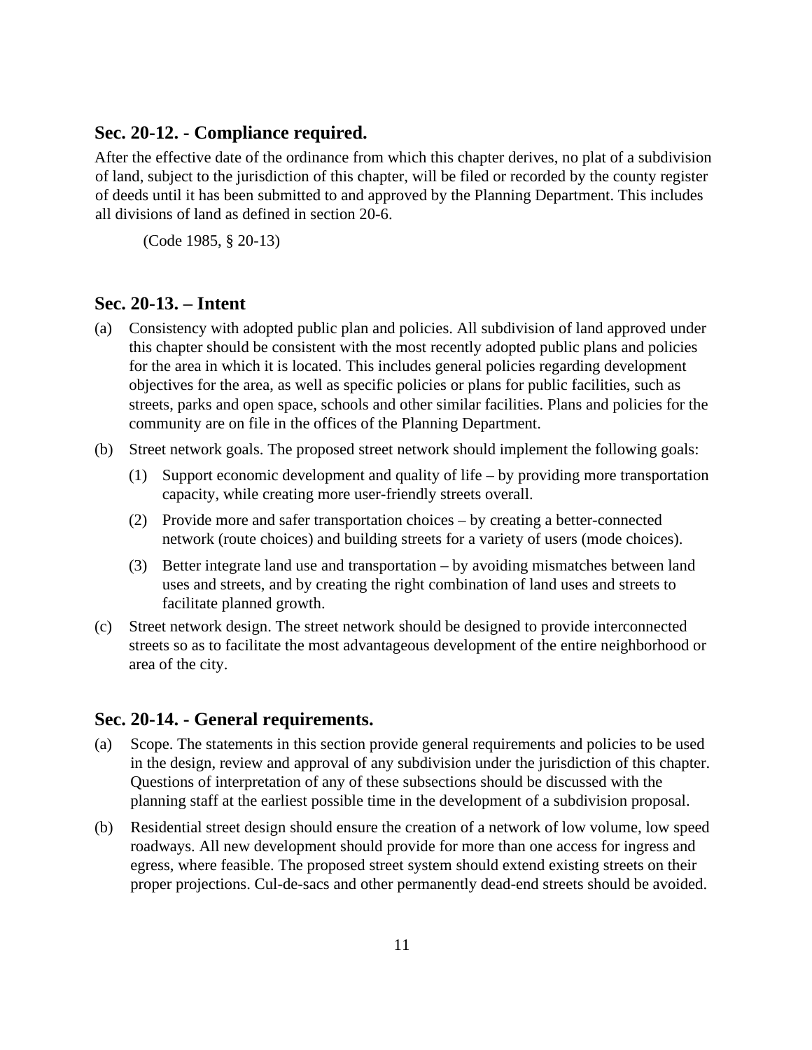## Sec. 20-12. - Compliance required.

After the effective date of the ordinance from which this chapter derives, no plat of a subdivision of land, subject to the jurisdiction of this chapter, will be filed or recorded by the county register of deeds until it has been submitted to and approved by the Planning Department. This includes all divisions of land as defined in section 20-6.

(Code 1985, § 20-13)

## Sec. 20-13. – Intent

(a) Consistency with adopted public plan and policies. All subdivision of land approved under this chapter should be consistent with the most recently adopted public plans and policies for the area in which it is located. This includes general policies regarding development objectives for the area, as well as specific policies or plans for public facilities, such as streets, parks and open space, schools and other similar facilities. Plans and policies for the community are on file in the offices of the Planning Department.

(b) Street network goals. The proposed street network should implement the following goals:

   (1) Support economic development and quality of life – by providing more transportation capacity, while creating more user-friendly streets overall.

   (2) Provide more and safer transportation choices – by creating a better-connected network (route choices) and building streets for a variety of users (mode choices).

   (3) Better integrate land use and transportation – by avoiding mismatches between land uses and streets, and by creating the right combination of land uses and streets to facilitate planned growth.

(c) Street network design. The street network should be designed to provide interconnected streets so as to facilitate the most advantageous development of the entire neighborhood or area of the city.

## Sec. 20-14. - General requirements.

(a) Scope. The statements in this section provide general requirements and policies to be used in the design, review and approval of any subdivision under the jurisdiction of this chapter. Questions of interpretation of any of these subsections should be discussed with the planning staff at the earliest possible time in the development of a subdivision proposal.

(b) Residential street design should ensure the creation of a network of low volume, low speed roadways. All new development should provide for more than one access for ingress and egress, where feasible. The proposed street system should extend existing streets on their proper projections. Cul-de-sacs and other permanently dead-end streets should be avoided.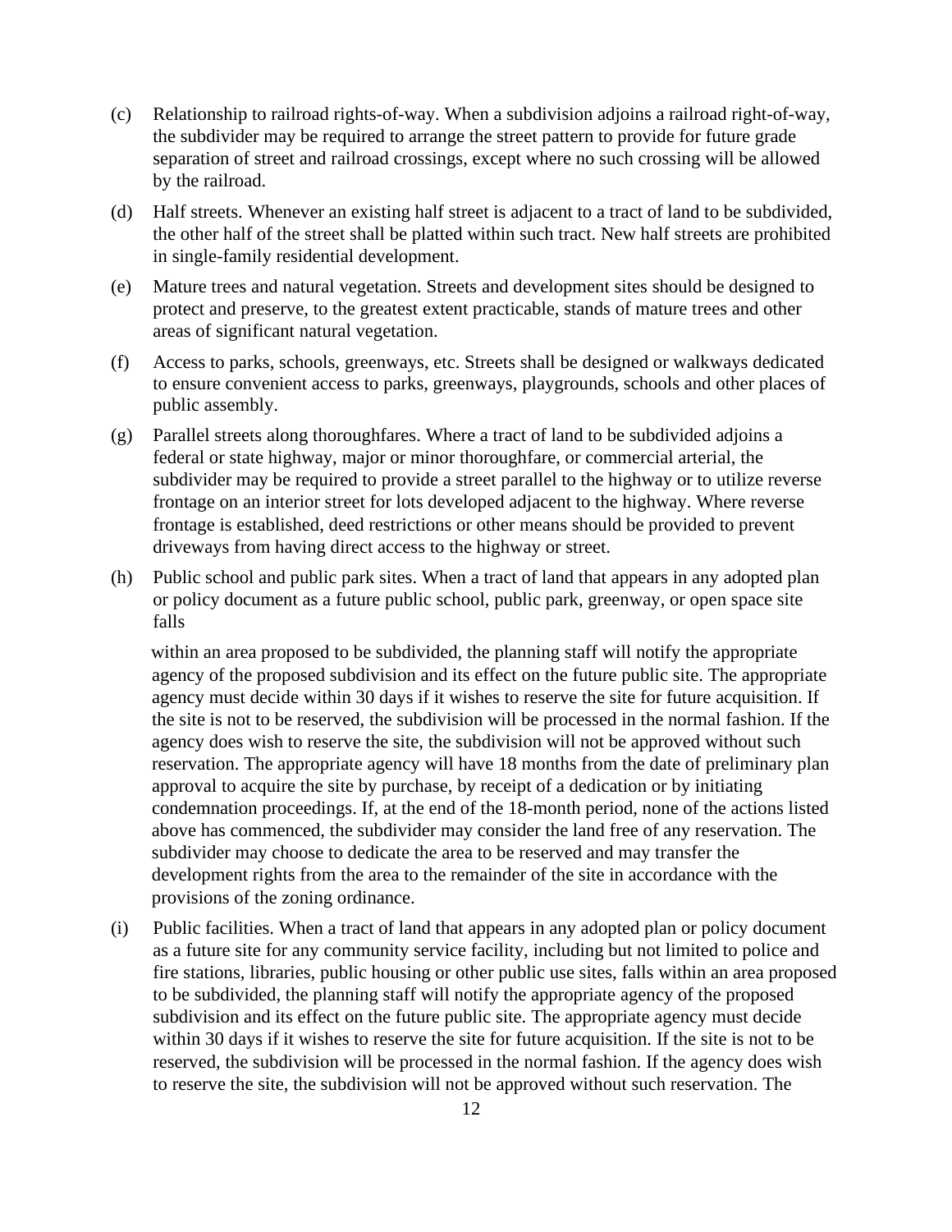(c) Relationship to railroad rights-of-way. When a subdivision adjoins a railroad right-of-way, the subdivider may be required to arrange the street pattern to provide for future grade separation of street and railroad crossings, except where no such crossing will be allowed by the railroad.

(d) Half streets. Whenever an existing half street is adjacent to a tract of land to be subdivided, the other half of the street shall be platted within such tract. New half streets are prohibited in single-family residential development.

(e) Mature trees and natural vegetation. Streets and development sites should be designed to protect and preserve, to the greatest extent practicable, stands of mature trees and other areas of significant natural vegetation.

(f) Access to parks, schools, greenways, etc. Streets shall be designed or walkways dedicated to ensure convenient access to parks, greenways, playgrounds, schools and other places of public assembly.

(g) Parallel streets along thoroughfares. Where a tract of land to be subdivided adjoins a federal or state highway, major or minor thoroughfare, or commercial arterial, the subdivider may be required to provide a street parallel to the highway or to utilize reverse frontage on an interior street for lots developed adjacent to the highway. Where reverse frontage is established, deed restrictions or other means should be provided to prevent driveways from having direct access to the highway or street.

(h) Public school and public park sites. When a tract of land that appears in any adopted plan or policy document as a future public school, public park, greenway, or open space site falls within an area proposed to be subdivided, the planning staff will notify the appropriate agency of the proposed subdivision and its effect on the future public site. The appropriate agency must decide within 30 days if it wishes to reserve the site for future acquisition. If the site is not to be reserved, the subdivision will be processed in the normal fashion. If the agency does wish to reserve the site, the subdivision will not be approved without such reservation. The appropriate agency will have 18 months from the date of preliminary plan approval to acquire the site by purchase, by receipt of a dedication or by initiating condemnation proceedings. If, at the end of the 18-month period, none of the actions listed above has commenced, the subdivider may consider the land free of any reservation. The subdivider may choose to dedicate the area to be reserved and may transfer the development rights from the area to the remainder of the site in accordance with the provisions of the zoning ordinance.

(i) Public facilities. When a tract of land that appears in any adopted plan or policy document as a future site for any community service facility, including but not limited to police and fire stations, libraries, public housing or other public use sites, falls within an area proposed to be subdivided, the planning staff will notify the appropriate agency of the proposed subdivision and its effect on the future public site. The appropriate agency must decide within 30 days if it wishes to reserve the site for future acquisition. If the site is not to be reserved, the subdivision will be processed in the normal fashion. If the agency does wish to reserve the site, the subdivision will not be approved without such reservation. The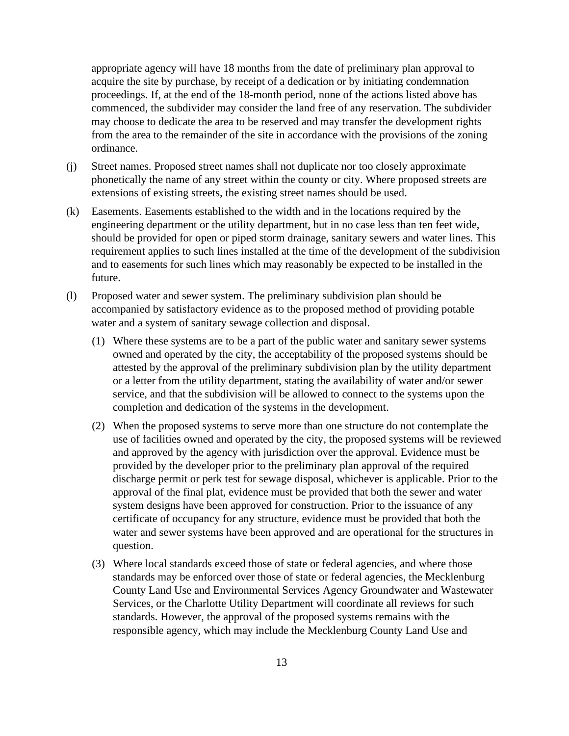appropriate agency will have 18 months from the date of preliminary plan approval to acquire the site by purchase, by receipt of a dedication or by initiating condemnation proceedings. If, at the end of the 18-month period, none of the actions listed above has commenced, the subdivider may consider the land free of any reservation. The subdivider may choose to dedicate the area to be reserved and may transfer the development rights from the area to the remainder of the site in accordance with the provisions of the zoning ordinance.

(j) Street names. Proposed street names shall not duplicate nor too closely approximate phonetically the name of any street within the county or city. Where proposed streets are extensions of existing streets, the existing street names should be used.

(k) Easements. Easements established to the width and in the locations required by the engineering department or the utility department, but in no case less than ten feet wide, should be provided for open or piped storm drainage, sanitary sewers and water lines. This requirement applies to such lines installed at the time of the development of the subdivision and to easements for such lines which may reasonably be expected to be installed in the future.

(l) Proposed water and sewer system. The preliminary subdivision plan should be accompanied by satisfactory evidence as to the proposed method of providing potable water and a system of sanitary sewage collection and disposal.

(1) Where these systems are to be a part of the public water and sanitary sewer systems owned and operated by the city, the acceptability of the proposed systems should be attested by the approval of the preliminary subdivision plan by the utility department or a letter from the utility department, stating the availability of water and/or sewer service, and that the subdivision will be allowed to connect to the systems upon the completion and dedication of the systems in the development.

(2) When the proposed systems to serve more than one structure do not contemplate the use of facilities owned and operated by the city, the proposed systems will be reviewed and approved by the agency with jurisdiction over the approval. Evidence must be provided by the developer prior to the preliminary plan approval of the required discharge permit or perk test for sewage disposal, whichever is applicable. Prior to the approval of the final plat, evidence must be provided that both the sewer and water system designs have been approved for construction. Prior to the issuance of any certificate of occupancy for any structure, evidence must be provided that both the water and sewer systems have been approved and are operational for the structures in question.

(3) Where local standards exceed those of state or federal agencies, and where those standards may be enforced over those of state or federal agencies, the Mecklenburg County Land Use and Environmental Services Agency Groundwater and Wastewater Services, or the Charlotte Utility Department will coordinate all reviews for such standards. However, the approval of the proposed systems remains with the responsible agency, which may include the Mecklenburg County Land Use and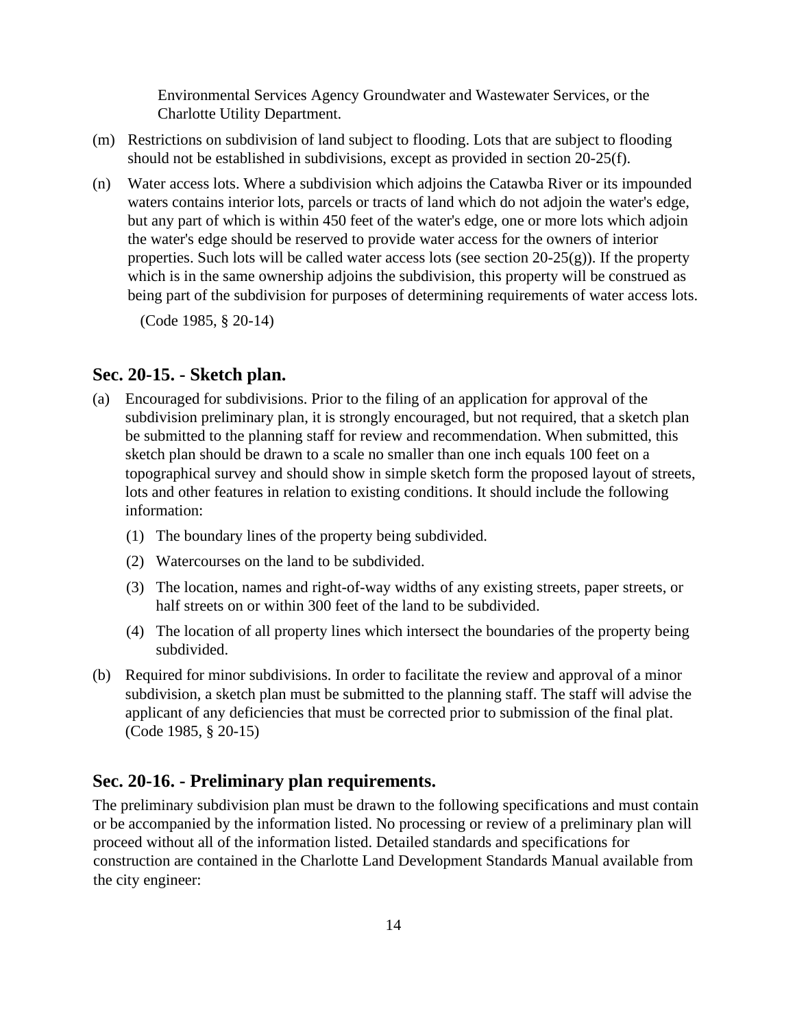Environmental Services Agency Groundwater and Wastewater Services, or the Charlotte Utility Department.

(m) Restrictions on subdivision of land subject to flooding. Lots that are subject to flooding should not be established in subdivisions, except as provided in section 20-25(f).

(n) Water access lots. Where a subdivision which adjoins the Catawba River or its impounded waters contains interior lots, parcels or tracts of land which do not adjoin the water's edge, but any part of which is within 450 feet of the water's edge, one or more lots which adjoin the water's edge should be reserved to provide water access for the owners of interior properties. Such lots will be called water access lots (see section 20-25(g)). If the property which is in the same ownership adjoins the subdivision, this property will be construed as being part of the subdivision for purposes of determining requirements of water access lots.

(Code 1985, § 20-14)

## Sec. 20-15. - Sketch plan.

(a) Encouraged for subdivisions. Prior to the filing of an application for approval of the subdivision preliminary plan, it is strongly encouraged, but not required, that a sketch plan be submitted to the planning staff for review and recommendation. When submitted, this sketch plan should be drawn to a scale no smaller than one inch equals 100 feet on a topographical survey and should show in simple sketch form the proposed layout of streets, lots and other features in relation to existing conditions. It should include the following information:

   (1) The boundary lines of the property being subdivided.

   (2) Watercourses on the land to be subdivided.

   (3) The location, names and right-of-way widths of any existing streets, paper streets, or half streets on or within 300 feet of the land to be subdivided.

   (4) The location of all property lines which intersect the boundaries of the property being subdivided.

(b) Required for minor subdivisions. In order to facilitate the review and approval of a minor subdivision, a sketch plan must be submitted to the planning staff. The staff will advise the applicant of any deficiencies that must be corrected prior to submission of the final plat. (Code 1985, § 20-15)

## Sec. 20-16. - Preliminary plan requirements.

The preliminary subdivision plan must be drawn to the following specifications and must contain or be accompanied by the information listed. No processing or review of a preliminary plan will proceed without all of the information listed. Detailed standards and specifications for construction are contained in the Charlotte Land Development Standards Manual available from the city engineer: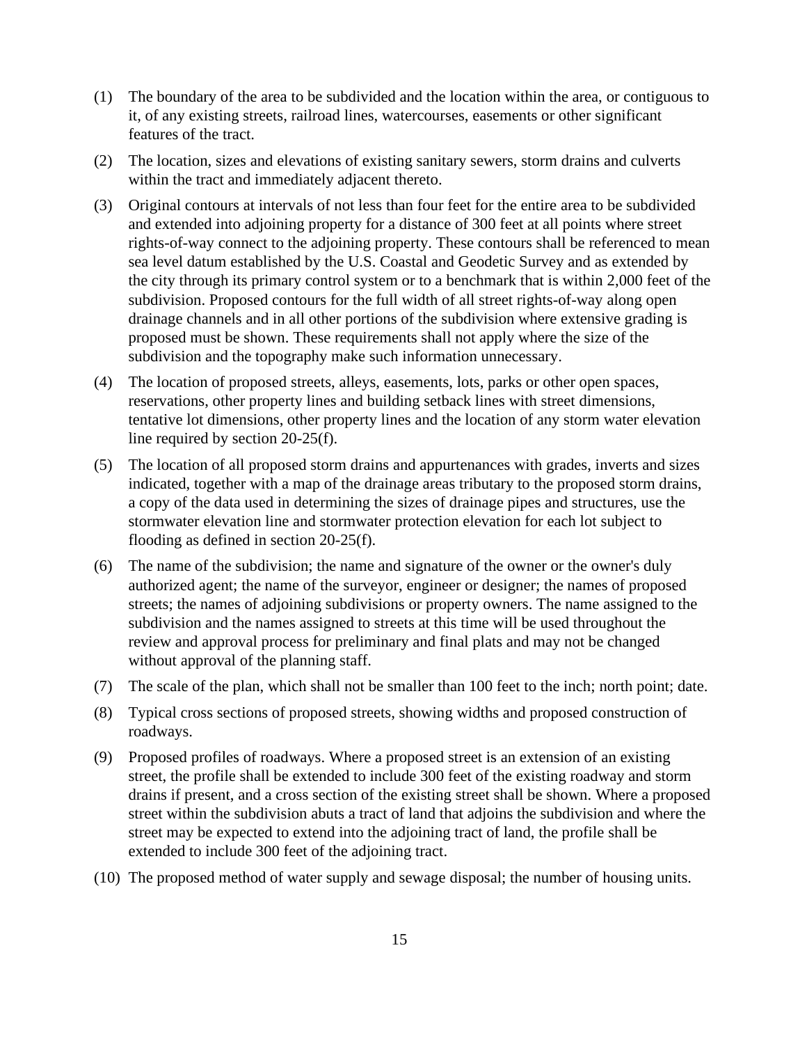(1) The boundary of the area to be subdivided and the location within the area, or contiguous to it, of any existing streets, railroad lines, watercourses, easements or other significant features of the tract.

(2) The location, sizes and elevations of existing sanitary sewers, storm drains and culverts within the tract and immediately adjacent thereto.

(3) Original contours at intervals of not less than four feet for the entire area to be subdivided and extended into adjoining property for a distance of 300 feet at all points where street rights-of-way connect to the adjoining property. These contours shall be referenced to mean sea level datum established by the U.S. Coastal and Geodetic Survey and as extended by the city through its primary control system or to a benchmark that is within 2,000 feet of the subdivision. Proposed contours for the full width of all street rights-of-way along open drainage channels and in all other portions of the subdivision where extensive grading is proposed must be shown. These requirements shall not apply where the size of the subdivision and the topography make such information unnecessary.

(4) The location of proposed streets, alleys, easements, lots, parks or other open spaces, reservations, other property lines and building setback lines with street dimensions, tentative lot dimensions, other property lines and the location of any storm water elevation line required by section 20-25(f).

(5) The location of all proposed storm drains and appurtenances with grades, inverts and sizes indicated, together with a map of the drainage areas tributary to the proposed storm drains, a copy of the data used in determining the sizes of drainage pipes and structures, use the stormwater elevation line and stormwater protection elevation for each lot subject to flooding as defined in section 20-25(f).

(6) The name of the subdivision; the name and signature of the owner or the owner's duly authorized agent; the name of the surveyor, engineer or designer; the names of proposed streets; the names of adjoining subdivisions or property owners. The name assigned to the subdivision and the names assigned to streets at this time will be used throughout the review and approval process for preliminary and final plats and may not be changed without approval of the planning staff.

(7) The scale of the plan, which shall not be smaller than 100 feet to the inch; north point; date.

(8) Typical cross sections of proposed streets, showing widths and proposed construction of roadways.

(9) Proposed profiles of roadways. Where a proposed street is an extension of an existing street, the profile shall be extended to include 300 feet of the existing roadway and storm drains if present, and a cross section of the existing street shall be shown. Where a proposed street within the subdivision abuts a tract of land that adjoins the subdivision and where the street may be expected to extend into the adjoining tract of land, the profile shall be extended to include 300 feet of the adjoining tract.

(10) The proposed method of water supply and sewage disposal; the number of housing units.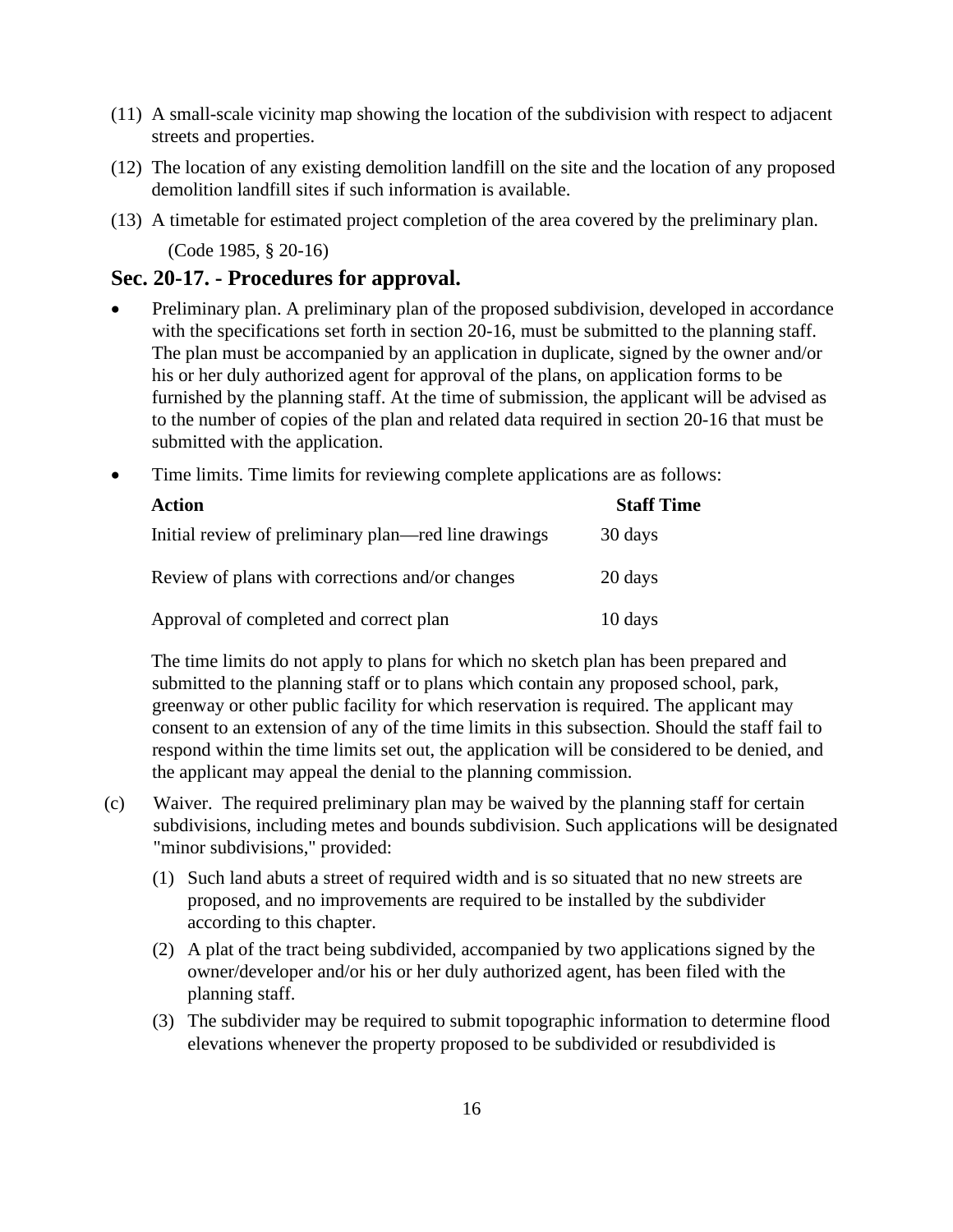(11) A small-scale vicinity map showing the location of the subdivision with respect to adjacent streets and properties.

(12) The location of any existing demolition landfill on the site and the location of any proposed demolition landfill sites if such information is available.

(13) A timetable for estimated project completion of the area covered by the preliminary plan.

(Code 1985, § 20-16)

## Sec. 20-17. - Procedures for approval.

- Preliminary plan. A preliminary plan of the proposed subdivision, developed in accordance with the specifications set forth in section 20-16, must be submitted to the planning staff. The plan must be accompanied by an application in duplicate, signed by the owner and/or his or her duly authorized agent for approval of the plans, on application forms to be furnished by the planning staff. At the time of submission, the applicant will be advised as to the number of copies of the plan and related data required in section 20-16 that must be submitted with the application.

- Time limits. Time limits for reviewing complete applications are as follows:

| Action | Staff Time |
|---|---|
| Initial review of preliminary plan—red line drawings | 30 days |
| Review of plans with corrections and/or changes | 20 days |
| Approval of completed and correct plan | 10 days |

The time limits do not apply to plans for which no sketch plan has been prepared and submitted to the planning staff or to plans which contain any proposed school, park, greenway or other public facility for which reservation is required. The applicant may consent to an extension of any of the time limits in this subsection. Should the staff fail to respond within the time limits set out, the application will be considered to be denied, and the applicant may appeal the denial to the planning commission.

(c) Waiver. The required preliminary plan may be waived by the planning staff for certain subdivisions, including metes and bounds subdivision. Such applications will be designated "minor subdivisions," provided:

(1) Such land abuts a street of required width and is so situated that no new streets are proposed, and no improvements are required to be installed by the subdivider according to this chapter.

(2) A plat of the tract being subdivided, accompanied by two applications signed by the owner/developer and/or his or her duly authorized agent, has been filed with the planning staff.

(3) The subdivider may be required to submit topographic information to determine flood elevations whenever the property proposed to be subdivided or resubdivided is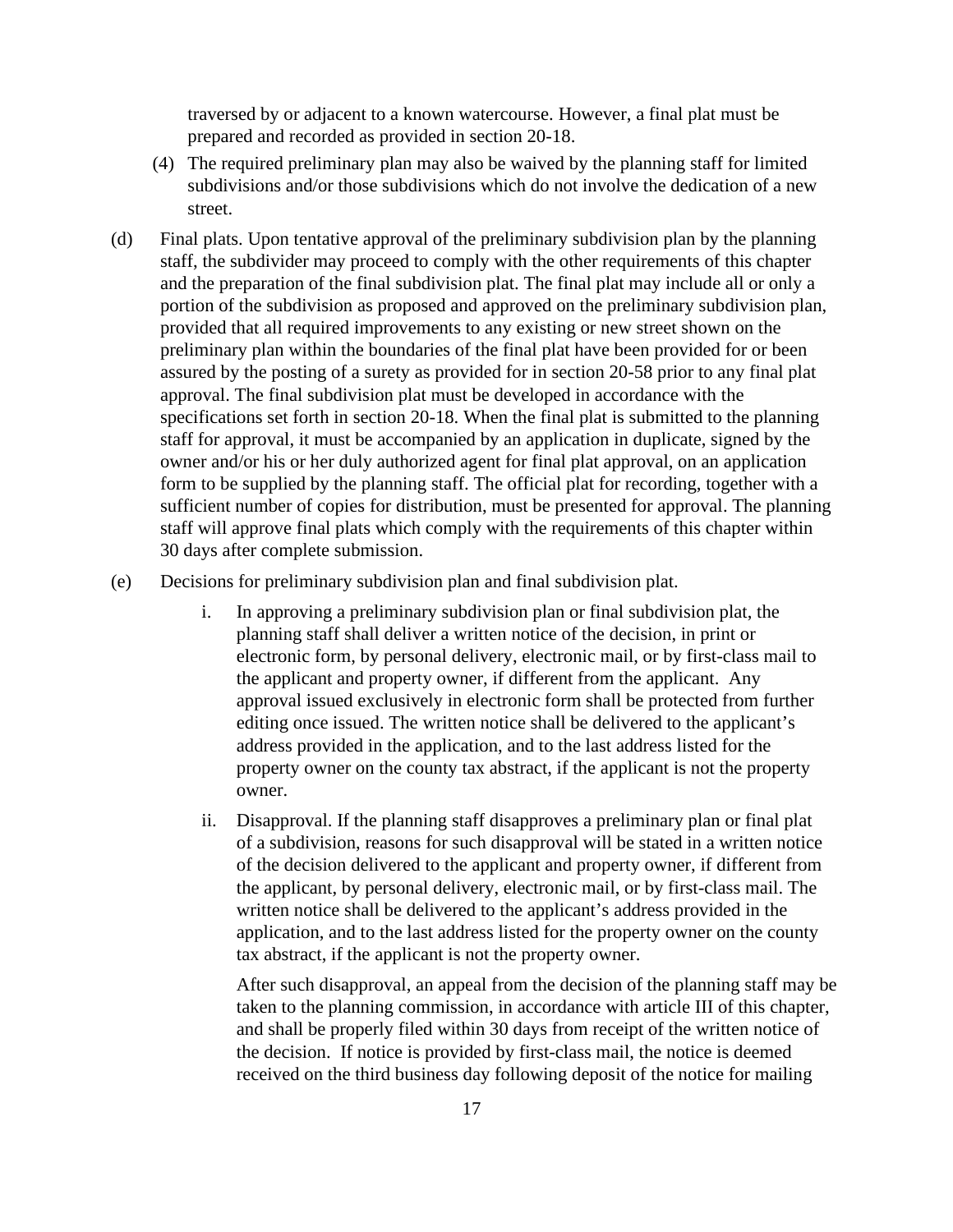traversed by or adjacent to a known watercourse. However, a final plat must be prepared and recorded as provided in section 20-18.

(4) The required preliminary plan may also be waived by the planning staff for limited subdivisions and/or those subdivisions which do not involve the dedication of a new street.

(d) Final plats. Upon tentative approval of the preliminary subdivision plan by the planning staff, the subdivider may proceed to comply with the other requirements of this chapter and the preparation of the final subdivision plat. The final plat may include all or only a portion of the subdivision as proposed and approved on the preliminary subdivision plan, provided that all required improvements to any existing or new street shown on the preliminary plan within the boundaries of the final plat have been provided for or been assured by the posting of a surety as provided for in section 20-58 prior to any final plat approval. The final subdivision plat must be developed in accordance with the specifications set forth in section 20-18. When the final plat is submitted to the planning staff for approval, it must be accompanied by an application in duplicate, signed by the owner and/or his or her duly authorized agent for final plat approval, on an application form to be supplied by the planning staff. The official plat for recording, together with a sufficient number of copies for distribution, must be presented for approval. The planning staff will approve final plats which comply with the requirements of this chapter within 30 days after complete submission.

(e) Decisions for preliminary subdivision plan and final subdivision plat.

i. In approving a preliminary subdivision plan or final subdivision plat, the planning staff shall deliver a written notice of the decision, in print or electronic form, by personal delivery, electronic mail, or by first-class mail to the applicant and property owner, if different from the applicant. Any approval issued exclusively in electronic form shall be protected from further editing once issued. The written notice shall be delivered to the applicant's address provided in the application, and to the last address listed for the property owner on the county tax abstract, if the applicant is not the property owner.

ii. Disapproval. If the planning staff disapproves a preliminary plan or final plat of a subdivision, reasons for such disapproval will be stated in a written notice of the decision delivered to the applicant and property owner, if different from the applicant, by personal delivery, electronic mail, or by first-class mail. The written notice shall be delivered to the applicant's address provided in the application, and to the last address listed for the property owner on the county tax abstract, if the applicant is not the property owner.

After such disapproval, an appeal from the decision of the planning staff may be taken to the planning commission, in accordance with article III of this chapter, and shall be properly filed within 30 days from receipt of the written notice of the decision. If notice is provided by first-class mail, the notice is deemed received on the third business day following deposit of the notice for mailing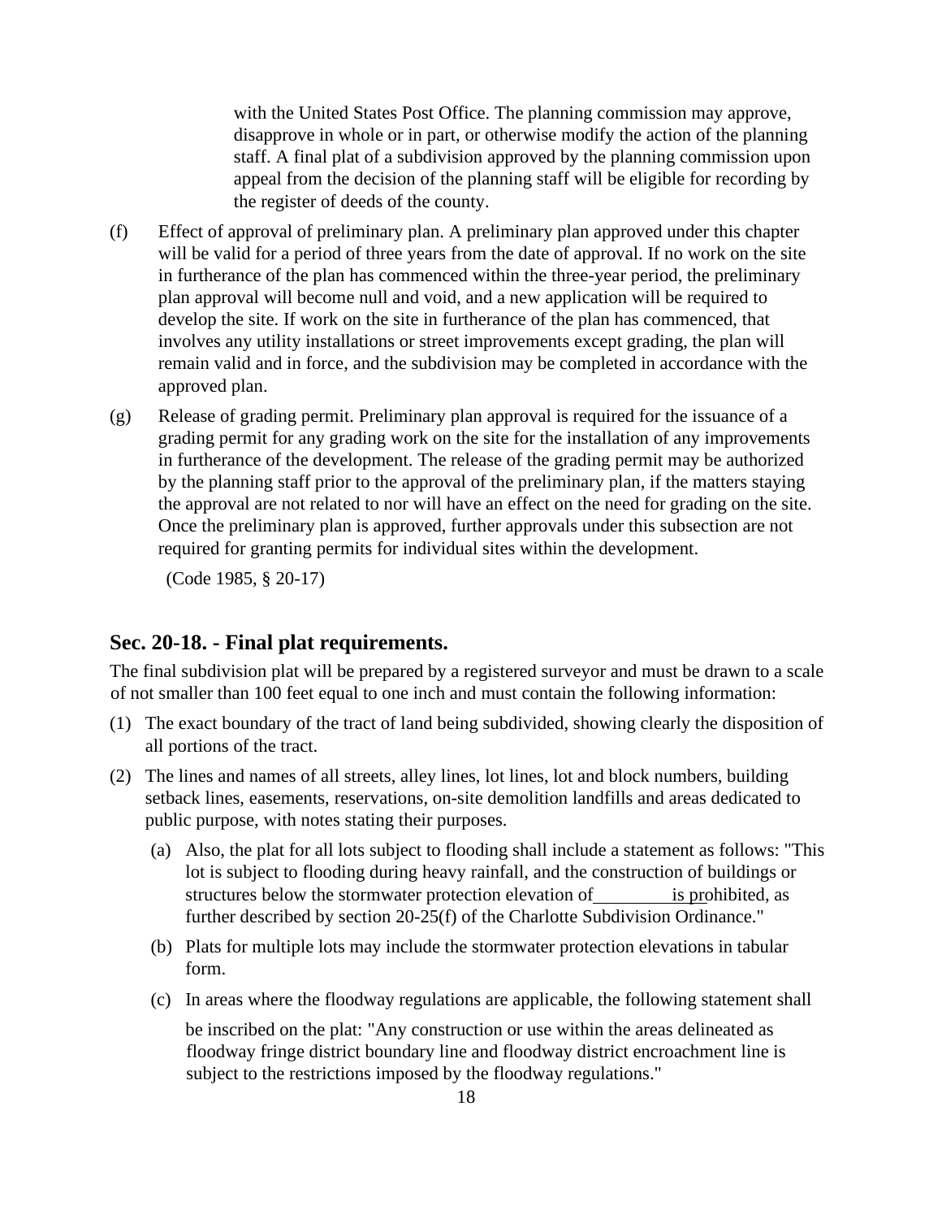with the United States Post Office. The planning commission may approve, disapprove in whole or in part, or otherwise modify the action of the planning staff. A final plat of a subdivision approved by the planning commission upon appeal from the decision of the planning staff will be eligible for recording by the register of deeds of the county.

(f) Effect of approval of preliminary plan. A preliminary plan approved under this chapter will be valid for a period of three years from the date of approval. If no work on the site in furtherance of the plan has commenced within the three-year period, the preliminary plan approval will become null and void, and a new application will be required to develop the site. If work on the site in furtherance of the plan has commenced, that involves any utility installations or street improvements except grading, the plan will remain valid and in force, and the subdivision may be completed in accordance with the approved plan.

(g) Release of grading permit. Preliminary plan approval is required for the issuance of a grading permit for any grading work on the site for the installation of any improvements in furtherance of the development. The release of the grading permit may be authorized by the planning staff prior to the approval of the preliminary plan, if the matters staying the approval are not related to nor will have an effect on the need for grading on the site. Once the preliminary plan is approved, further approvals under this subsection are not required for granting permits for individual sites within the development.

(Code 1985, § 20-17)

## Sec. 20-18. - Final plat requirements.

The final subdivision plat will be prepared by a registered surveyor and must be drawn to a scale of not smaller than 100 feet equal to one inch and must contain the following information:

(1) The exact boundary of the tract of land being subdivided, showing clearly the disposition of all portions of the tract.

(2) The lines and names of all streets, alley lines, lot lines, lot and block numbers, building setback lines, easements, reservations, on-site demolition landfills and areas dedicated to public purpose, with notes stating their purposes.

   (a) Also, the plat for all lots subject to flooding shall include a statement as follows: "This lot is subject to flooding during heavy rainfall, and the construction of buildings or structures below the stormwater protection elevation of _________ is prohibited, as further described by section 20-25(f) of the Charlotte Subdivision Ordinance."

   (b) Plats for multiple lots may include the stormwater protection elevations in tabular form.

   (c) In areas where the floodway regulations are applicable, the following statement shall be inscribed on the plat: "Any construction or use within the areas delineated as floodway fringe district boundary line and floodway district encroachment line is subject to the restrictions imposed by the floodway regulations."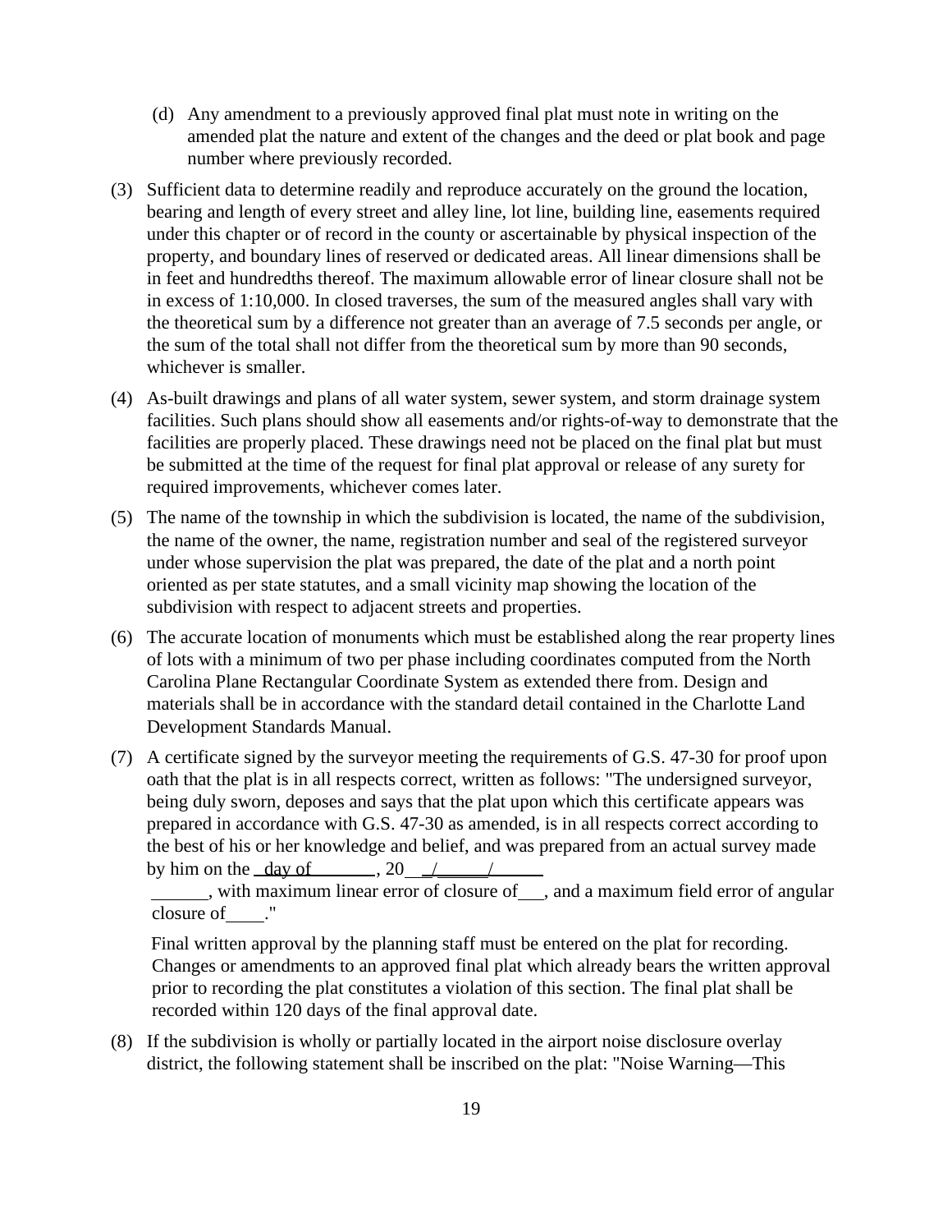(d) Any amendment to a previously approved final plat must note in writing on the amended plat the nature and extent of the changes and the deed or plat book and page number where previously recorded.

(3) Sufficient data to determine readily and reproduce accurately on the ground the location, bearing and length of every street and alley line, lot line, building line, easements required under this chapter or of record in the county or ascertainable by physical inspection of the property, and boundary lines of reserved or dedicated areas. All linear dimensions shall be in feet and hundredths thereof. The maximum allowable error of linear closure shall not be in excess of 1:10,000. In closed traverses, the sum of the measured angles shall vary with the theoretical sum by a difference not greater than an average of 7.5 seconds per angle, or the sum of the total shall not differ from the theoretical sum by more than 90 seconds, whichever is smaller.

(4) As-built drawings and plans of all water system, sewer system, and storm drainage system facilities. Such plans should show all easements and/or rights-of-way to demonstrate that the facilities are properly placed. These drawings need not be placed on the final plat but must be submitted at the time of the request for final plat approval or release of any surety for required improvements, whichever comes later.

(5) The name of the township in which the subdivision is located, the name of the subdivision, the name of the owner, the name, registration number and seal of the registered surveyor under whose supervision the plat was prepared, the date of the plat and a north point oriented as per state statutes, and a small vicinity map showing the location of the subdivision with respect to adjacent streets and properties.

(6) The accurate location of monuments which must be established along the rear property lines of lots with a minimum of two per phase including coordinates computed from the North Carolina Plane Rectangular Coordinate System as extended there from. Design and materials shall be in accordance with the standard detail contained in the Charlotte Land Development Standards Manual.

(7) A certificate signed by the surveyor meeting the requirements of G.S. 47-30 for proof upon oath that the plat is in all respects correct, written as follows: "The undersigned surveyor, being duly sworn, deposes and says that the plat upon which this certificate appears was prepared in accordance with G.S. 47-30 as amended, is in all respects correct according to the best of his or her knowledge and belief, and was prepared from an actual survey made by him on the \_\_day of\_\_\_\_\_\_\_, 20\_\_ \_/\_\_\_\_\_\_/\_\_\_\_\_\_ \_\_\_\_\_\_, with maximum linear error of closure of\_\_\_, and a maximum field error of angular closure of\_\_\_\_."

Final written approval by the planning staff must be entered on the plat for recording. Changes or amendments to an approved final plat which already bears the written approval prior to recording the plat constitutes a violation of this section. The final plat shall be recorded within 120 days of the final approval date.

(8) If the subdivision is wholly or partially located in the airport noise disclosure overlay district, the following statement shall be inscribed on the plat: "Noise Warning—This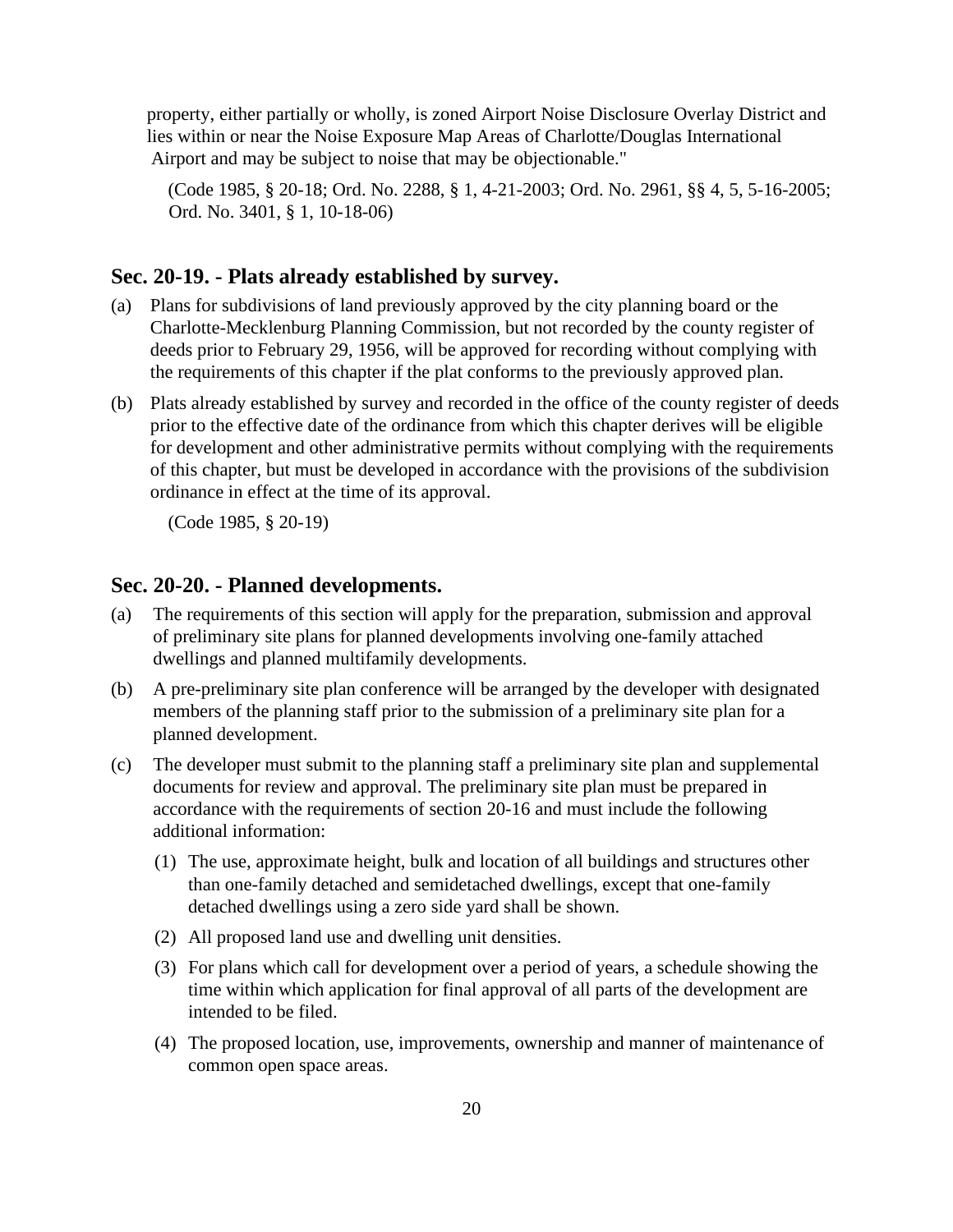property, either partially or wholly, is zoned Airport Noise Disclosure Overlay District and lies within or near the Noise Exposure Map Areas of Charlotte/Douglas International Airport and may be subject to noise that may be objectionable."

(Code 1985, § 20-18; Ord. No. 2288, § 1, 4-21-2003; Ord. No. 2961, §§ 4, 5, 5-16-2005; Ord. No. 3401, § 1, 10-18-06)

## Sec. 20-19. - Plats already established by survey.

(a) Plans for subdivisions of land previously approved by the city planning board or the Charlotte-Mecklenburg Planning Commission, but not recorded by the county register of deeds prior to February 29, 1956, will be approved for recording without complying with the requirements of this chapter if the plat conforms to the previously approved plan.

(b) Plats already established by survey and recorded in the office of the county register of deeds prior to the effective date of the ordinance from which this chapter derives will be eligible for development and other administrative permits without complying with the requirements of this chapter, but must be developed in accordance with the provisions of the subdivision ordinance in effect at the time of its approval.

(Code 1985, § 20-19)

## Sec. 20-20. - Planned developments.

(a) The requirements of this section will apply for the preparation, submission and approval of preliminary site plans for planned developments involving one-family attached dwellings and planned multifamily developments.

(b) A pre-preliminary site plan conference will be arranged by the developer with designated members of the planning staff prior to the submission of a preliminary site plan for a planned development.

(c) The developer must submit to the planning staff a preliminary site plan and supplemental documents for review and approval. The preliminary site plan must be prepared in accordance with the requirements of section 20-16 and must include the following additional information:

   (1) The use, approximate height, bulk and location of all buildings and structures other than one-family detached and semidetached dwellings, except that one-family detached dwellings using a zero side yard shall be shown.

   (2) All proposed land use and dwelling unit densities.

   (3) For plans which call for development over a period of years, a schedule showing the time within which application for final approval of all parts of the development are intended to be filed.

   (4) The proposed location, use, improvements, ownership and manner of maintenance of common open space areas.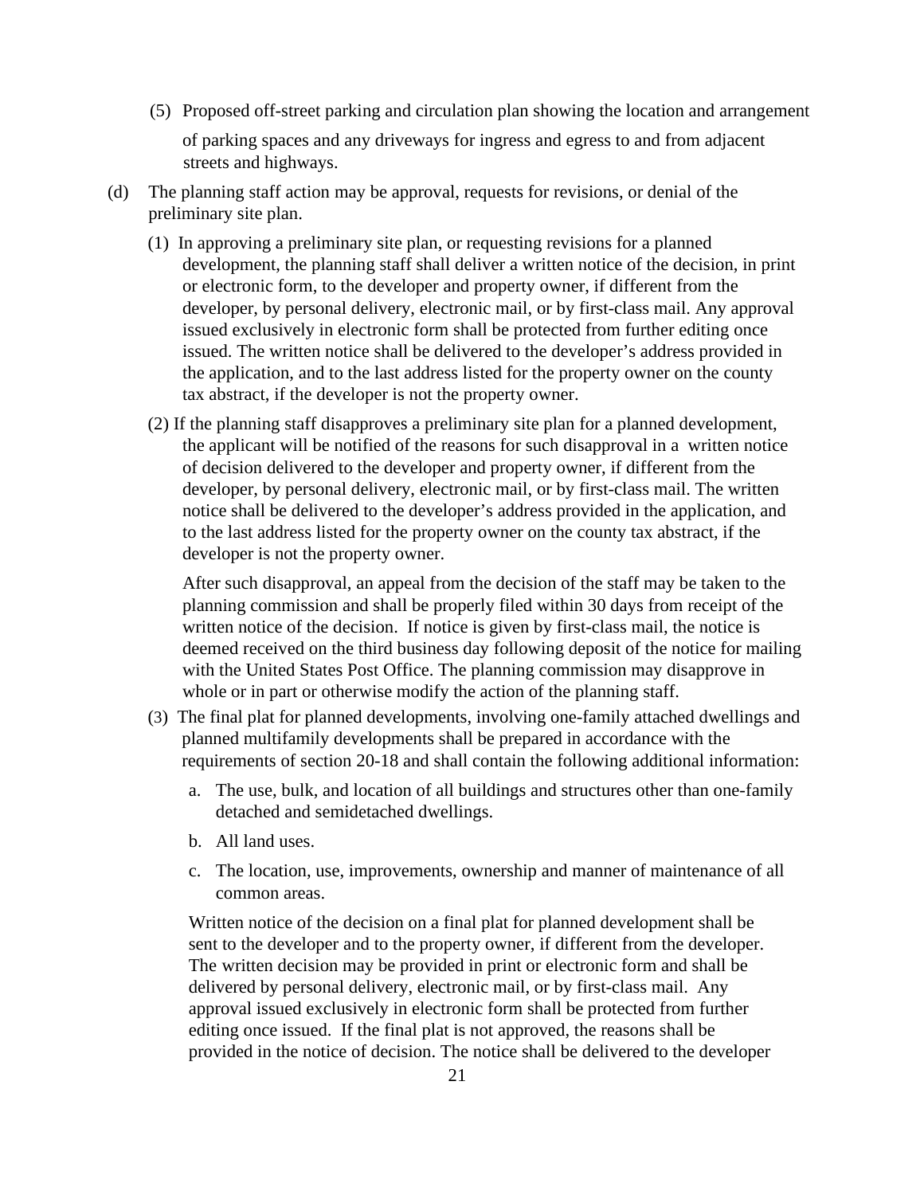(5) Proposed off-street parking and circulation plan showing the location and arrangement of parking spaces and any driveways for ingress and egress to and from adjacent streets and highways.

(d) The planning staff action may be approval, requests for revisions, or denial of the preliminary site plan.

(1) In approving a preliminary site plan, or requesting revisions for a planned development, the planning staff shall deliver a written notice of the decision, in print or electronic form, to the developer and property owner, if different from the developer, by personal delivery, electronic mail, or by first-class mail. Any approval issued exclusively in electronic form shall be protected from further editing once issued. The written notice shall be delivered to the developer's address provided in the application, and to the last address listed for the property owner on the county tax abstract, if the developer is not the property owner.

(2) If the planning staff disapproves a preliminary site plan for a planned development, the applicant will be notified of the reasons for such disapproval in a written notice of decision delivered to the developer and property owner, if different from the developer, by personal delivery, electronic mail, or by first-class mail. The written notice shall be delivered to the developer's address provided in the application, and to the last address listed for the property owner on the county tax abstract, if the developer is not the property owner.

After such disapproval, an appeal from the decision of the staff may be taken to the planning commission and shall be properly filed within 30 days from receipt of the written notice of the decision. If notice is given by first-class mail, the notice is deemed received on the third business day following deposit of the notice for mailing with the United States Post Office. The planning commission may disapprove in whole or in part or otherwise modify the action of the planning staff.

(3) The final plat for planned developments, involving one-family attached dwellings and planned multifamily developments shall be prepared in accordance with the requirements of section 20-18 and shall contain the following additional information:

a. The use, bulk, and location of all buildings and structures other than one-family detached and semidetached dwellings.

b. All land uses.

c. The location, use, improvements, ownership and manner of maintenance of all common areas.

Written notice of the decision on a final plat for planned development shall be sent to the developer and to the property owner, if different from the developer. The written decision may be provided in print or electronic form and shall be delivered by personal delivery, electronic mail, or by first-class mail. Any approval issued exclusively in electronic form shall be protected from further editing once issued. If the final plat is not approved, the reasons shall be provided in the notice of decision. The notice shall be delivered to the developer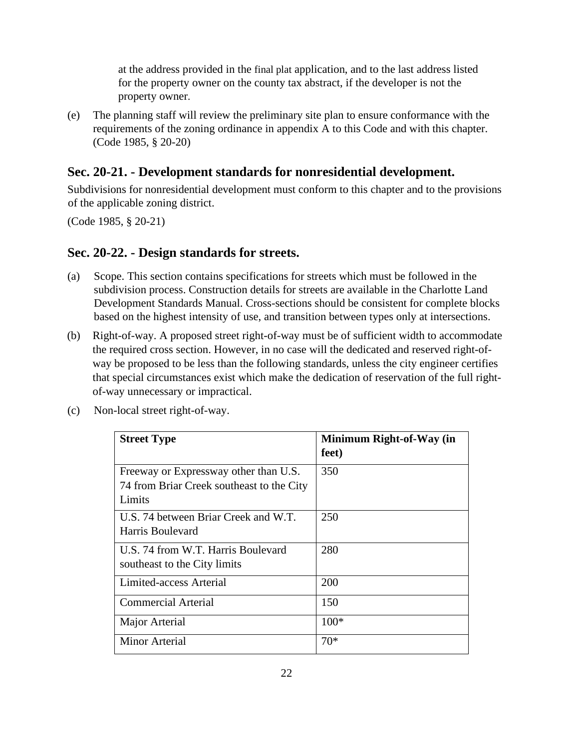at the address provided in the final plat application, and to the last address listed for the property owner on the county tax abstract, if the developer is not the property owner.

(e) The planning staff will review the preliminary site plan to ensure conformance with the requirements of the zoning ordinance in appendix A to this Code and with this chapter. (Code 1985, § 20-20)

## Sec. 20-21. - Development standards for nonresidential development.

Subdivisions for nonresidential development must conform to this chapter and to the provisions of the applicable zoning district.

(Code 1985, § 20-21)

## Sec. 20-22. - Design standards for streets.

(a) Scope. This section contains specifications for streets which must be followed in the subdivision process. Construction details for streets are available in the Charlotte Land Development Standards Manual. Cross-sections should be consistent for complete blocks based on the highest intensity of use, and transition between types only at intersections.

(b) Right-of-way. A proposed street right-of-way must be of sufficient width to accommodate the required cross section. However, in no case will the dedicated and reserved right-of-way be proposed to be less than the following standards, unless the city engineer certifies that special circumstances exist which make the dedication of reservation of the full right-of-way unnecessary or impractical.

(c) Non-local street right-of-way.

| **Street Type** | **Minimum Right-of-Way (in feet)** |
|---|---|
| Freeway or Expressway other than U.S. 74 from Briar Creek southeast to the City Limits | 350 |
| U.S. 74 between Briar Creek and W.T. Harris Boulevard | 250 |
| U.S. 74 from W.T. Harris Boulevard southeast to the City limits | 280 |
| Limited-access Arterial | 200 |
| Commercial Arterial | 150 |
| Major Arterial | 100* |
| Minor Arterial | 70* |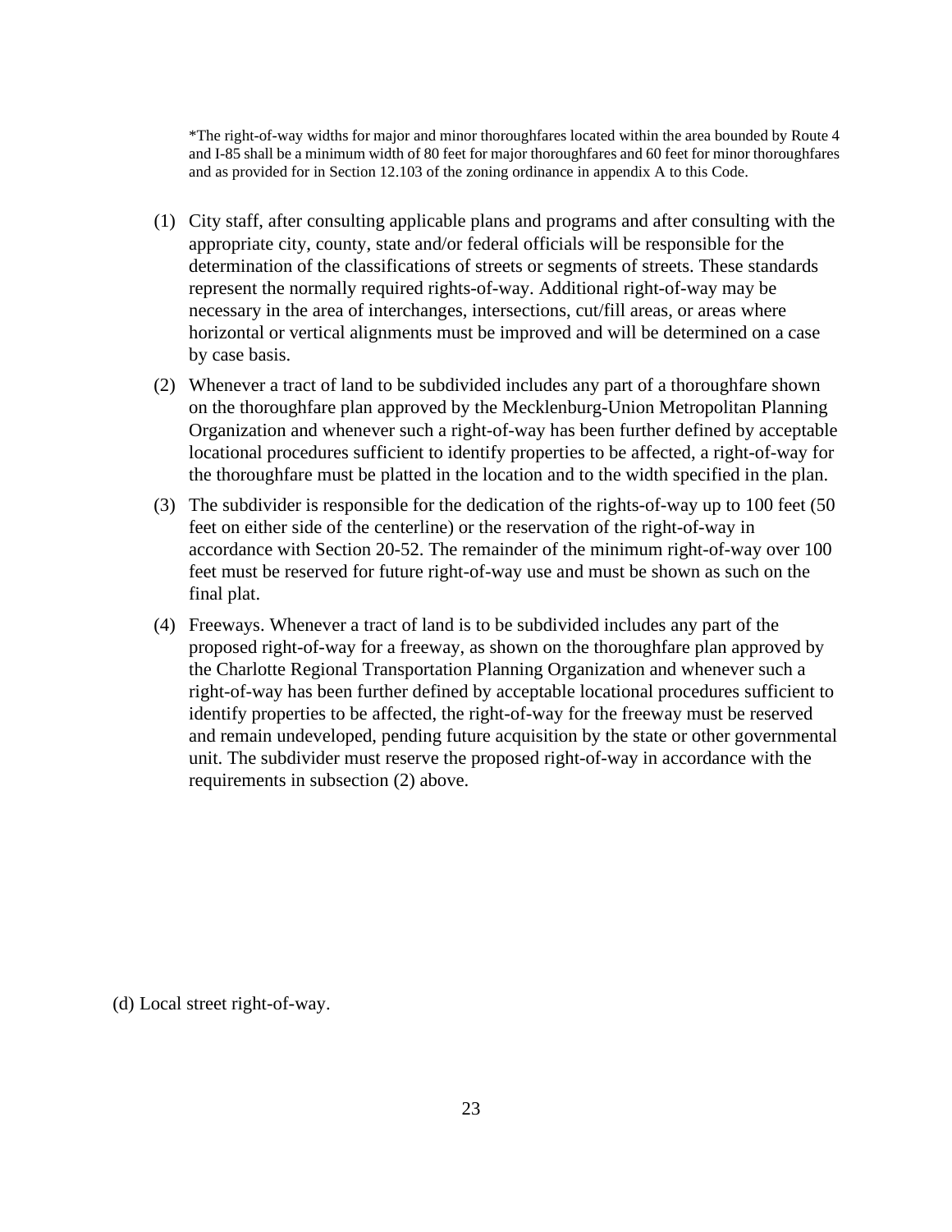*The right-of-way widths for major and minor thoroughfares located within the area bounded by Route 4 and I-85 shall be a minimum width of 80 feet for major thoroughfares and 60 feet for minor thoroughfares and as provided for in Section 12.103 of the zoning ordinance in appendix A to this Code.

(1) City staff, after consulting applicable plans and programs and after consulting with the appropriate city, county, state and/or federal officials will be responsible for the determination of the classifications of streets or segments of streets. These standards represent the normally required rights-of-way. Additional right-of-way may be necessary in the area of interchanges, intersections, cut/fill areas, or areas where horizontal or vertical alignments must be improved and will be determined on a case by case basis.

(2) Whenever a tract of land to be subdivided includes any part of a thoroughfare shown on the thoroughfare plan approved by the Mecklenburg-Union Metropolitan Planning Organization and whenever such a right-of-way has been further defined by acceptable locational procedures sufficient to identify properties to be affected, a right-of-way for the thoroughfare must be platted in the location and to the width specified in the plan.

(3) The subdivider is responsible for the dedication of the rights-of-way up to 100 feet (50 feet on either side of the centerline) or the reservation of the right-of-way in accordance with Section 20-52. The remainder of the minimum right-of-way over 100 feet must be reserved for future right-of-way use and must be shown as such on the final plat.

(4) Freeways. Whenever a tract of land is to be subdivided includes any part of the proposed right-of-way for a freeway, as shown on the thoroughfare plan approved by the Charlotte Regional Transportation Planning Organization and whenever such a right-of-way has been further defined by acceptable locational procedures sufficient to identify properties to be affected, the right-of-way for the freeway must be reserved and remain undeveloped, pending future acquisition by the state or other governmental unit. The subdivider must reserve the proposed right-of-way in accordance with the requirements in subsection (2) above.

(d) Local street right-of-way.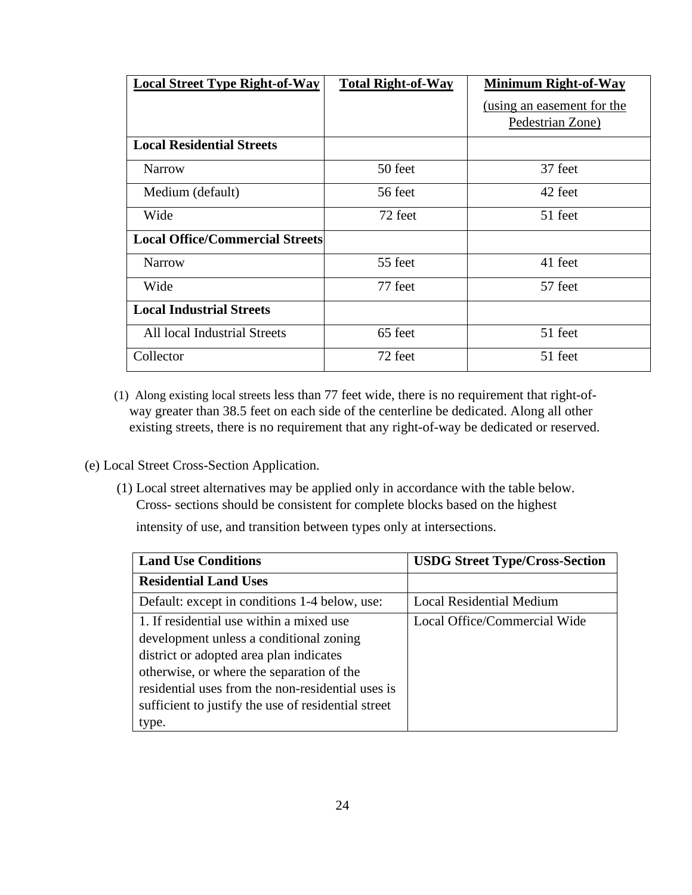| **Local Street Type Right-of-Way** | **Total Right-of-Way** | **Minimum Right-of-Way** (using an easement for the Pedestrian Zone) |
|---|---|---|
| **Local Residential Streets** | | |
| Narrow | 50 feet | 37 feet |
| Medium (default) | 56 feet | 42 feet |
| Wide | 72 feet | 51 feet |
| **Local Office/Commercial Streets** | | |
| Narrow | 55 feet | 41 feet |
| Wide | 77 feet | 57 feet |
| **Local Industrial Streets** | | |
| All local Industrial Streets | 65 feet | 51 feet |
| Collector | 72 feet | 51 feet |

(1) Along existing local streets less than 77 feet wide, there is no requirement that right-of-way greater than 38.5 feet on each side of the centerline be dedicated. Along all other existing streets, there is no requirement that any right-of-way be dedicated or reserved.

(e) Local Street Cross-Section Application.

(1) Local street alternatives may be applied only in accordance with the table below. Cross- sections should be consistent for complete blocks based on the highest intensity of use, and transition between types only at intersections.

| **Land Use Conditions** | **USDG Street Type/Cross-Section** |
|---|---|
| **Residential Land Uses** | |
| Default: except in conditions 1-4 below, use: | Local Residential Medium |
| 1. If residential use within a mixed use development unless a conditional zoning district or adopted area plan indicates otherwise, or where the separation of the residential uses from the non-residential uses is sufficient to justify the use of residential street type. | Local Office/Commercial Wide |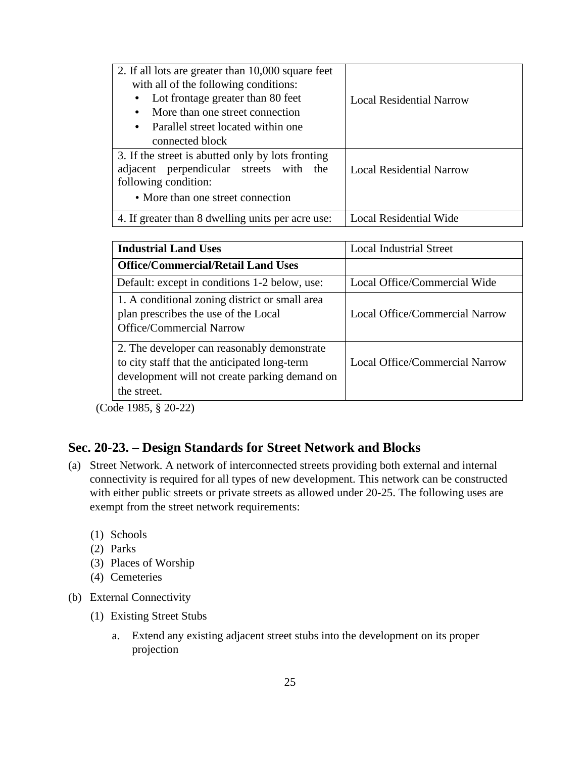| | |
|---|---|
| 2. If all lots are greater than 10,000 square feet with all of the following conditions: <br>• Lot frontage greater than 80 feet <br>• More than one street connection <br>• Parallel street located within one connected block | Local Residential Narrow |
| 3. If the street is abutted only by lots fronting adjacent perpendicular streets with the following condition: <br>• More than one street connection | Local Residential Narrow |
| 4. If greater than 8 dwelling units per acre use: | Local Residential Wide |

| **Industrial Land Uses** | Local Industrial Street |
|---|---|
| **Office/Commercial/Retail Land Uses** | |
| Default: except in conditions 1-2 below, use: | Local Office/Commercial Wide |
| 1. A conditional zoning district or small area plan prescribes the use of the Local Office/Commercial Narrow | Local Office/Commercial Narrow |
| 2. The developer can reasonably demonstrate to city staff that the anticipated long-term development will not create parking demand on the street. | Local Office/Commercial Narrow |

(Code 1985, § 20-22)

## Sec. 20-23. – Design Standards for Street Network and Blocks

(a) Street Network. A network of interconnected streets providing both external and internal connectivity is required for all types of new development. This network can be constructed with either public streets or private streets as allowed under 20-25. The following uses are exempt from the street network requirements:

   (1) Schools
   (2) Parks
   (3) Places of Worship
   (4) Cemeteries

(b) External Connectivity

   (1) Existing Street Stubs

      a. Extend any existing adjacent street stubs into the development on its proper projection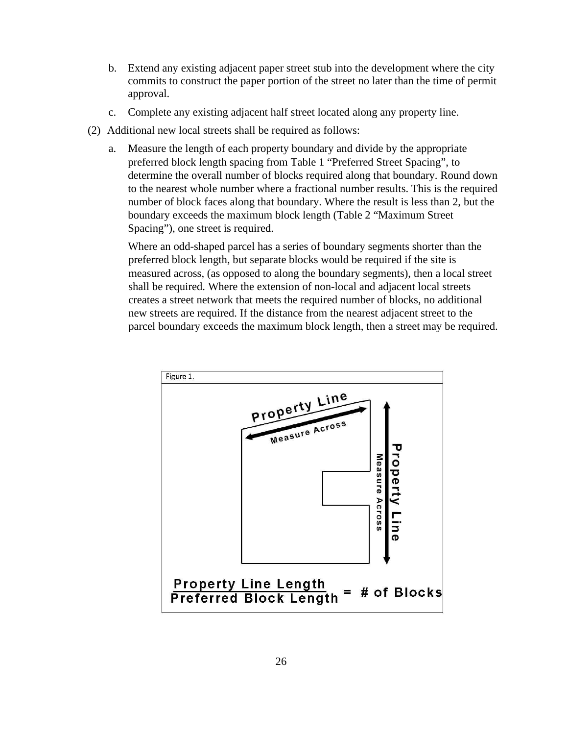b. Extend any existing adjacent paper street stub into the development where the city commits to construct the paper portion of the street no later than the time of permit approval.

c. Complete any existing adjacent half street located along any property line.

(2) Additional new local streets shall be required as follows:

a. Measure the length of each property boundary and divide by the appropriate preferred block length spacing from Table 1 "Preferred Street Spacing", to determine the overall number of blocks required along that boundary. Round down to the nearest whole number where a fractional number results. This is the required number of block faces along that boundary. Where the result is less than 2, but the boundary exceeds the maximum block length (Table 2 "Maximum Street Spacing"), one street is required.

Where an odd-shaped parcel has a series of boundary segments shorter than the preferred block length, but separate blocks would be required if the site is measured across, (as opposed to along the boundary segments), then a local street shall be required. Where the extension of non-local and adjacent local streets creates a street network that meets the required number of blocks, no additional new streets are required. If the distance from the nearest adjacent street to the parcel boundary exceeds the maximum block length, then a street may be required.

Figure 1.

Property Line

Measure Across

Property Line

Measure Across

$$\frac{\text{Property Line Length}}{\text{Preferred Block Length}} = \text{\# of Blocks}$$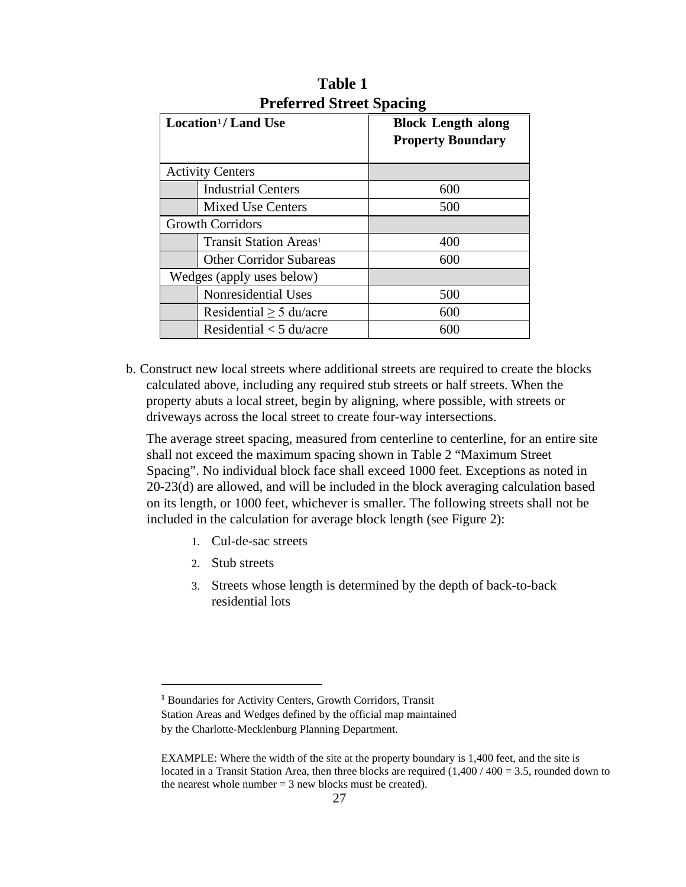**Table 1**
**Preferred Street Spacing**

| Location[1] / Land Use | | Block Length along Property Boundary |
|---|---|---|
| Activity Centers | | |
| | Industrial Centers | 600 |
| | Mixed Use Centers | 500 |
| Growth Corridors | | |
| | Transit Station Areas[1] | 400 |
| | Other Corridor Subareas | 600 |
| Wedges (apply uses below) | | |
| | Nonresidential Uses | 500 |
| | Residential ≥ 5 du/acre | 600 |
| | Residential < 5 du/acre | 600 |

b. Construct new local streets where additional streets are required to create the blocks calculated above, including any required stub streets or half streets. When the property abuts a local street, begin by aligning, where possible, with streets or driveways across the local street to create four-way intersections.

The average street spacing, measured from centerline to centerline, for an entire site shall not exceed the maximum spacing shown in Table 2 "Maximum Street Spacing". No individual block face shall exceed 1000 feet. Exceptions as noted in 20-23(d) are allowed, and will be included in the block averaging calculation based on its length, or 1000 feet, whichever is smaller. The following streets shall not be included in the calculation for average block length (see Figure 2):

1. Cul-de-sac streets
2. Stub streets
3. Streets whose length is determined by the depth of back-to-back residential lots

---

[1] Boundaries for Activity Centers, Growth Corridors, Transit Station Areas and Wedges defined by the official map maintained by the Charlotte-Mecklenburg Planning Department.

EXAMPLE: Where the width of the site at the property boundary is 1,400 feet, and the site is located in a Transit Station Area, then three blocks are required (1,400 / 400 = 3.5, rounded down to the nearest whole number = 3 new blocks must be created).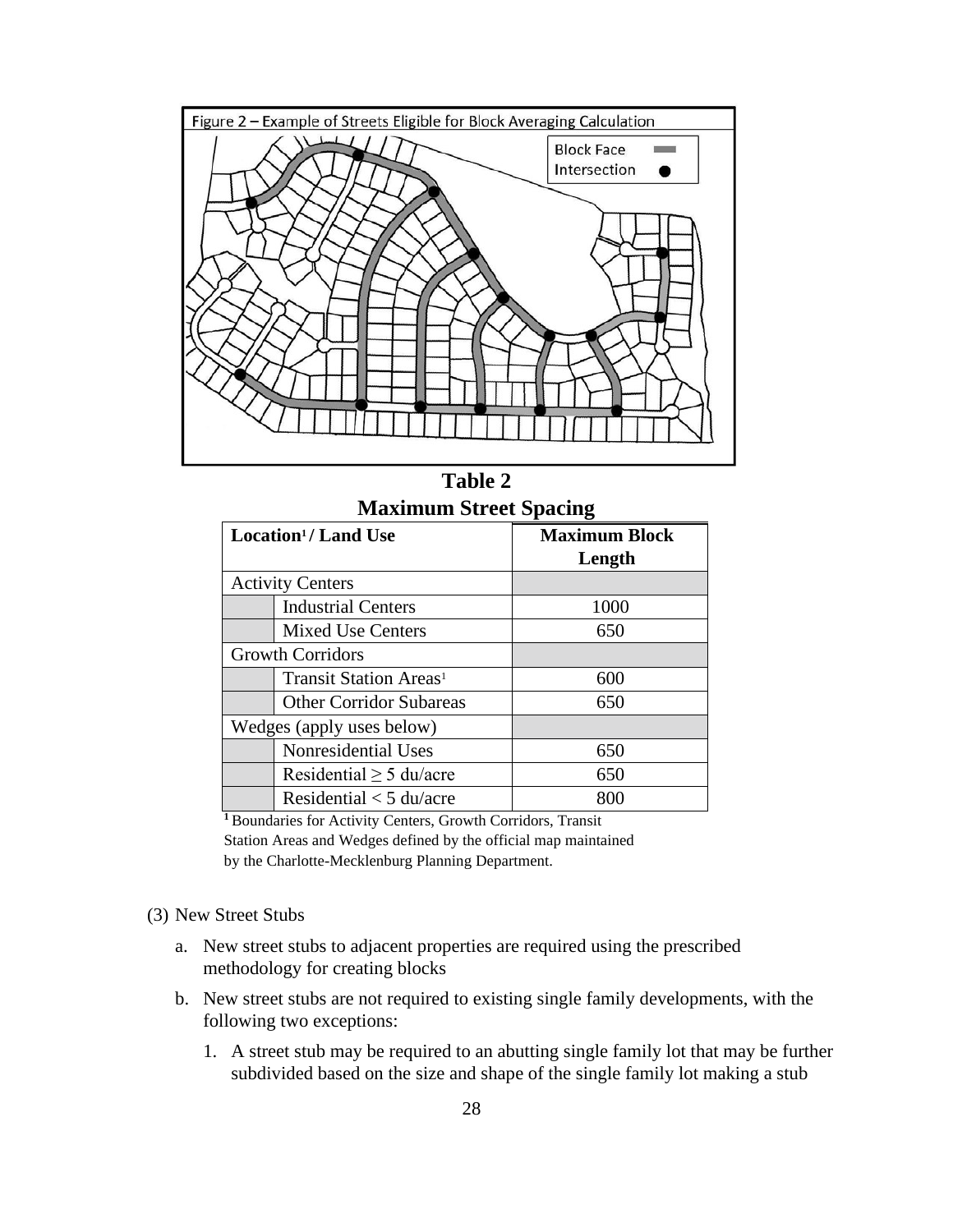Figure 2 – Example of Streets Eligible for Block Averaging Calculation

Block Face
Intersection

**Table 2**
**Maximum Street Spacing**

| Location[1] / Land Use | | Maximum Block Length |
|---|---|---|
| Activity Centers | | |
| | Industrial Centers | 1000 |
| | Mixed Use Centers | 650 |
| Growth Corridors | | |
| | Transit Station Areas[1] | 600 |
| | Other Corridor Subareas | 650 |
| Wedges (apply uses below) | | |
| | Nonresidential Uses | 650 |
| | Residential ≥ 5 du/acre | 650 |
| | Residential < 5 du/acre | 800 |

[1] Boundaries for Activity Centers, Growth Corridors, Transit Station Areas and Wedges defined by the official map maintained by the Charlotte-Mecklenburg Planning Department.

(3) New Street Stubs

a. New street stubs to adjacent properties are required using the prescribed methodology for creating blocks

b. New street stubs are not required to existing single family developments, with the following two exceptions:

1. A street stub may be required to an abutting single family lot that may be further subdivided based on the size and shape of the single family lot making a stub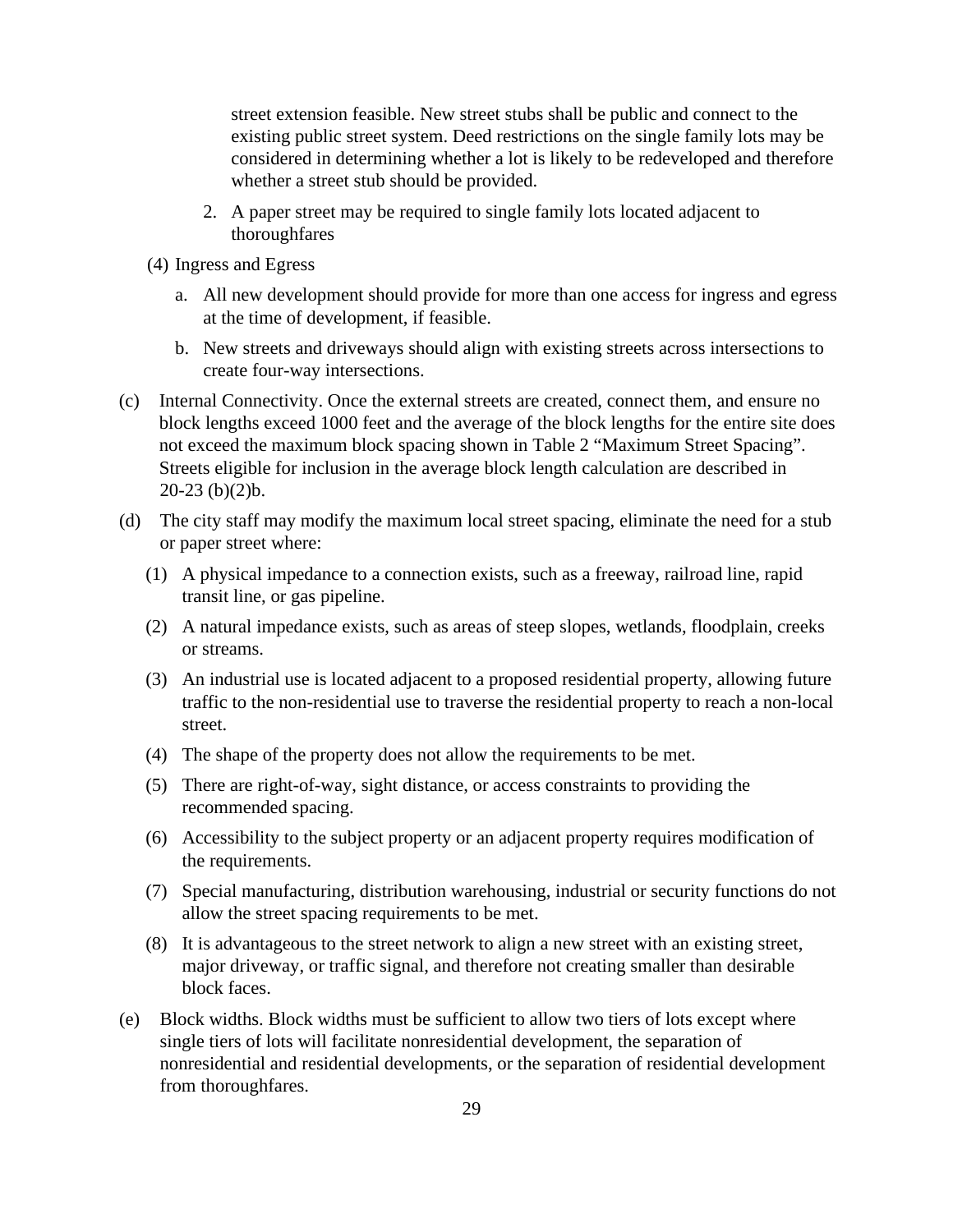street extension feasible. New street stubs shall be public and connect to the existing public street system. Deed restrictions on the single family lots may be considered in determining whether a lot is likely to be redeveloped and therefore whether a street stub should be provided.

2. A paper street may be required to single family lots located adjacent to thoroughfares

(4) Ingress and Egress

a. All new development should provide for more than one access for ingress and egress at the time of development, if feasible.

b. New streets and driveways should align with existing streets across intersections to create four-way intersections.

(c) Internal Connectivity. Once the external streets are created, connect them, and ensure no block lengths exceed 1000 feet and the average of the block lengths for the entire site does not exceed the maximum block spacing shown in Table 2 "Maximum Street Spacing". Streets eligible for inclusion in the average block length calculation are described in 20-23 (b)(2)b.

(d) The city staff may modify the maximum local street spacing, eliminate the need for a stub or paper street where:

(1) A physical impedance to a connection exists, such as a freeway, railroad line, rapid transit line, or gas pipeline.

(2) A natural impedance exists, such as areas of steep slopes, wetlands, floodplain, creeks or streams.

(3) An industrial use is located adjacent to a proposed residential property, allowing future traffic to the non-residential use to traverse the residential property to reach a non-local street.

(4) The shape of the property does not allow the requirements to be met.

(5) There are right-of-way, sight distance, or access constraints to providing the recommended spacing.

(6) Accessibility to the subject property or an adjacent property requires modification of the requirements.

(7) Special manufacturing, distribution warehousing, industrial or security functions do not allow the street spacing requirements to be met.

(8) It is advantageous to the street network to align a new street with an existing street, major driveway, or traffic signal, and therefore not creating smaller than desirable block faces.

(e) Block widths. Block widths must be sufficient to allow two tiers of lots except where single tiers of lots will facilitate nonresidential development, the separation of nonresidential and residential developments, or the separation of residential development from thoroughfares.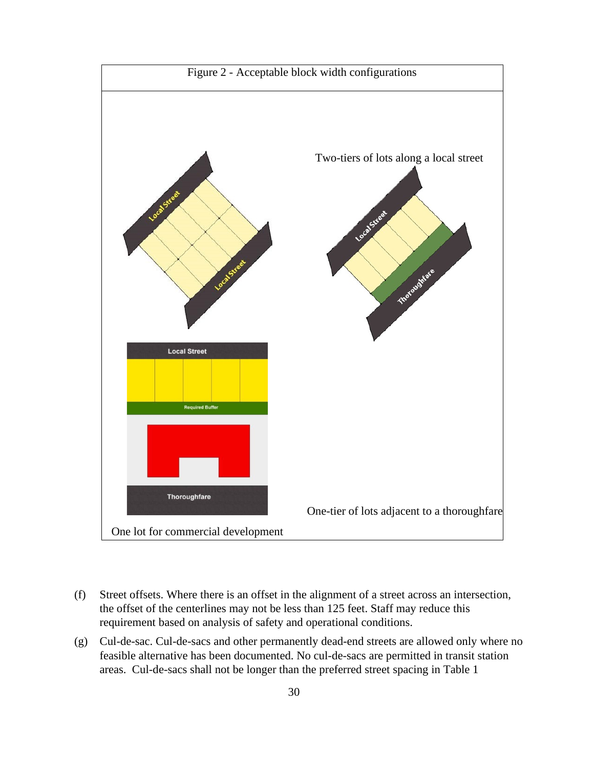Figure 2 - Acceptable block width configurations

Two-tiers of lots along a local street

One-tier of lots adjacent to a thoroughfare

One lot for commercial development

(f) Street offsets. Where there is an offset in the alignment of a street across an intersection, the offset of the centerlines may not be less than 125 feet. Staff may reduce this requirement based on analysis of safety and operational conditions.

(g) Cul-de-sac. Cul-de-sacs and other permanently dead-end streets are allowed only where no feasible alternative has been documented. No cul-de-sacs are permitted in transit station areas. Cul-de-sacs shall not be longer than the preferred street spacing in Table 1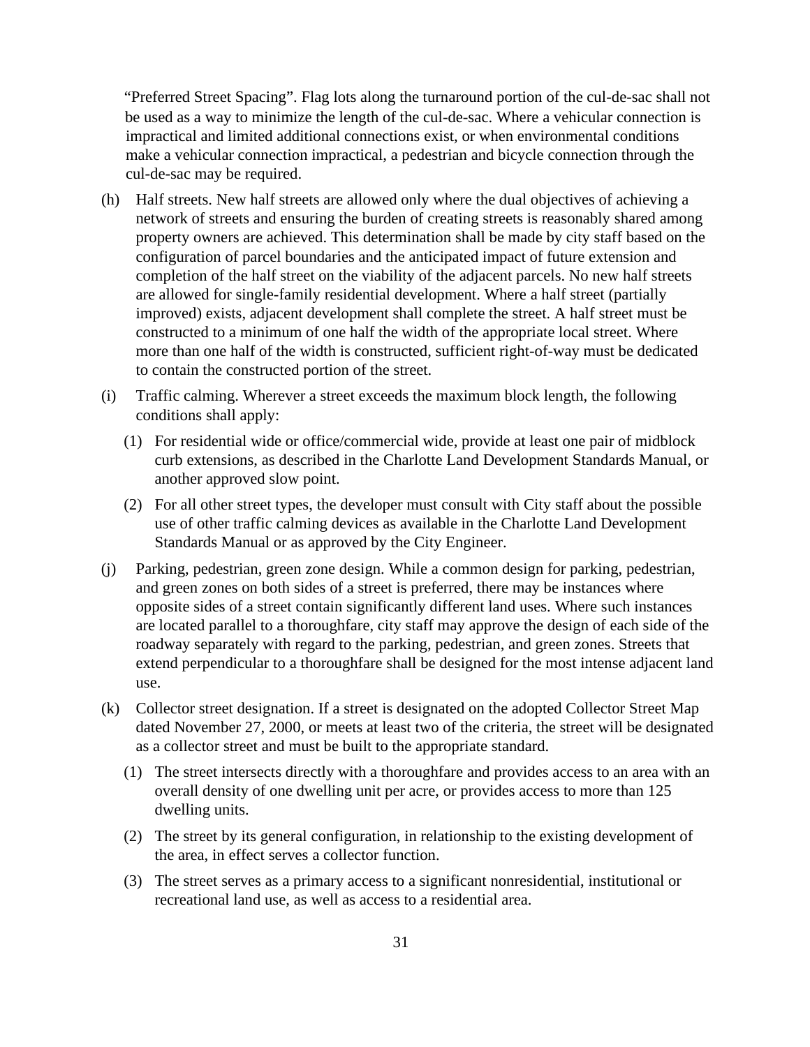"Preferred Street Spacing". Flag lots along the turnaround portion of the cul-de-sac shall not be used as a way to minimize the length of the cul-de-sac. Where a vehicular connection is impractical and limited additional connections exist, or when environmental conditions make a vehicular connection impractical, a pedestrian and bicycle connection through the cul-de-sac may be required.

(h) Half streets. New half streets are allowed only where the dual objectives of achieving a network of streets and ensuring the burden of creating streets is reasonably shared among property owners are achieved. This determination shall be made by city staff based on the configuration of parcel boundaries and the anticipated impact of future extension and completion of the half street on the viability of the adjacent parcels. No new half streets are allowed for single-family residential development. Where a half street (partially improved) exists, adjacent development shall complete the street. A half street must be constructed to a minimum of one half the width of the appropriate local street. Where more than one half of the width is constructed, sufficient right-of-way must be dedicated to contain the constructed portion of the street.

(i) Traffic calming. Wherever a street exceeds the maximum block length, the following conditions shall apply:

   (1) For residential wide or office/commercial wide, provide at least one pair of midblock curb extensions, as described in the Charlotte Land Development Standards Manual, or another approved slow point.

   (2) For all other street types, the developer must consult with City staff about the possible use of other traffic calming devices as available in the Charlotte Land Development Standards Manual or as approved by the City Engineer.

(j) Parking, pedestrian, green zone design. While a common design for parking, pedestrian, and green zones on both sides of a street is preferred, there may be instances where opposite sides of a street contain significantly different land uses. Where such instances are located parallel to a thoroughfare, city staff may approve the design of each side of the roadway separately with regard to the parking, pedestrian, and green zones. Streets that extend perpendicular to a thoroughfare shall be designed for the most intense adjacent land use.

(k) Collector street designation. If a street is designated on the adopted Collector Street Map dated November 27, 2000, or meets at least two of the criteria, the street will be designated as a collector street and must be built to the appropriate standard.

   (1) The street intersects directly with a thoroughfare and provides access to an area with an overall density of one dwelling unit per acre, or provides access to more than 125 dwelling units.

   (2) The street by its general configuration, in relationship to the existing development of the area, in effect serves a collector function.

   (3) The street serves as a primary access to a significant nonresidential, institutional or recreational land use, as well as access to a residential area.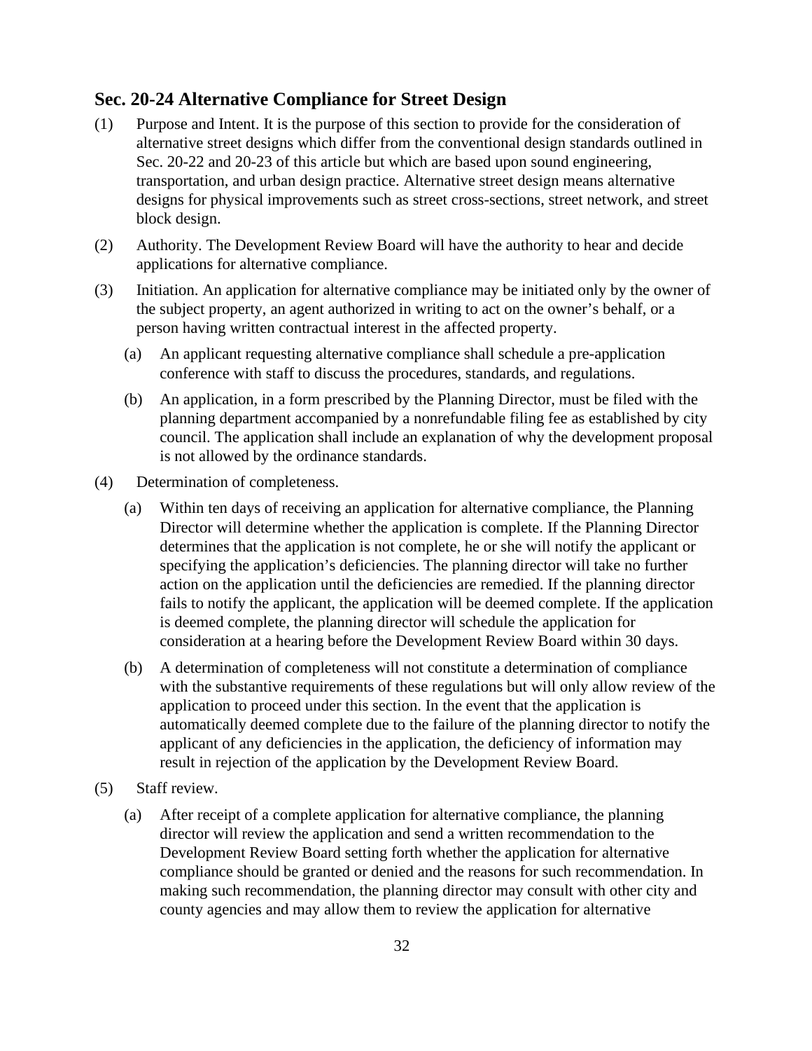## Sec. 20-24 Alternative Compliance for Street Design

(1) Purpose and Intent. It is the purpose of this section to provide for the consideration of alternative street designs which differ from the conventional design standards outlined in Sec. 20-22 and 20-23 of this article but which are based upon sound engineering, transportation, and urban design practice. Alternative street design means alternative designs for physical improvements such as street cross-sections, street network, and street block design.

(2) Authority. The Development Review Board will have the authority to hear and decide applications for alternative compliance.

(3) Initiation. An application for alternative compliance may be initiated only by the owner of the subject property, an agent authorized in writing to act on the owner's behalf, or a person having written contractual interest in the affected property.

   (a) An applicant requesting alternative compliance shall schedule a pre-application conference with staff to discuss the procedures, standards, and regulations.

   (b) An application, in a form prescribed by the Planning Director, must be filed with the planning department accompanied by a nonrefundable filing fee as established by city council. The application shall include an explanation of why the development proposal is not allowed by the ordinance standards.

(4) Determination of completeness.

   (a) Within ten days of receiving an application for alternative compliance, the Planning Director will determine whether the application is complete. If the Planning Director determines that the application is not complete, he or she will notify the applicant or specifying the application's deficiencies. The planning director will take no further action on the application until the deficiencies are remedied. If the planning director fails to notify the applicant, the application will be deemed complete. If the application is deemed complete, the planning director will schedule the application for consideration at a hearing before the Development Review Board within 30 days.

   (b) A determination of completeness will not constitute a determination of compliance with the substantive requirements of these regulations but will only allow review of the application to proceed under this section. In the event that the application is automatically deemed complete due to the failure of the planning director to notify the applicant of any deficiencies in the application, the deficiency of information may result in rejection of the application by the Development Review Board.

(5) Staff review.

   (a) After receipt of a complete application for alternative compliance, the planning director will review the application and send a written recommendation to the Development Review Board setting forth whether the application for alternative compliance should be granted or denied and the reasons for such recommendation. In making such recommendation, the planning director may consult with other city and county agencies and may allow them to review the application for alternative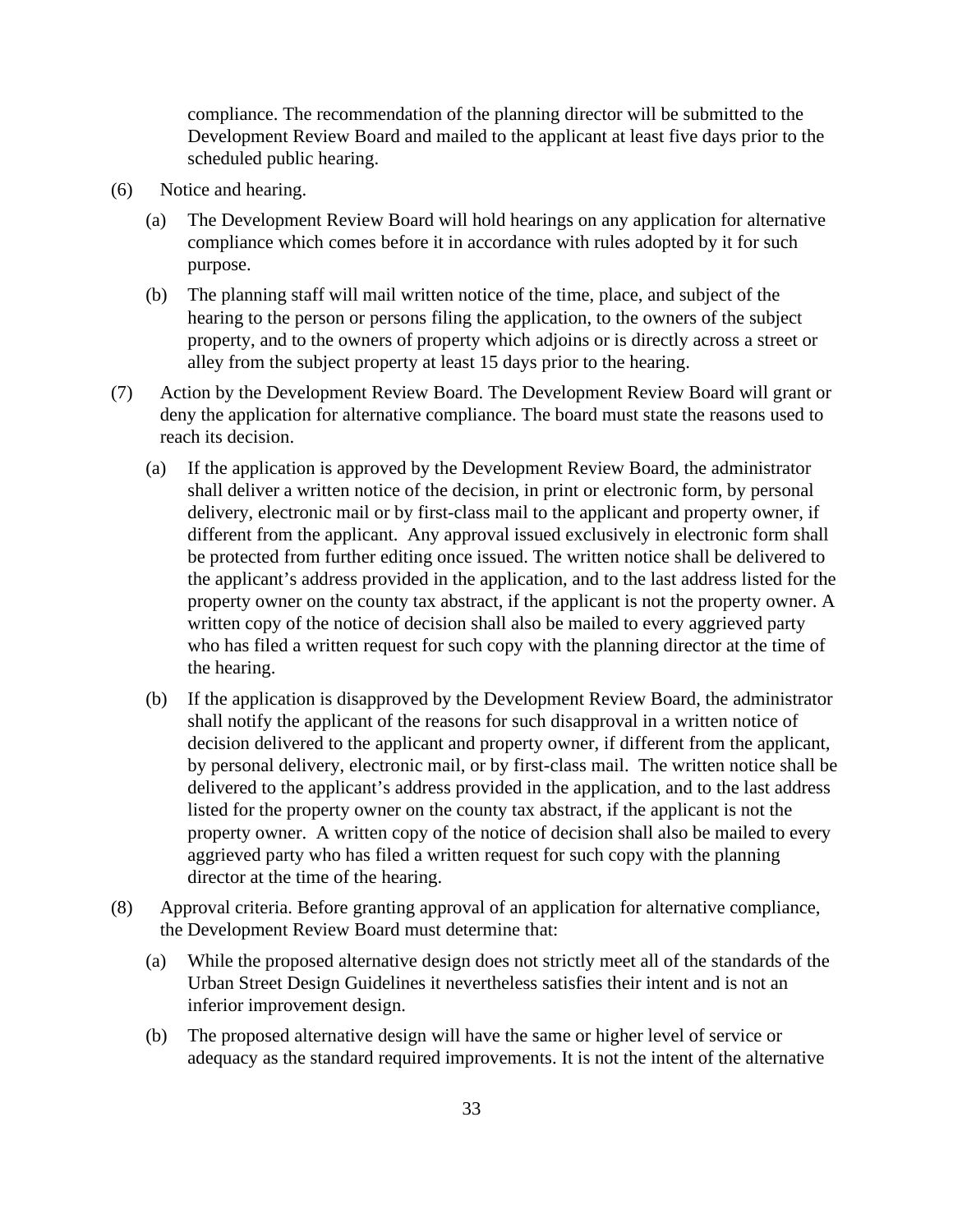compliance. The recommendation of the planning director will be submitted to the Development Review Board and mailed to the applicant at least five days prior to the scheduled public hearing.

(6) Notice and hearing.

   (a) The Development Review Board will hold hearings on any application for alternative compliance which comes before it in accordance with rules adopted by it for such purpose.

   (b) The planning staff will mail written notice of the time, place, and subject of the hearing to the person or persons filing the application, to the owners of the subject property, and to the owners of property which adjoins or is directly across a street or alley from the subject property at least 15 days prior to the hearing.

(7) Action by the Development Review Board. The Development Review Board will grant or deny the application for alternative compliance. The board must state the reasons used to reach its decision.

   (a) If the application is approved by the Development Review Board, the administrator shall deliver a written notice of the decision, in print or electronic form, by personal delivery, electronic mail or by first-class mail to the applicant and property owner, if different from the applicant. Any approval issued exclusively in electronic form shall be protected from further editing once issued. The written notice shall be delivered to the applicant's address provided in the application, and to the last address listed for the property owner on the county tax abstract, if the applicant is not the property owner. A written copy of the notice of decision shall also be mailed to every aggrieved party who has filed a written request for such copy with the planning director at the time of the hearing.

   (b) If the application is disapproved by the Development Review Board, the administrator shall notify the applicant of the reasons for such disapproval in a written notice of decision delivered to the applicant and property owner, if different from the applicant, by personal delivery, electronic mail, or by first-class mail. The written notice shall be delivered to the applicant's address provided in the application, and to the last address listed for the property owner on the county tax abstract, if the applicant is not the property owner. A written copy of the notice of decision shall also be mailed to every aggrieved party who has filed a written request for such copy with the planning director at the time of the hearing.

(8) Approval criteria. Before granting approval of an application for alternative compliance, the Development Review Board must determine that:

   (a) While the proposed alternative design does not strictly meet all of the standards of the Urban Street Design Guidelines it nevertheless satisfies their intent and is not an inferior improvement design.

   (b) The proposed alternative design will have the same or higher level of service or adequacy as the standard required improvements. It is not the intent of the alternative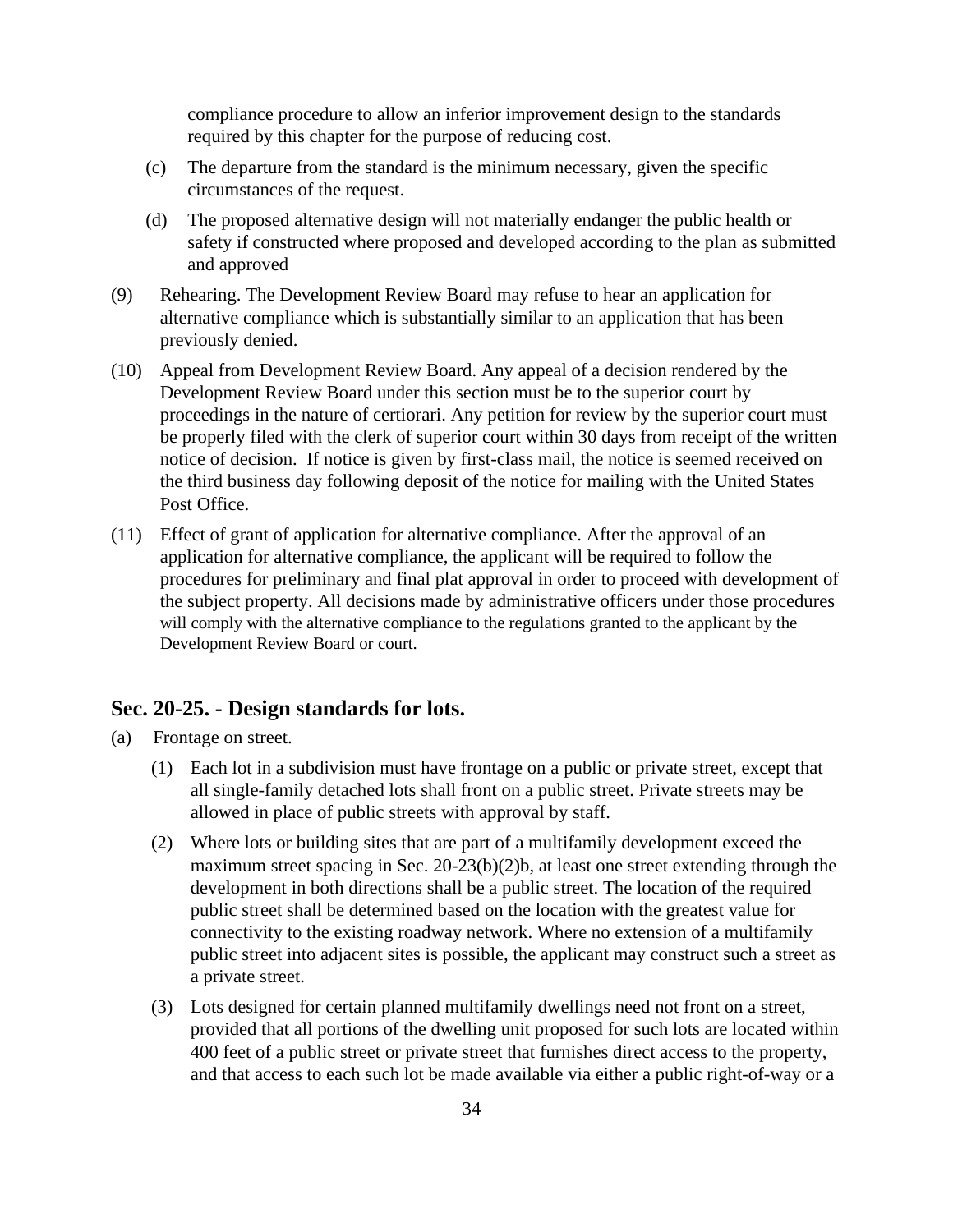compliance procedure to allow an inferior improvement design to the standards required by this chapter for the purpose of reducing cost.

(c) The departure from the standard is the minimum necessary, given the specific circumstances of the request.

(d) The proposed alternative design will not materially endanger the public health or safety if constructed where proposed and developed according to the plan as submitted and approved

(9) Rehearing. The Development Review Board may refuse to hear an application for alternative compliance which is substantially similar to an application that has been previously denied.

(10) Appeal from Development Review Board. Any appeal of a decision rendered by the Development Review Board under this section must be to the superior court by proceedings in the nature of certiorari. Any petition for review by the superior court must be properly filed with the clerk of superior court within 30 days from receipt of the written notice of decision. If notice is given by first-class mail, the notice is seemed received on the third business day following deposit of the notice for mailing with the United States Post Office.

(11) Effect of grant of application for alternative compliance. After the approval of an application for alternative compliance, the applicant will be required to follow the procedures for preliminary and final plat approval in order to proceed with development of the subject property. All decisions made by administrative officers under those procedures will comply with the alternative compliance to the regulations granted to the applicant by the Development Review Board or court.

## Sec. 20-25. - Design standards for lots.

(a) Frontage on street.

(1) Each lot in a subdivision must have frontage on a public or private street, except that all single-family detached lots shall front on a public street. Private streets may be allowed in place of public streets with approval by staff.

(2) Where lots or building sites that are part of a multifamily development exceed the maximum street spacing in Sec. 20-23(b)(2)b, at least one street extending through the development in both directions shall be a public street. The location of the required public street shall be determined based on the location with the greatest value for connectivity to the existing roadway network. Where no extension of a multifamily public street into adjacent sites is possible, the applicant may construct such a street as a private street.

(3) Lots designed for certain planned multifamily dwellings need not front on a street, provided that all portions of the dwelling unit proposed for such lots are located within 400 feet of a public street or private street that furnishes direct access to the property, and that access to each such lot be made available via either a public right-of-way or a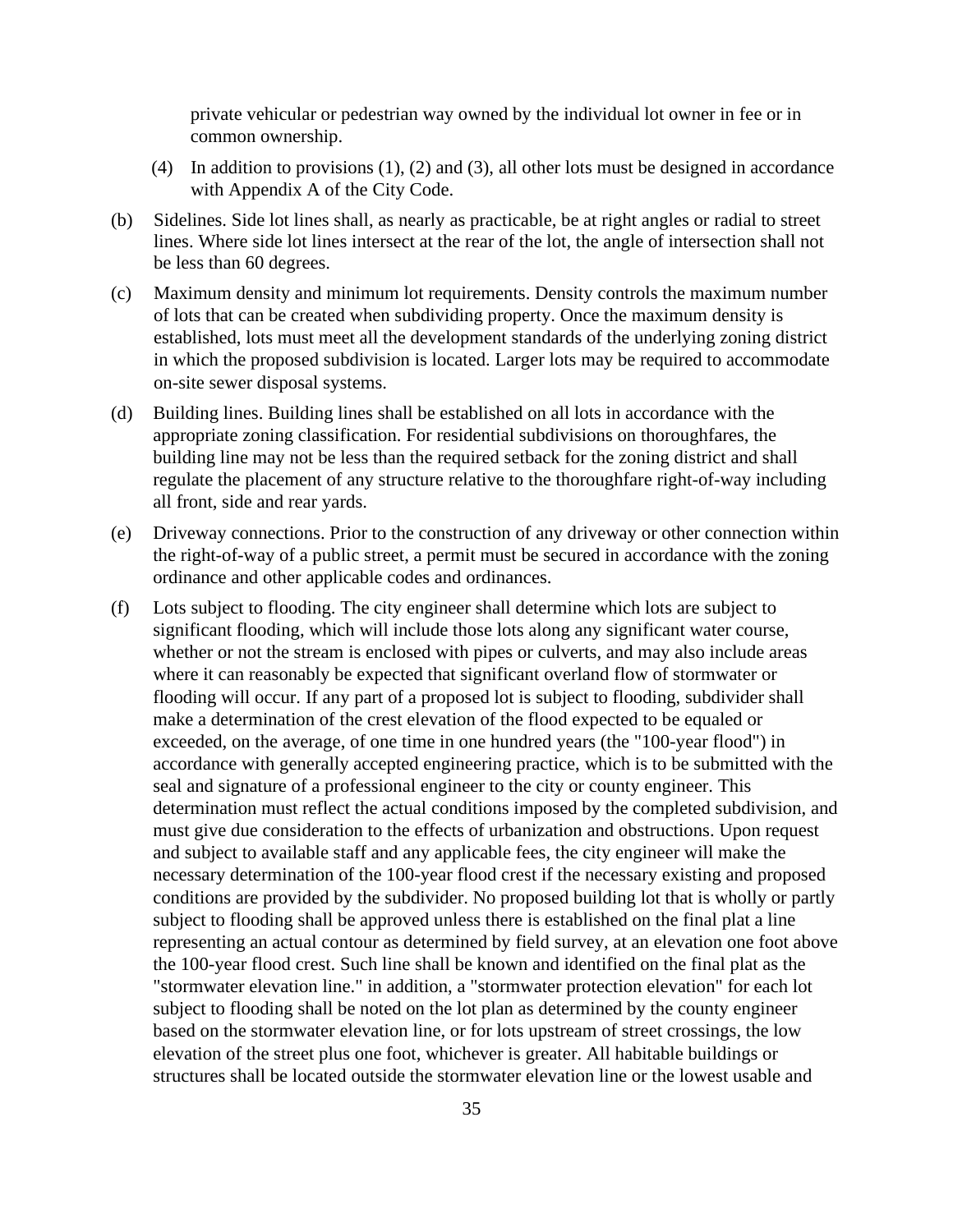private vehicular or pedestrian way owned by the individual lot owner in fee or in common ownership.

(4) In addition to provisions (1), (2) and (3), all other lots must be designed in accordance with Appendix A of the City Code.

(b) Sidelines. Side lot lines shall, as nearly as practicable, be at right angles or radial to street lines. Where side lot lines intersect at the rear of the lot, the angle of intersection shall not be less than 60 degrees.

(c) Maximum density and minimum lot requirements. Density controls the maximum number of lots that can be created when subdividing property. Once the maximum density is established, lots must meet all the development standards of the underlying zoning district in which the proposed subdivision is located. Larger lots may be required to accommodate on-site sewer disposal systems.

(d) Building lines. Building lines shall be established on all lots in accordance with the appropriate zoning classification. For residential subdivisions on thoroughfares, the building line may not be less than the required setback for the zoning district and shall regulate the placement of any structure relative to the thoroughfare right-of-way including all front, side and rear yards.

(e) Driveway connections. Prior to the construction of any driveway or other connection within the right-of-way of a public street, a permit must be secured in accordance with the zoning ordinance and other applicable codes and ordinances.

(f) Lots subject to flooding. The city engineer shall determine which lots are subject to significant flooding, which will include those lots along any significant water course, whether or not the stream is enclosed with pipes or culverts, and may also include areas where it can reasonably be expected that significant overland flow of stormwater or flooding will occur. If any part of a proposed lot is subject to flooding, subdivider shall make a determination of the crest elevation of the flood expected to be equaled or exceeded, on the average, of one time in one hundred years (the "100-year flood") in accordance with generally accepted engineering practice, which is to be submitted with the seal and signature of a professional engineer to the city or county engineer. This determination must reflect the actual conditions imposed by the completed subdivision, and must give due consideration to the effects of urbanization and obstructions. Upon request and subject to available staff and any applicable fees, the city engineer will make the necessary determination of the 100-year flood crest if the necessary existing and proposed conditions are provided by the subdivider. No proposed building lot that is wholly or partly subject to flooding shall be approved unless there is established on the final plat a line representing an actual contour as determined by field survey, at an elevation one foot above the 100-year flood crest. Such line shall be known and identified on the final plat as the "stormwater elevation line." in addition, a "stormwater protection elevation" for each lot subject to flooding shall be noted on the lot plan as determined by the county engineer based on the stormwater elevation line, or for lots upstream of street crossings, the low elevation of the street plus one foot, whichever is greater. All habitable buildings or structures shall be located outside the stormwater elevation line or the lowest usable and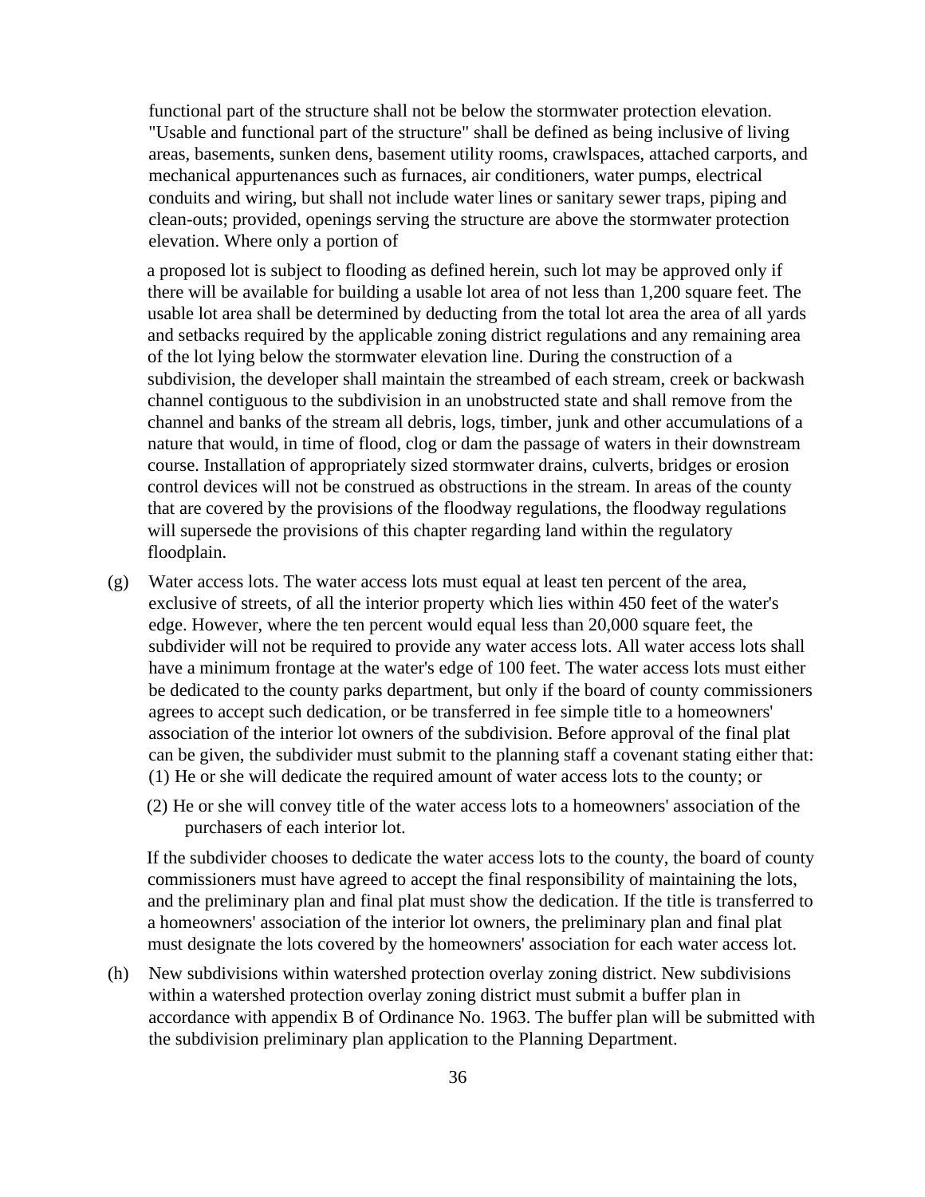functional part of the structure shall not be below the stormwater protection elevation. "Usable and functional part of the structure" shall be defined as being inclusive of living areas, basements, sunken dens, basement utility rooms, crawlspaces, attached carports, and mechanical appurtenances such as furnaces, air conditioners, water pumps, electrical conduits and wiring, but shall not include water lines or sanitary sewer traps, piping and clean-outs; provided, openings serving the structure are above the stormwater protection elevation. Where only a portion of a proposed lot is subject to flooding as defined herein, such lot may be approved only if there will be available for building a usable lot area of not less than 1,200 square feet. The usable lot area shall be determined by deducting from the total lot area the area of all yards and setbacks required by the applicable zoning district regulations and any remaining area of the lot lying below the stormwater elevation line. During the construction of a subdivision, the developer shall maintain the streambed of each stream, creek or backwash channel contiguous to the subdivision in an unobstructed state and shall remove from the channel and banks of the stream all debris, logs, timber, junk and other accumulations of a nature that would, in time of flood, clog or dam the passage of waters in their downstream course. Installation of appropriately sized stormwater drains, culverts, bridges or erosion control devices will not be construed as obstructions in the stream. In areas of the county that are covered by the provisions of the floodway regulations, the floodway regulations will supersede the provisions of this chapter regarding land within the regulatory floodplain.

(g) Water access lots. The water access lots must equal at least ten percent of the area, exclusive of streets, of all the interior property which lies within 450 feet of the water's edge. However, where the ten percent would equal less than 20,000 square feet, the subdivider will not be required to provide any water access lots. All water access lots shall have a minimum frontage at the water's edge of 100 feet. The water access lots must either be dedicated to the county parks department, but only if the board of county commissioners agrees to accept such dedication, or be transferred in fee simple title to a homeowners' association of the interior lot owners of the subdivision. Before approval of the final plat can be given, the subdivider must submit to the planning staff a covenant stating either that:
(1) He or she will dedicate the required amount of water access lots to the county; or

(2) He or she will convey title of the water access lots to a homeowners' association of the purchasers of each interior lot.

If the subdivider chooses to dedicate the water access lots to the county, the board of county commissioners must have agreed to accept the final responsibility of maintaining the lots, and the preliminary plan and final plat must show the dedication. If the title is transferred to a homeowners' association of the interior lot owners, the preliminary plan and final plat must designate the lots covered by the homeowners' association for each water access lot.

(h) New subdivisions within watershed protection overlay zoning district. New subdivisions within a watershed protection overlay zoning district must submit a buffer plan in accordance with appendix B of Ordinance No. 1963. The buffer plan will be submitted with the subdivision preliminary plan application to the Planning Department.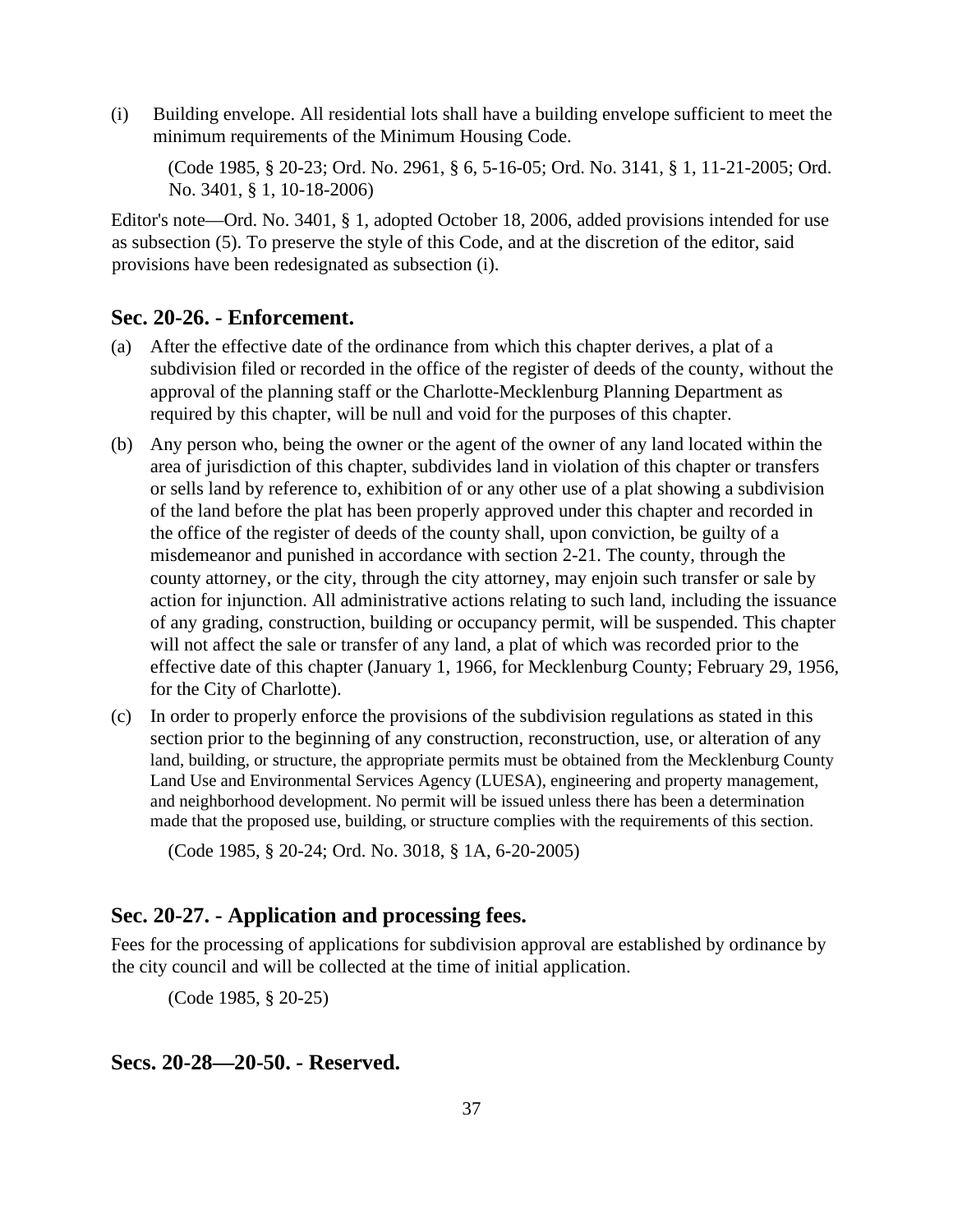(i) Building envelope. All residential lots shall have a building envelope sufficient to meet the minimum requirements of the Minimum Housing Code.

(Code 1985, § 20-23; Ord. No. 2961, § 6, 5-16-05; Ord. No. 3141, § 1, 11-21-2005; Ord. No. 3401, § 1, 10-18-2006)

Editor's note—Ord. No. 3401, § 1, adopted October 18, 2006, added provisions intended for use as subsection (5). To preserve the style of this Code, and at the discretion of the editor, said provisions have been redesignated as subsection (i).

## Sec. 20-26. - Enforcement.

(a) After the effective date of the ordinance from which this chapter derives, a plat of a subdivision filed or recorded in the office of the register of deeds of the county, without the approval of the planning staff or the Charlotte-Mecklenburg Planning Department as required by this chapter, will be null and void for the purposes of this chapter.

(b) Any person who, being the owner or the agent of the owner of any land located within the area of jurisdiction of this chapter, subdivides land in violation of this chapter or transfers or sells land by reference to, exhibition of or any other use of a plat showing a subdivision of the land before the plat has been properly approved under this chapter and recorded in the office of the register of deeds of the county shall, upon conviction, be guilty of a misdemeanor and punished in accordance with section 2-21. The county, through the county attorney, or the city, through the city attorney, may enjoin such transfer or sale by action for injunction. All administrative actions relating to such land, including the issuance of any grading, construction, building or occupancy permit, will be suspended. This chapter will not affect the sale or transfer of any land, a plat of which was recorded prior to the effective date of this chapter (January 1, 1966, for Mecklenburg County; February 29, 1956, for the City of Charlotte).

(c) In order to properly enforce the provisions of the subdivision regulations as stated in this section prior to the beginning of any construction, reconstruction, use, or alteration of any land, building, or structure, the appropriate permits must be obtained from the Mecklenburg County Land Use and Environmental Services Agency (LUESA), engineering and property management, and neighborhood development. No permit will be issued unless there has been a determination made that the proposed use, building, or structure complies with the requirements of this section.

(Code 1985, § 20-24; Ord. No. 3018, § 1A, 6-20-2005)

## Sec. 20-27. - Application and processing fees.

Fees for the processing of applications for subdivision approval are established by ordinance by the city council and will be collected at the time of initial application.

(Code 1985, § 20-25)

## Secs. 20-28—20-50. - Reserved.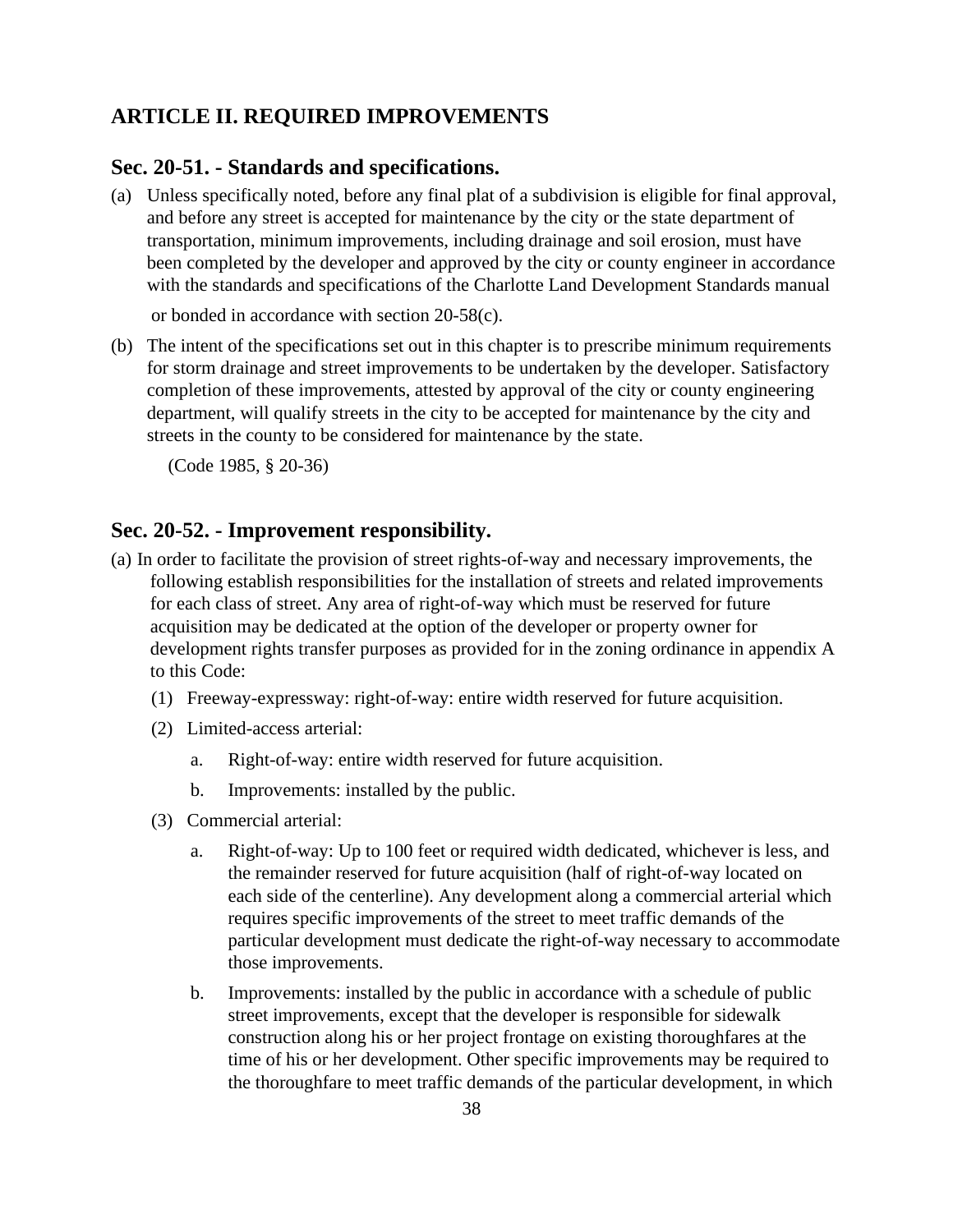## ARTICLE II. REQUIRED IMPROVEMENTS

### Sec. 20-51. - Standards and specifications.

(a) Unless specifically noted, before any final plat of a subdivision is eligible for final approval, and before any street is accepted for maintenance by the city or the state department of transportation, minimum improvements, including drainage and soil erosion, must have been completed by the developer and approved by the city or county engineer in accordance with the standards and specifications of the Charlotte Land Development Standards manual or bonded in accordance with section 20-58(c).

(b) The intent of the specifications set out in this chapter is to prescribe minimum requirements for storm drainage and street improvements to be undertaken by the developer. Satisfactory completion of these improvements, attested by approval of the city or county engineering department, will qualify streets in the city to be accepted for maintenance by the city and streets in the county to be considered for maintenance by the state.

(Code 1985, § 20-36)

### Sec. 20-52. - Improvement responsibility.

(a) In order to facilitate the provision of street rights-of-way and necessary improvements, the following establish responsibilities for the installation of streets and related improvements for each class of street. Any area of right-of-way which must be reserved for future acquisition may be dedicated at the option of the developer or property owner for development rights transfer purposes as provided for in the zoning ordinance in appendix A to this Code:

(1) Freeway-expressway: right-of-way: entire width reserved for future acquisition.

(2) Limited-access arterial:

a. Right-of-way: entire width reserved for future acquisition.

b. Improvements: installed by the public.

(3) Commercial arterial:

a. Right-of-way: Up to 100 feet or required width dedicated, whichever is less, and the remainder reserved for future acquisition (half of right-of-way located on each side of the centerline). Any development along a commercial arterial which requires specific improvements of the street to meet traffic demands of the particular development must dedicate the right-of-way necessary to accommodate those improvements.

b. Improvements: installed by the public in accordance with a schedule of public street improvements, except that the developer is responsible for sidewalk construction along his or her project frontage on existing thoroughfares at the time of his or her development. Other specific improvements may be required to the thoroughfare to meet traffic demands of the particular development, in which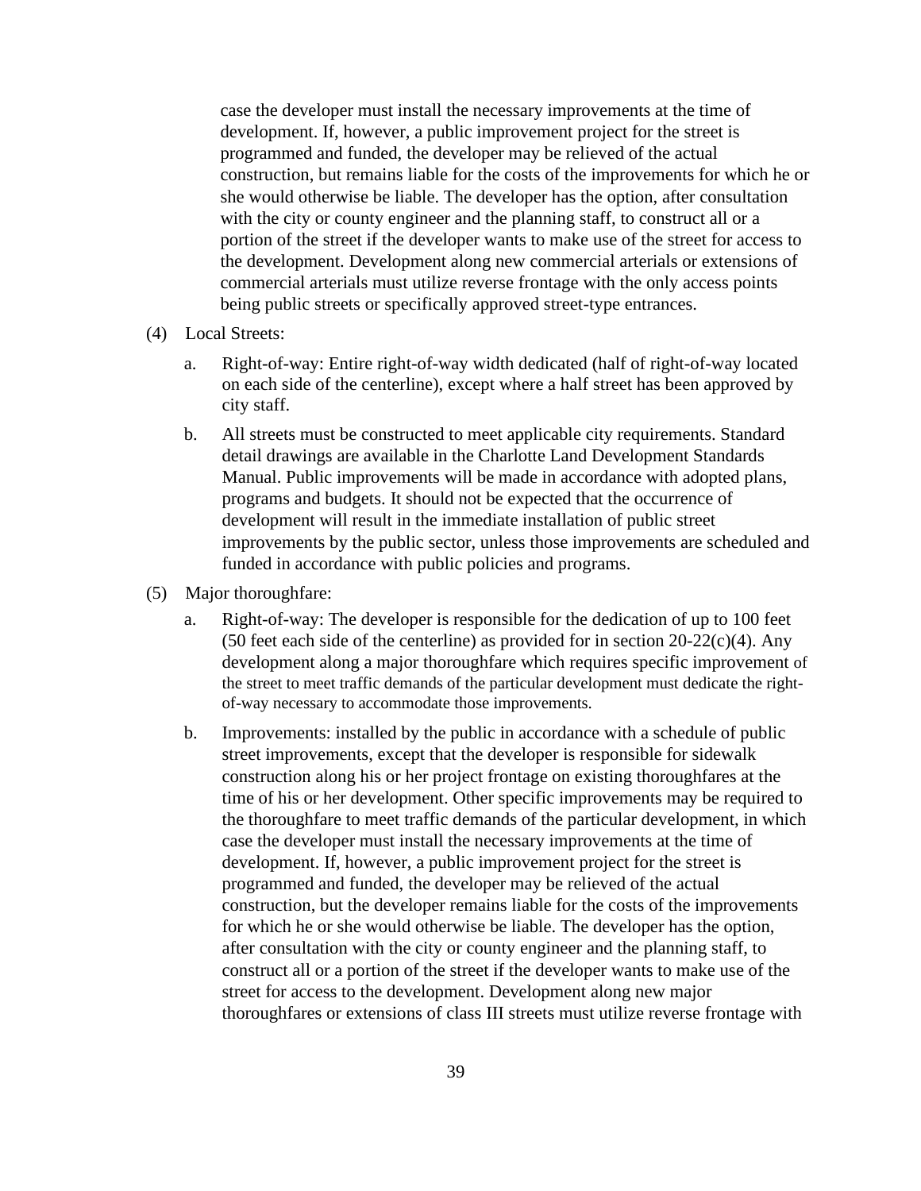case the developer must install the necessary improvements at the time of development. If, however, a public improvement project for the street is programmed and funded, the developer may be relieved of the actual construction, but remains liable for the costs of the improvements for which he or she would otherwise be liable. The developer has the option, after consultation with the city or county engineer and the planning staff, to construct all or a portion of the street if the developer wants to make use of the street for access to the development. Development along new commercial arterials or extensions of commercial arterials must utilize reverse frontage with the only access points being public streets or specifically approved street-type entrances.

(4) Local Streets:

a. Right-of-way: Entire right-of-way width dedicated (half of right-of-way located on each side of the centerline), except where a half street has been approved by city staff.

b. All streets must be constructed to meet applicable city requirements. Standard detail drawings are available in the Charlotte Land Development Standards Manual. Public improvements will be made in accordance with adopted plans, programs and budgets. It should not be expected that the occurrence of development will result in the immediate installation of public street improvements by the public sector, unless those improvements are scheduled and funded in accordance with public policies and programs.

(5) Major thoroughfare:

a. Right-of-way: The developer is responsible for the dedication of up to 100 feet (50 feet each side of the centerline) as provided for in section 20-22(c)(4). Any development along a major thoroughfare which requires specific improvement of the street to meet traffic demands of the particular development must dedicate the right-of-way necessary to accommodate those improvements.

b. Improvements: installed by the public in accordance with a schedule of public street improvements, except that the developer is responsible for sidewalk construction along his or her project frontage on existing thoroughfares at the time of his or her development. Other specific improvements may be required to the thoroughfare to meet traffic demands of the particular development, in which case the developer must install the necessary improvements at the time of development. If, however, a public improvement project for the street is programmed and funded, the developer may be relieved of the actual construction, but the developer remains liable for the costs of the improvements for which he or she would otherwise be liable. The developer has the option, after consultation with the city or county engineer and the planning staff, to construct all or a portion of the street if the developer wants to make use of the street for access to the development. Development along new major thoroughfares or extensions of class III streets must utilize reverse frontage with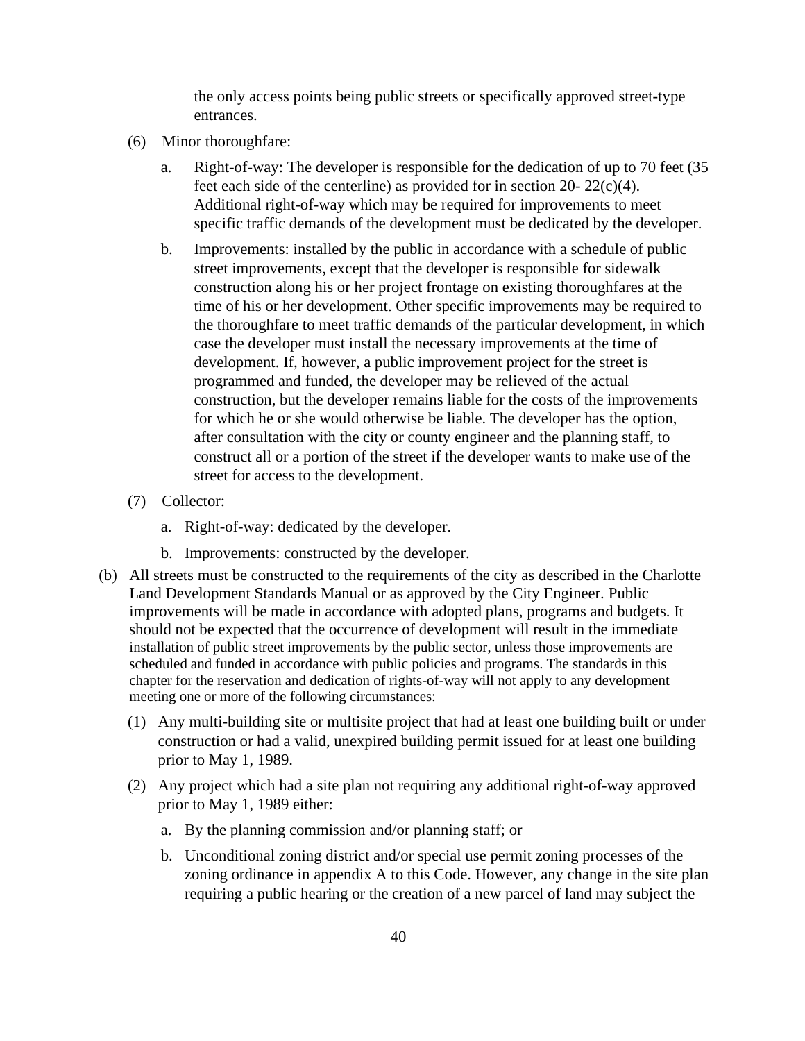the only access points being public streets or specifically approved street-type entrances.

(6) Minor thoroughfare:

a. Right-of-way: The developer is responsible for the dedication of up to 70 feet (35 feet each side of the centerline) as provided for in section 20- 22(c)(4). Additional right-of-way which may be required for improvements to meet specific traffic demands of the development must be dedicated by the developer.

b. Improvements: installed by the public in accordance with a schedule of public street improvements, except that the developer is responsible for sidewalk construction along his or her project frontage on existing thoroughfares at the time of his or her development. Other specific improvements may be required to the thoroughfare to meet traffic demands of the particular development, in which case the developer must install the necessary improvements at the time of development. If, however, a public improvement project for the street is programmed and funded, the developer may be relieved of the actual construction, but the developer remains liable for the costs of the improvements for which he or she would otherwise be liable. The developer has the option, after consultation with the city or county engineer and the planning staff, to construct all or a portion of the street if the developer wants to make use of the street for access to the development.

(7) Collector:

a. Right-of-way: dedicated by the developer.

b. Improvements: constructed by the developer.

(b) All streets must be constructed to the requirements of the city as described in the Charlotte Land Development Standards Manual or as approved by the City Engineer. Public improvements will be made in accordance with adopted plans, programs and budgets. It should not be expected that the occurrence of development will result in the immediate installation of public street improvements by the public sector, unless those improvements are scheduled and funded in accordance with public policies and programs. The standards in this chapter for the reservation and dedication of rights-of-way will not apply to any development meeting one or more of the following circumstances:

(1) Any multi-building site or multisite project that had at least one building built or under construction or had a valid, unexpired building permit issued for at least one building prior to May 1, 1989.

(2) Any project which had a site plan not requiring any additional right-of-way approved prior to May 1, 1989 either:

a. By the planning commission and/or planning staff; or

b. Unconditional zoning district and/or special use permit zoning processes of the zoning ordinance in appendix A to this Code. However, any change in the site plan requiring a public hearing or the creation of a new parcel of land may subject the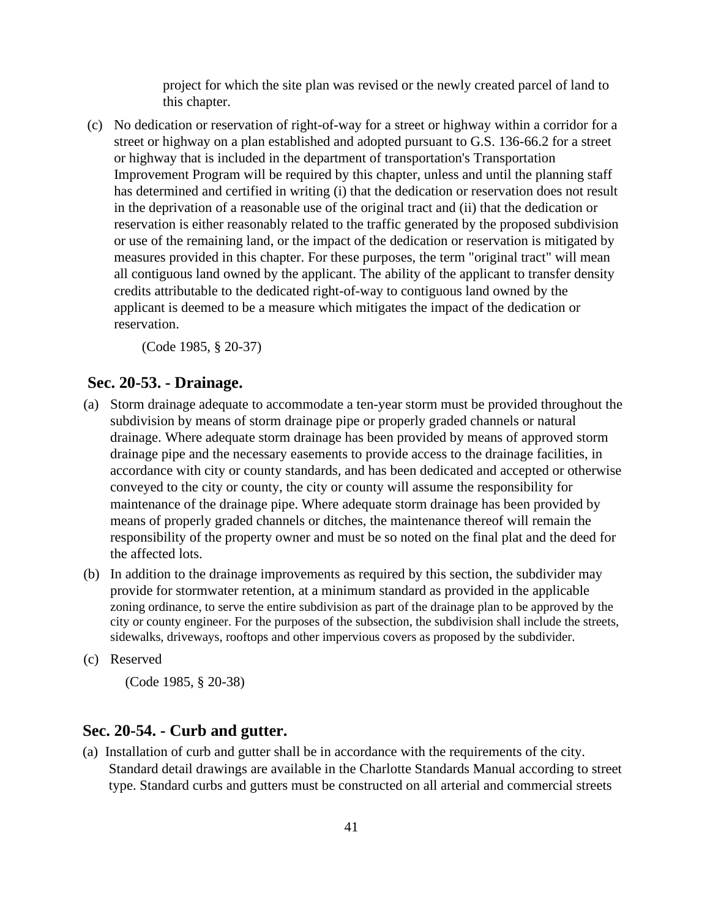project for which the site plan was revised or the newly created parcel of land to this chapter.

(c) No dedication or reservation of right-of-way for a street or highway within a corridor for a street or highway on a plan established and adopted pursuant to G.S. 136-66.2 for a street or highway that is included in the department of transportation's Transportation Improvement Program will be required by this chapter, unless and until the planning staff has determined and certified in writing (i) that the dedication or reservation does not result in the deprivation of a reasonable use of the original tract and (ii) that the dedication or reservation is either reasonably related to the traffic generated by the proposed subdivision or use of the remaining land, or the impact of the dedication or reservation is mitigated by measures provided in this chapter. For these purposes, the term "original tract" will mean all contiguous land owned by the applicant. The ability of the applicant to transfer density credits attributable to the dedicated right-of-way to contiguous land owned by the applicant is deemed to be a measure which mitigates the impact of the dedication or reservation.

(Code 1985, § 20-37)

## Sec. 20-53. - Drainage.

(a) Storm drainage adequate to accommodate a ten-year storm must be provided throughout the subdivision by means of storm drainage pipe or properly graded channels or natural drainage. Where adequate storm drainage has been provided by means of approved storm drainage pipe and the necessary easements to provide access to the drainage facilities, in accordance with city or county standards, and has been dedicated and accepted or otherwise conveyed to the city or county, the city or county will assume the responsibility for maintenance of the drainage pipe. Where adequate storm drainage has been provided by means of properly graded channels or ditches, the maintenance thereof will remain the responsibility of the property owner and must be so noted on the final plat and the deed for the affected lots.

(b) In addition to the drainage improvements as required by this section, the subdivider may provide for stormwater retention, at a minimum standard as provided in the applicable zoning ordinance, to serve the entire subdivision as part of the drainage plan to be approved by the city or county engineer. For the purposes of the subsection, the subdivision shall include the streets, sidewalks, driveways, rooftops and other impervious covers as proposed by the subdivider.

(c) Reserved

(Code 1985, § 20-38)

## Sec. 20-54. - Curb and gutter.

(a) Installation of curb and gutter shall be in accordance with the requirements of the city. Standard detail drawings are available in the Charlotte Standards Manual according to street type. Standard curbs and gutters must be constructed on all arterial and commercial streets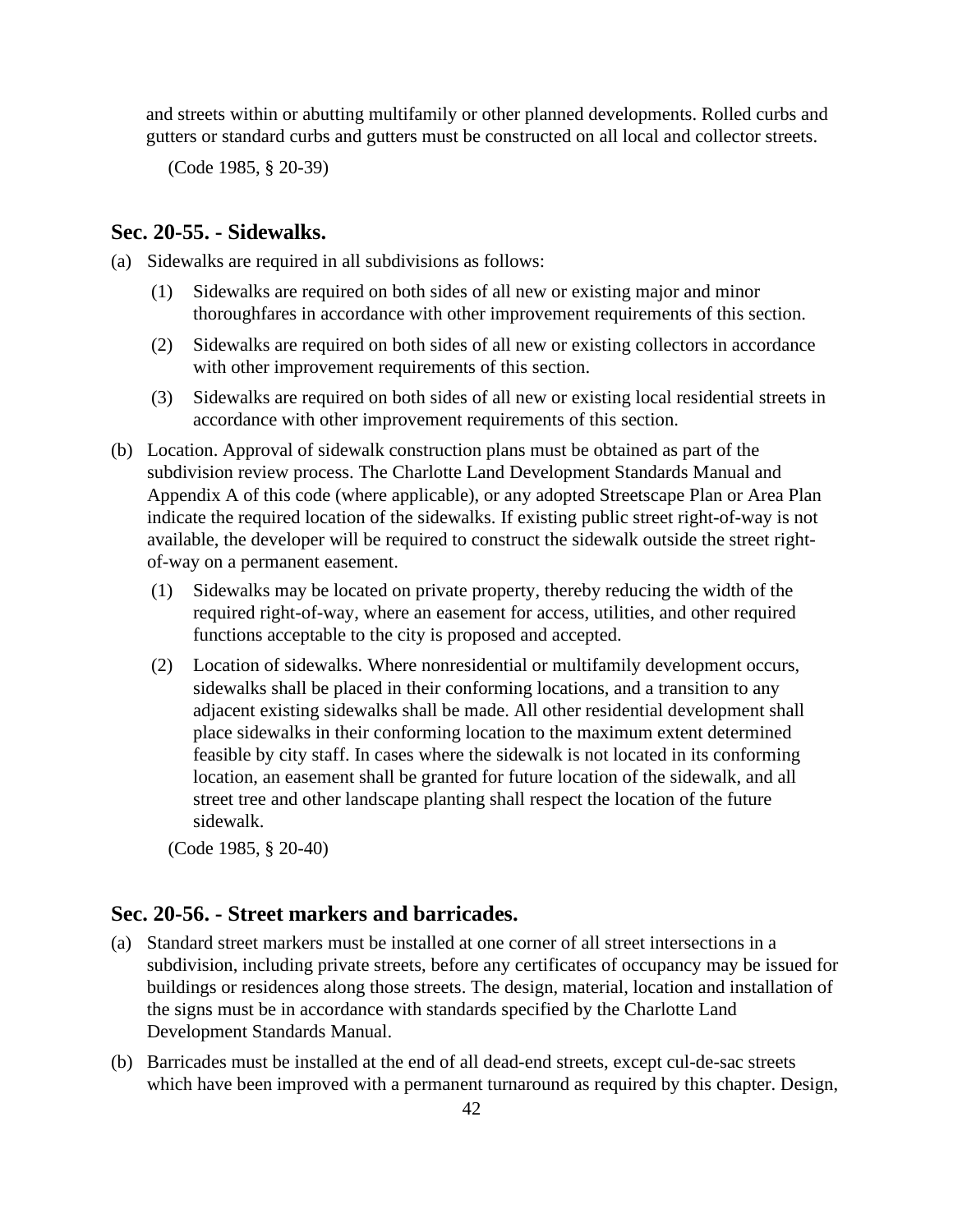and streets within or abutting multifamily or other planned developments. Rolled curbs and gutters or standard curbs and gutters must be constructed on all local and collector streets.

(Code 1985, § 20-39)

## Sec. 20-55. - Sidewalks.

(a) Sidewalks are required in all subdivisions as follows:

(1) Sidewalks are required on both sides of all new or existing major and minor thoroughfares in accordance with other improvement requirements of this section.

(2) Sidewalks are required on both sides of all new or existing collectors in accordance with other improvement requirements of this section.

(3) Sidewalks are required on both sides of all new or existing local residential streets in accordance with other improvement requirements of this section.

(b) Location. Approval of sidewalk construction plans must be obtained as part of the subdivision review process. The Charlotte Land Development Standards Manual and Appendix A of this code (where applicable), or any adopted Streetscape Plan or Area Plan indicate the required location of the sidewalks. If existing public street right-of-way is not available, the developer will be required to construct the sidewalk outside the street right-of-way on a permanent easement.

(1) Sidewalks may be located on private property, thereby reducing the width of the required right-of-way, where an easement for access, utilities, and other required functions acceptable to the city is proposed and accepted.

(2) Location of sidewalks. Where nonresidential or multifamily development occurs, sidewalks shall be placed in their conforming locations, and a transition to any adjacent existing sidewalks shall be made. All other residential development shall place sidewalks in their conforming location to the maximum extent determined feasible by city staff. In cases where the sidewalk is not located in its conforming location, an easement shall be granted for future location of the sidewalk, and all street tree and other landscape planting shall respect the location of the future sidewalk.

(Code 1985, § 20-40)

## Sec. 20-56. - Street markers and barricades.

(a) Standard street markers must be installed at one corner of all street intersections in a subdivision, including private streets, before any certificates of occupancy may be issued for buildings or residences along those streets. The design, material, location and installation of the signs must be in accordance with standards specified by the Charlotte Land Development Standards Manual.

(b) Barricades must be installed at the end of all dead-end streets, except cul-de-sac streets which have been improved with a permanent turnaround as required by this chapter. Design,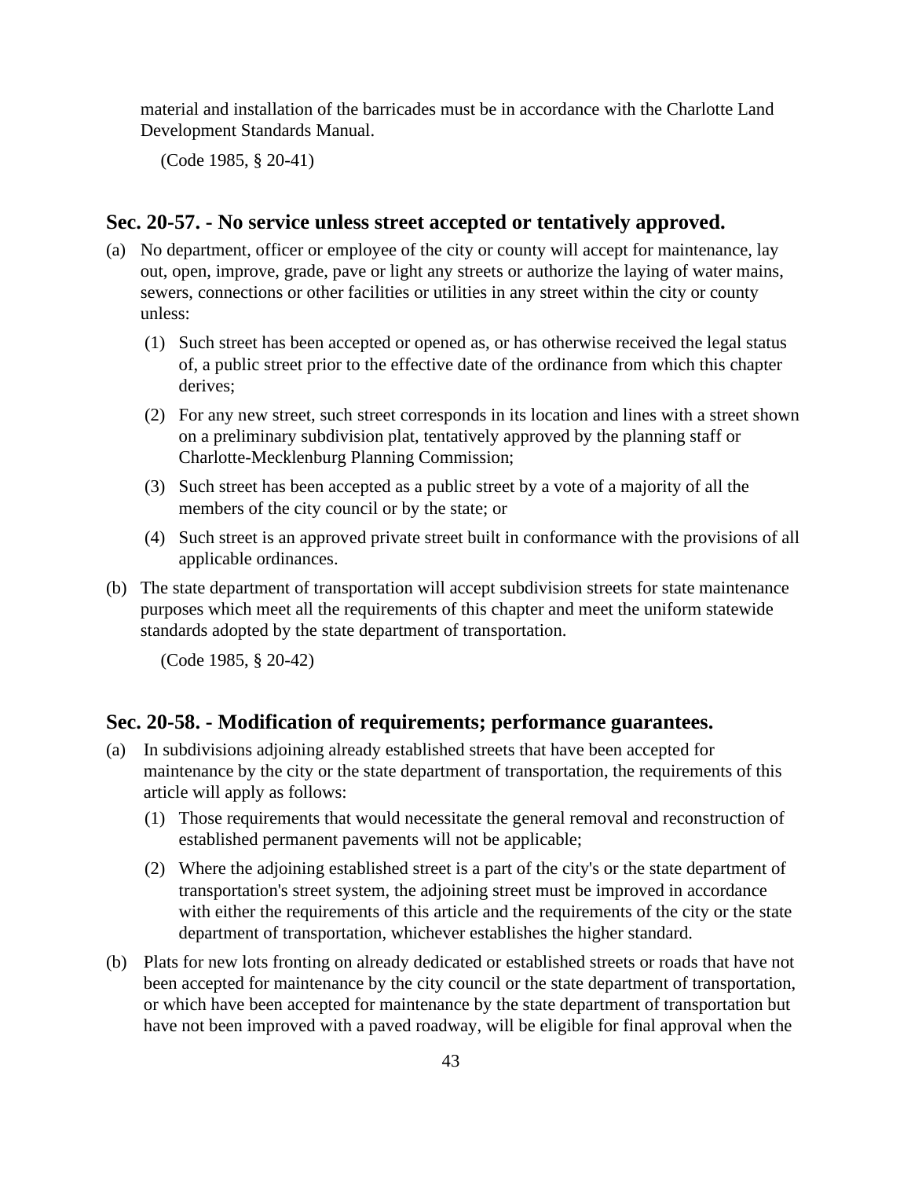material and installation of the barricades must be in accordance with the Charlotte Land Development Standards Manual.

(Code 1985, § 20-41)

## Sec. 20-57. - No service unless street accepted or tentatively approved.

(a) No department, officer or employee of the city or county will accept for maintenance, lay out, open, improve, grade, pave or light any streets or authorize the laying of water mains, sewers, connections or other facilities or utilities in any street within the city or county unless:

(1) Such street has been accepted or opened as, or has otherwise received the legal status of, a public street prior to the effective date of the ordinance from which this chapter derives;

(2) For any new street, such street corresponds in its location and lines with a street shown on a preliminary subdivision plat, tentatively approved by the planning staff or Charlotte-Mecklenburg Planning Commission;

(3) Such street has been accepted as a public street by a vote of a majority of all the members of the city council or by the state; or

(4) Such street is an approved private street built in conformance with the provisions of all applicable ordinances.

(b) The state department of transportation will accept subdivision streets for state maintenance purposes which meet all the requirements of this chapter and meet the uniform statewide standards adopted by the state department of transportation.

(Code 1985, § 20-42)

## Sec. 20-58. - Modification of requirements; performance guarantees.

(a) In subdivisions adjoining already established streets that have been accepted for maintenance by the city or the state department of transportation, the requirements of this article will apply as follows:

(1) Those requirements that would necessitate the general removal and reconstruction of established permanent pavements will not be applicable;

(2) Where the adjoining established street is a part of the city's or the state department of transportation's street system, the adjoining street must be improved in accordance with either the requirements of this article and the requirements of the city or the state department of transportation, whichever establishes the higher standard.

(b) Plats for new lots fronting on already dedicated or established streets or roads that have not been accepted for maintenance by the city council or the state department of transportation, or which have been accepted for maintenance by the state department of transportation but have not been improved with a paved roadway, will be eligible for final approval when the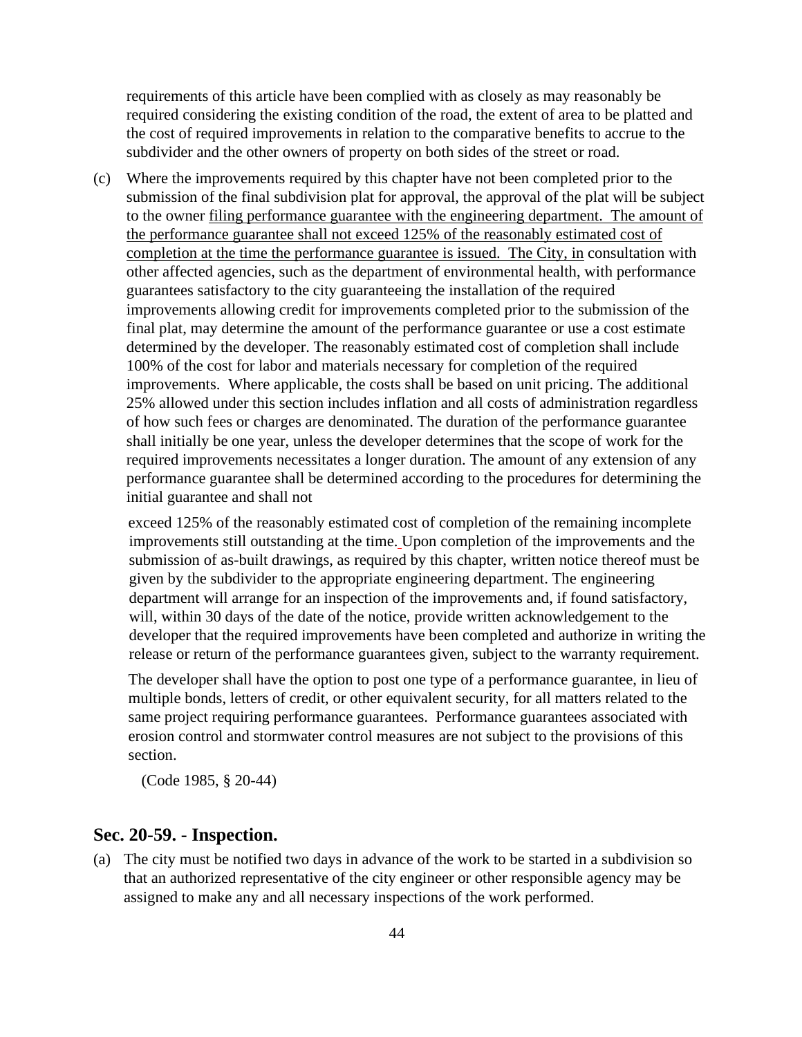requirements of this article have been complied with as closely as may reasonably be required considering the existing condition of the road, the extent of area to be platted and the cost of required improvements in relation to the comparative benefits to accrue to the subdivider and the other owners of property on both sides of the street or road.

(c) Where the improvements required by this chapter have not been completed prior to the submission of the final subdivision plat for approval, the approval of the plat will be subject to the owner filing performance guarantee with the engineering department. The amount of the performance guarantee shall not exceed 125% of the reasonably estimated cost of completion at the time the performance guarantee is issued. The City, in consultation with other affected agencies, such as the department of environmental health, with performance guarantees satisfactory to the city guaranteeing the installation of the required improvements allowing credit for improvements completed prior to the submission of the final plat, may determine the amount of the performance guarantee or use a cost estimate determined by the developer. The reasonably estimated cost of completion shall include 100% of the cost for labor and materials necessary for completion of the required improvements. Where applicable, the costs shall be based on unit pricing. The additional 25% allowed under this section includes inflation and all costs of administration regardless of how such fees or charges are denominated. The duration of the performance guarantee shall initially be one year, unless the developer determines that the scope of work for the required improvements necessitates a longer duration. The amount of any extension of any performance guarantee shall be determined according to the procedures for determining the initial guarantee and shall not exceed 125% of the reasonably estimated cost of completion of the remaining incomplete improvements still outstanding at the time. Upon completion of the improvements and the submission of as-built drawings, as required by this chapter, written notice thereof must be given by the subdivider to the appropriate engineering department. The engineering department will arrange for an inspection of the improvements and, if found satisfactory, will, within 30 days of the date of the notice, provide written acknowledgement to the developer that the required improvements have been completed and authorize in writing the release or return of the performance guarantees given, subject to the warranty requirement.

The developer shall have the option to post one type of a performance guarantee, in lieu of multiple bonds, letters of credit, or other equivalent security, for all matters related to the same project requiring performance guarantees. Performance guarantees associated with erosion control and stormwater control measures are not subject to the provisions of this section.

(Code 1985, § 20-44)

## Sec. 20-59. - Inspection.

(a) The city must be notified two days in advance of the work to be started in a subdivision so that an authorized representative of the city engineer or other responsible agency may be assigned to make any and all necessary inspections of the work performed.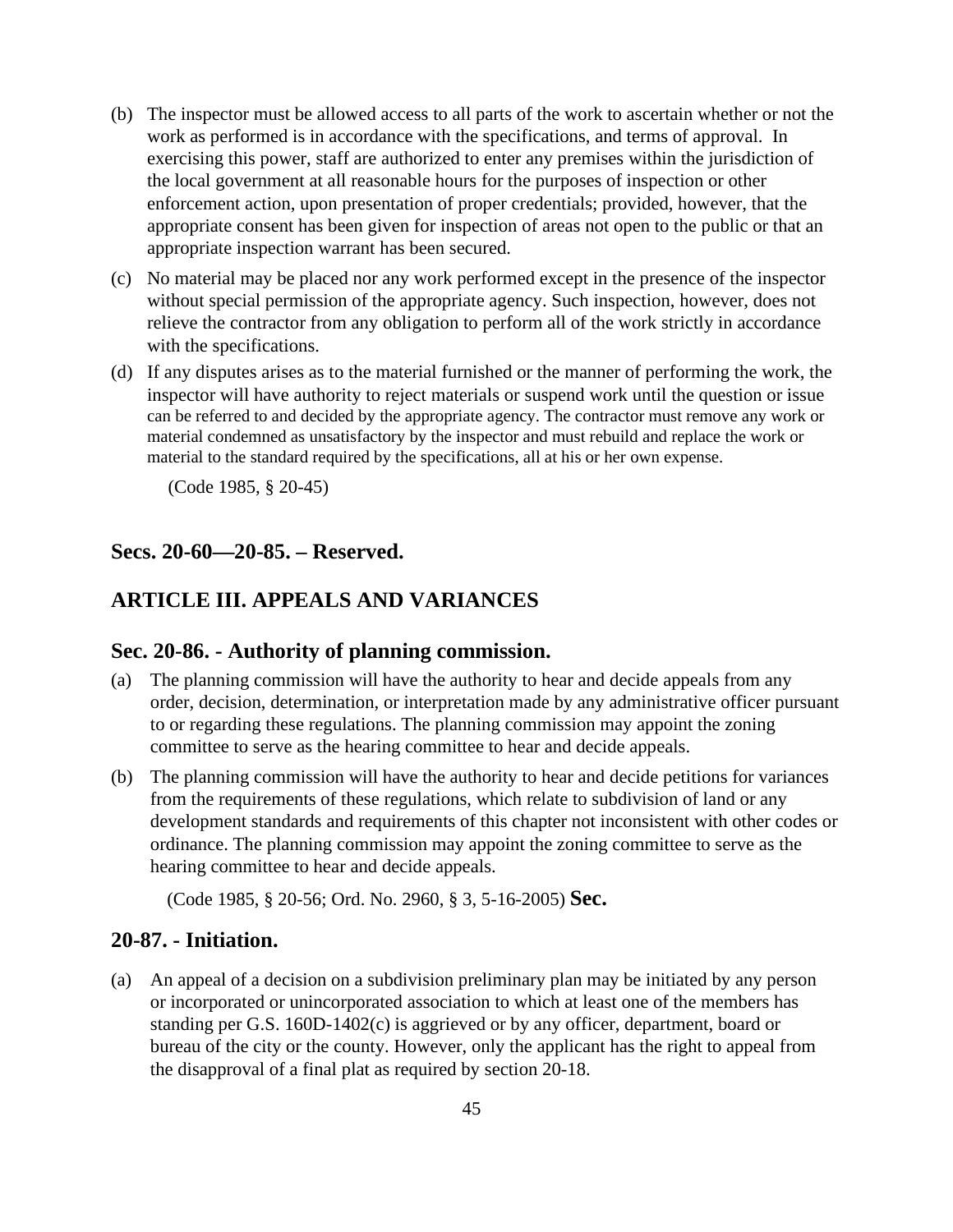(b) The inspector must be allowed access to all parts of the work to ascertain whether or not the work as performed is in accordance with the specifications, and terms of approval. In exercising this power, staff are authorized to enter any premises within the jurisdiction of the local government at all reasonable hours for the purposes of inspection or other enforcement action, upon presentation of proper credentials; provided, however, that the appropriate consent has been given for inspection of areas not open to the public or that an appropriate inspection warrant has been secured.

(c) No material may be placed nor any work performed except in the presence of the inspector without special permission of the appropriate agency. Such inspection, however, does not relieve the contractor from any obligation to perform all of the work strictly in accordance with the specifications.

(d) If any disputes arises as to the material furnished or the manner of performing the work, the inspector will have authority to reject materials or suspend work until the question or issue can be referred to and decided by the appropriate agency. The contractor must remove any work or material condemned as unsatisfactory by the inspector and must rebuild and replace the work or material to the standard required by the specifications, all at his or her own expense.

(Code 1985, § 20-45)

## Secs. 20-60—20-85. – Reserved.

## ARTICLE III. APPEALS AND VARIANCES

### Sec. 20-86. - Authority of planning commission.

(a) The planning commission will have the authority to hear and decide appeals from any order, decision, determination, or interpretation made by any administrative officer pursuant to or regarding these regulations. The planning commission may appoint the zoning committee to serve as the hearing committee to hear and decide appeals.

(b) The planning commission will have the authority to hear and decide petitions for variances from the requirements of these regulations, which relate to subdivision of land or any development standards and requirements of this chapter not inconsistent with other codes or ordinance. The planning commission may appoint the zoning committee to serve as the hearing committee to hear and decide appeals.

(Code 1985, § 20-56; Ord. No. 2960, § 3, 5-16-2005)

### Sec. 20-87. - Initiation.

(a) An appeal of a decision on a subdivision preliminary plan may be initiated by any person or incorporated or unincorporated association to which at least one of the members has standing per G.S. 160D-1402(c) is aggrieved or by any officer, department, board or bureau of the city or the county. However, only the applicant has the right to appeal from the disapproval of a final plat as required by section 20-18.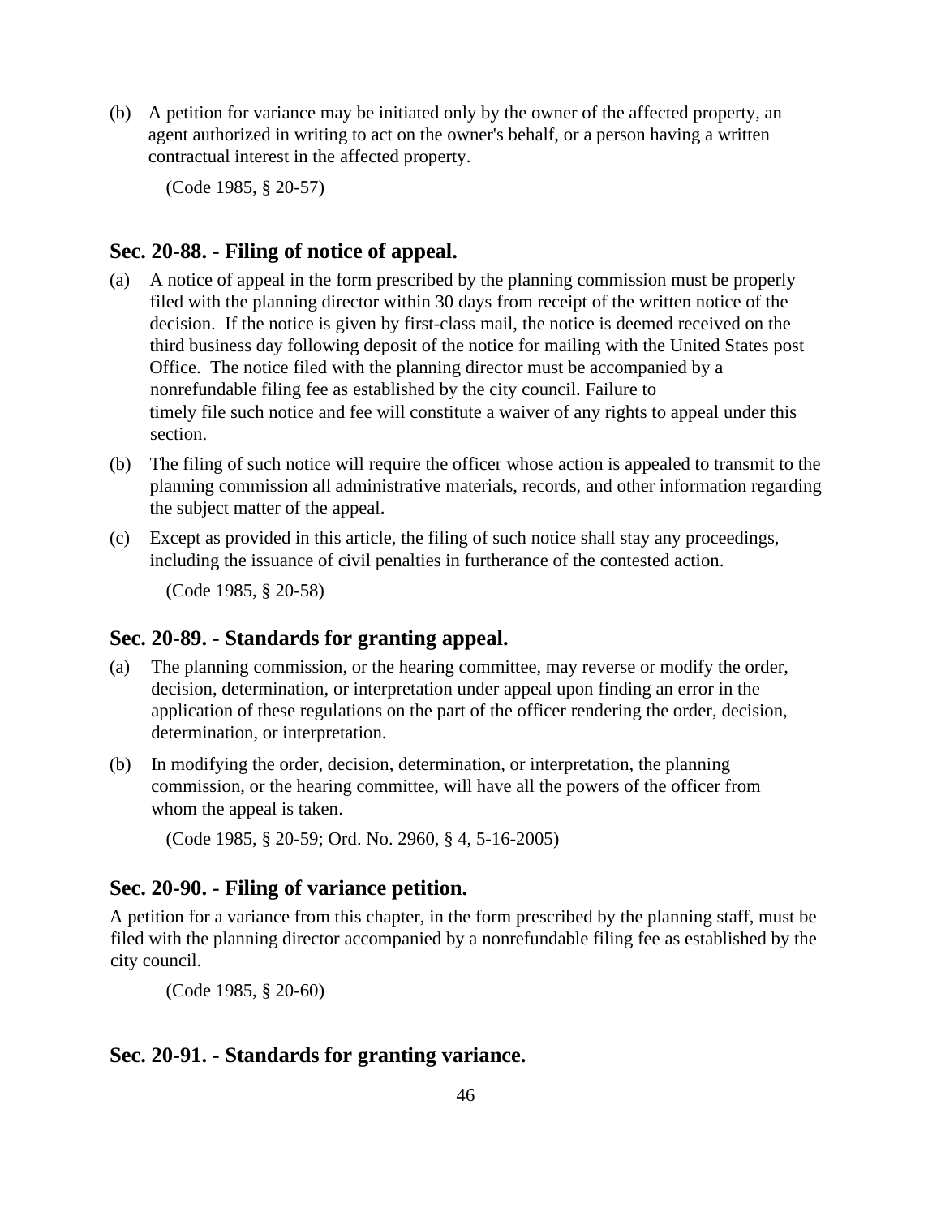(b) A petition for variance may be initiated only by the owner of the affected property, an agent authorized in writing to act on the owner's behalf, or a person having a written contractual interest in the affected property.

(Code 1985, § 20-57)

## Sec. 20-88. - Filing of notice of appeal.

(a) A notice of appeal in the form prescribed by the planning commission must be properly filed with the planning director within 30 days from receipt of the written notice of the decision. If the notice is given by first-class mail, the notice is deemed received on the third business day following deposit of the notice for mailing with the United States post Office. The notice filed with the planning director must be accompanied by a nonrefundable filing fee as established by the city council. Failure to timely file such notice and fee will constitute a waiver of any rights to appeal under this section.

(b) The filing of such notice will require the officer whose action is appealed to transmit to the planning commission all administrative materials, records, and other information regarding the subject matter of the appeal.

(c) Except as provided in this article, the filing of such notice shall stay any proceedings, including the issuance of civil penalties in furtherance of the contested action.

(Code 1985, § 20-58)

## Sec. 20-89. - Standards for granting appeal.

(a) The planning commission, or the hearing committee, may reverse or modify the order, decision, determination, or interpretation under appeal upon finding an error in the application of these regulations on the part of the officer rendering the order, decision, determination, or interpretation.

(b) In modifying the order, decision, determination, or interpretation, the planning commission, or the hearing committee, will have all the powers of the officer from whom the appeal is taken.

(Code 1985, § 20-59; Ord. No. 2960, § 4, 5-16-2005)

## Sec. 20-90. - Filing of variance petition.

A petition for a variance from this chapter, in the form prescribed by the planning staff, must be filed with the planning director accompanied by a nonrefundable filing fee as established by the city council.

(Code 1985, § 20-60)

## Sec. 20-91. - Standards for granting variance.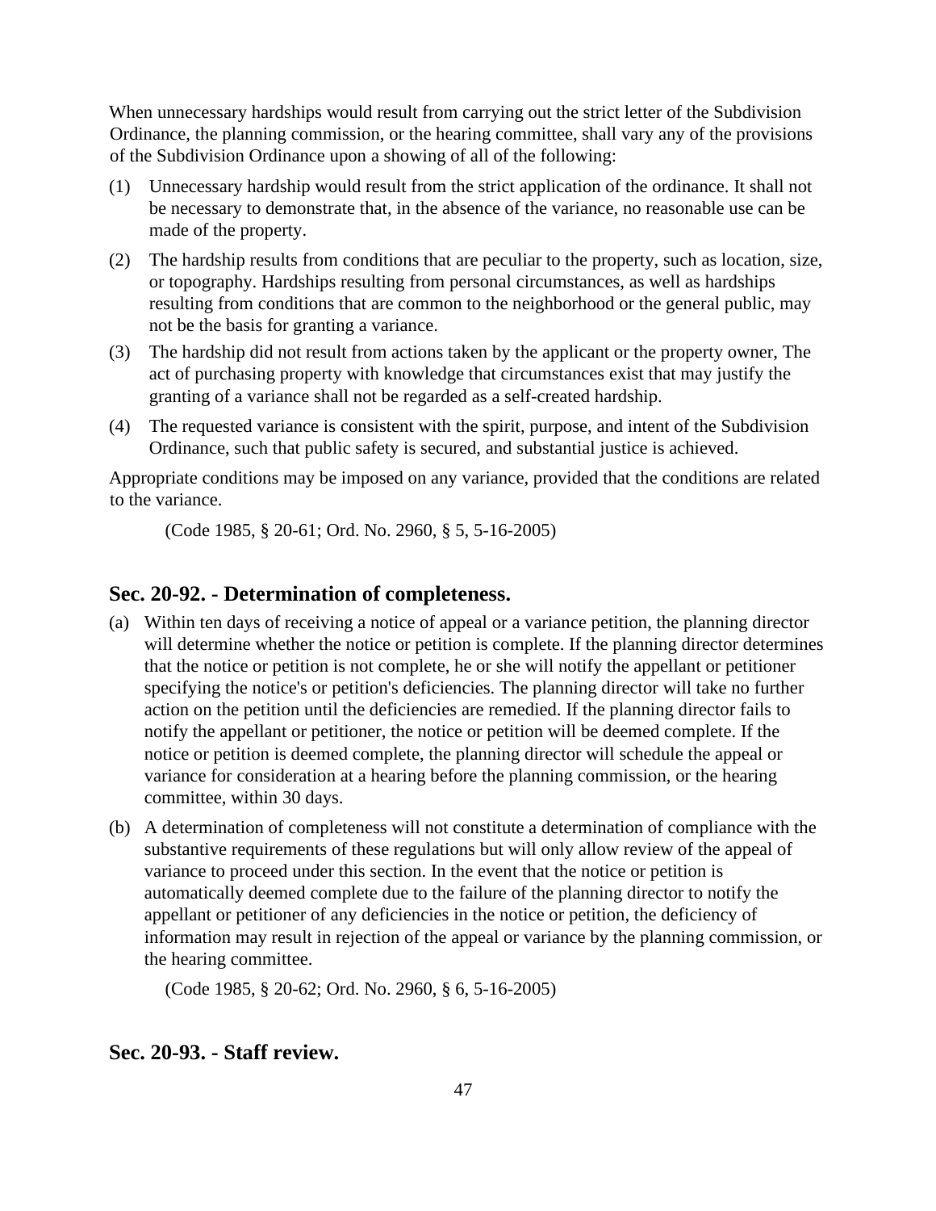When unnecessary hardships would result from carrying out the strict letter of the Subdivision Ordinance, the planning commission, or the hearing committee, shall vary any of the provisions of the Subdivision Ordinance upon a showing of all of the following:

(1) Unnecessary hardship would result from the strict application of the ordinance. It shall not be necessary to demonstrate that, in the absence of the variance, no reasonable use can be made of the property.

(2) The hardship results from conditions that are peculiar to the property, such as location, size, or topography. Hardships resulting from personal circumstances, as well as hardships resulting from conditions that are common to the neighborhood or the general public, may not be the basis for granting a variance.

(3) The hardship did not result from actions taken by the applicant or the property owner, The act of purchasing property with knowledge that circumstances exist that may justify the granting of a variance shall not be regarded as a self-created hardship.

(4) The requested variance is consistent with the spirit, purpose, and intent of the Subdivision Ordinance, such that public safety is secured, and substantial justice is achieved.

Appropriate conditions may be imposed on any variance, provided that the conditions are related to the variance.

(Code 1985, § 20-61; Ord. No. 2960, § 5, 5-16-2005)

## Sec. 20-92. - Determination of completeness.

(a) Within ten days of receiving a notice of appeal or a variance petition, the planning director will determine whether the notice or petition is complete. If the planning director determines that the notice or petition is not complete, he or she will notify the appellant or petitioner specifying the notice's or petition's deficiencies. The planning director will take no further action on the petition until the deficiencies are remedied. If the planning director fails to notify the appellant or petitioner, the notice or petition will be deemed complete. If the notice or petition is deemed complete, the planning director will schedule the appeal or variance for consideration at a hearing before the planning commission, or the hearing committee, within 30 days.

(b) A determination of completeness will not constitute a determination of compliance with the substantive requirements of these regulations but will only allow review of the appeal of variance to proceed under this section. In the event that the notice or petition is automatically deemed complete due to the failure of the planning director to notify the appellant or petitioner of any deficiencies in the notice or petition, the deficiency of information may result in rejection of the appeal or variance by the planning commission, or the hearing committee.

(Code 1985, § 20-62; Ord. No. 2960, § 6, 5-16-2005)

## Sec. 20-93. - Staff review.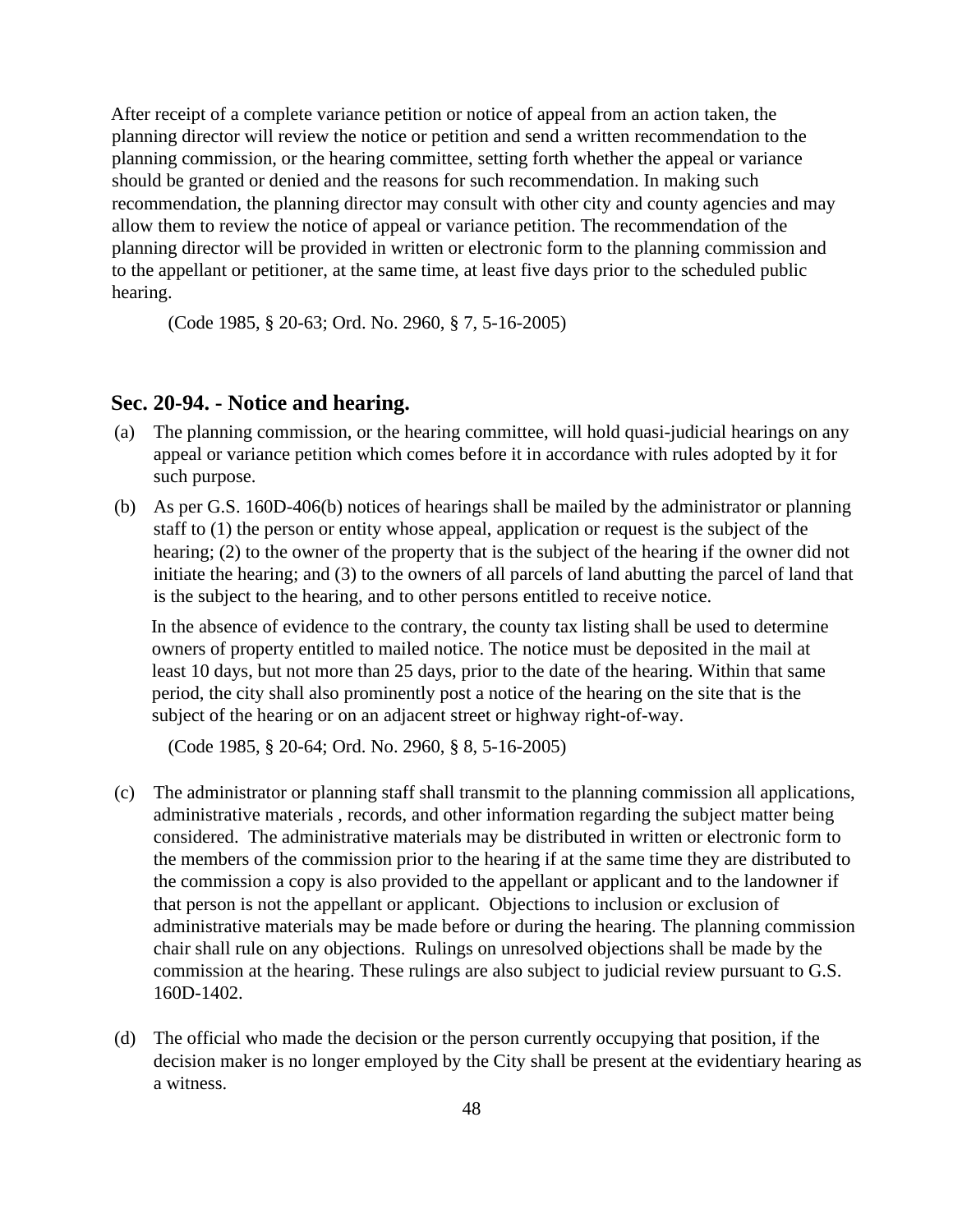After receipt of a complete variance petition or notice of appeal from an action taken, the planning director will review the notice or petition and send a written recommendation to the planning commission, or the hearing committee, setting forth whether the appeal or variance should be granted or denied and the reasons for such recommendation. In making such recommendation, the planning director may consult with other city and county agencies and may allow them to review the notice of appeal or variance petition. The recommendation of the planning director will be provided in written or electronic form to the planning commission and to the appellant or petitioner, at the same time, at least five days prior to the scheduled public hearing.

(Code 1985, § 20-63; Ord. No. 2960, § 7, 5-16-2005)

## Sec. 20-94. - Notice and hearing.

(a) The planning commission, or the hearing committee, will hold quasi-judicial hearings on any appeal or variance petition which comes before it in accordance with rules adopted by it for such purpose.

(b) As per G.S. 160D-406(b) notices of hearings shall be mailed by the administrator or planning staff to (1) the person or entity whose appeal, application or request is the subject of the hearing; (2) to the owner of the property that is the subject of the hearing if the owner did not initiate the hearing; and (3) to the owners of all parcels of land abutting the parcel of land that is the subject to the hearing, and to other persons entitled to receive notice.

In the absence of evidence to the contrary, the county tax listing shall be used to determine owners of property entitled to mailed notice. The notice must be deposited in the mail at least 10 days, but not more than 25 days, prior to the date of the hearing. Within that same period, the city shall also prominently post a notice of the hearing on the site that is the subject of the hearing or on an adjacent street or highway right-of-way.

(Code 1985, § 20-64; Ord. No. 2960, § 8, 5-16-2005)

(c) The administrator or planning staff shall transmit to the planning commission all applications, administrative materials , records, and other information regarding the subject matter being considered. The administrative materials may be distributed in written or electronic form to the members of the commission prior to the hearing if at the same time they are distributed to the commission a copy is also provided to the appellant or applicant and to the landowner if that person is not the appellant or applicant. Objections to inclusion or exclusion of administrative materials may be made before or during the hearing. The planning commission chair shall rule on any objections. Rulings on unresolved objections shall be made by the commission at the hearing. These rulings are also subject to judicial review pursuant to G.S. 160D-1402.

(d) The official who made the decision or the person currently occupying that position, if the decision maker is no longer employed by the City shall be present at the evidentiary hearing as a witness.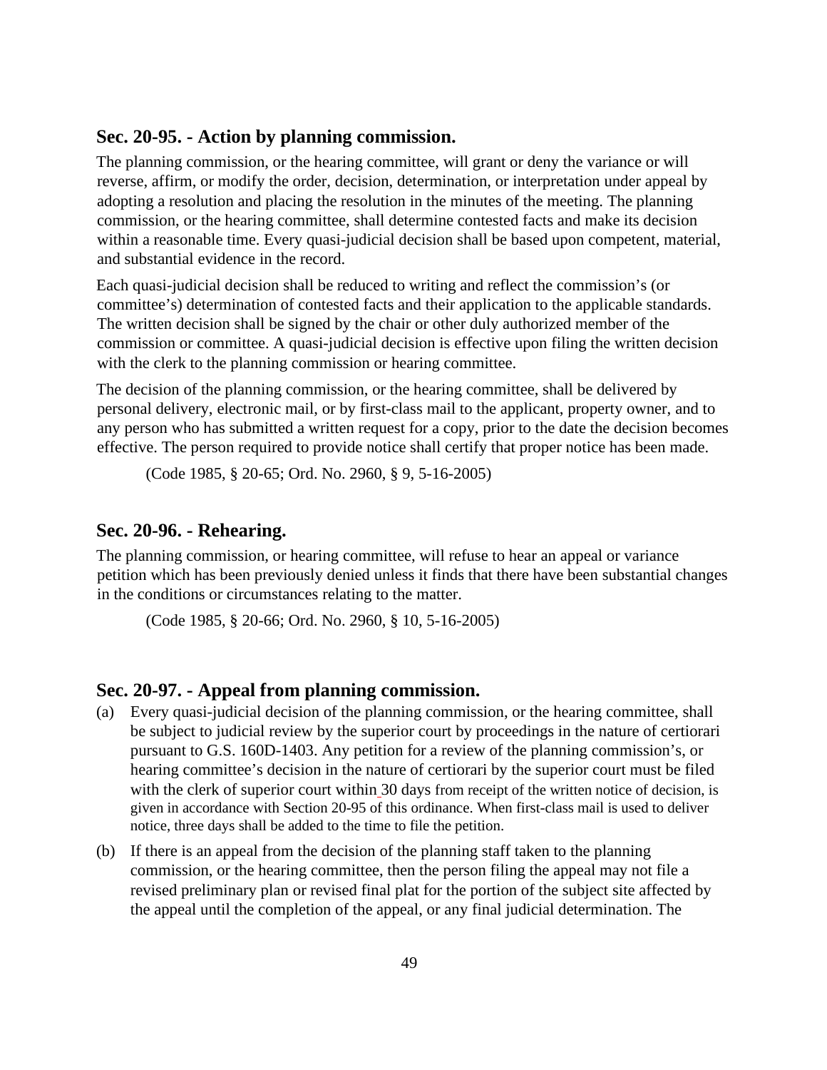## Sec. 20-95. - Action by planning commission.

The planning commission, or the hearing committee, will grant or deny the variance or will reverse, affirm, or modify the order, decision, determination, or interpretation under appeal by adopting a resolution and placing the resolution in the minutes of the meeting. The planning commission, or the hearing committee, shall determine contested facts and make its decision within a reasonable time. Every quasi-judicial decision shall be based upon competent, material, and substantial evidence in the record.

Each quasi-judicial decision shall be reduced to writing and reflect the commission's (or committee's) determination of contested facts and their application to the applicable standards. The written decision shall be signed by the chair or other duly authorized member of the commission or committee. A quasi-judicial decision is effective upon filing the written decision with the clerk to the planning commission or hearing committee.

The decision of the planning commission, or the hearing committee, shall be delivered by personal delivery, electronic mail, or by first-class mail to the applicant, property owner, and to any person who has submitted a written request for a copy, prior to the date the decision becomes effective. The person required to provide notice shall certify that proper notice has been made.

(Code 1985, § 20-65; Ord. No. 2960, § 9, 5-16-2005)

## Sec. 20-96. - Rehearing.

The planning commission, or hearing committee, will refuse to hear an appeal or variance petition which has been previously denied unless it finds that there have been substantial changes in the conditions or circumstances relating to the matter.

(Code 1985, § 20-66; Ord. No. 2960, § 10, 5-16-2005)

## Sec. 20-97. - Appeal from planning commission.

(a) Every quasi-judicial decision of the planning commission, or the hearing committee, shall be subject to judicial review by the superior court by proceedings in the nature of certiorari pursuant to G.S. 160D-1403. Any petition for a review of the planning commission's, or hearing committee's decision in the nature of certiorari by the superior court must be filed with the clerk of superior court within 30 days from receipt of the written notice of decision, is given in accordance with Section 20-95 of this ordinance. When first-class mail is used to deliver notice, three days shall be added to the time to file the petition.

(b) If there is an appeal from the decision of the planning staff taken to the planning commission, or the hearing committee, then the person filing the appeal may not file a revised preliminary plan or revised final plat for the portion of the subject site affected by the appeal until the completion of the appeal, or any final judicial determination. The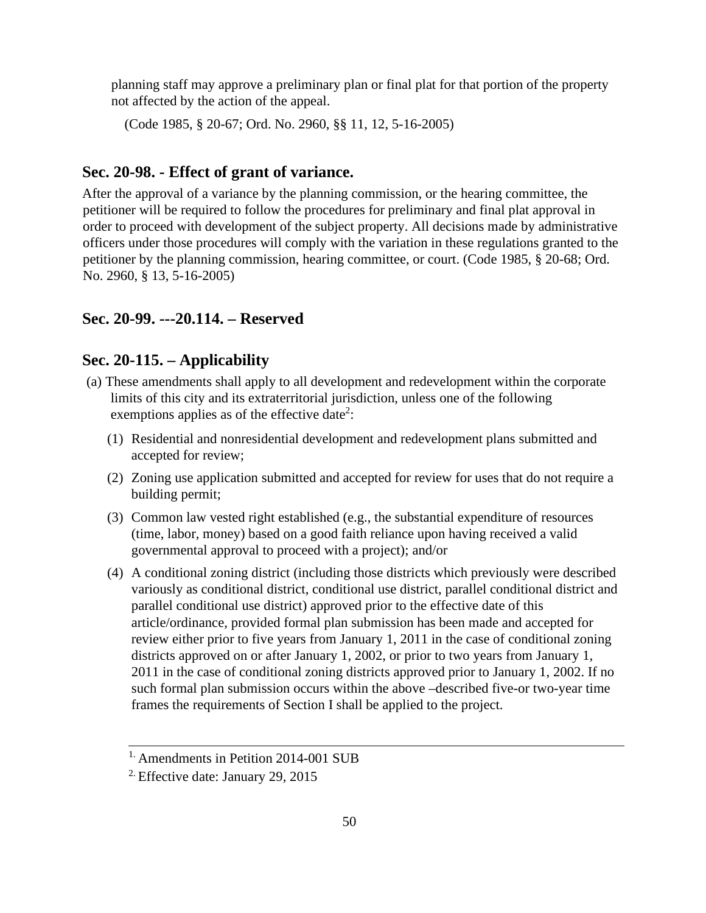planning staff may approve a preliminary plan or final plat for that portion of the property not affected by the action of the appeal.

(Code 1985, § 20-67; Ord. No. 2960, §§ 11, 12, 5-16-2005)

## Sec. 20-98. - Effect of grant of variance.

After the approval of a variance by the planning commission, or the hearing committee, the petitioner will be required to follow the procedures for preliminary and final plat approval in order to proceed with development of the subject property. All decisions made by administrative officers under those procedures will comply with the variation in these regulations granted to the petitioner by the planning commission, hearing committee, or court. (Code 1985, § 20-68; Ord. No. 2960, § 13, 5-16-2005)

## Sec. 20-99. ---20.114. – Reserved

## Sec. 20-115. – Applicability

(a) These amendments shall apply to all development and redevelopment within the corporate limits of this city and its extraterritorial jurisdiction, unless one of the following exemptions applies as of the effective date[2]:

(1) Residential and nonresidential development and redevelopment plans submitted and accepted for review;

(2) Zoning use application submitted and accepted for review for uses that do not require a building permit;

(3) Common law vested right established (e.g., the substantial expenditure of resources (time, labor, money) based on a good faith reliance upon having received a valid governmental approval to proceed with a project); and/or

(4) A conditional zoning district (including those districts which previously were described variously as conditional district, conditional use district, parallel conditional district and parallel conditional use district) approved prior to the effective date of this article/ordinance, provided formal plan submission has been made and accepted for review either prior to five years from January 1, 2011 in the case of conditional zoning districts approved on or after January 1, 2002, or prior to two years from January 1, 2011 in the case of conditional zoning districts approved prior to January 1, 2002. If no such formal plan submission occurs within the above –described five-or two-year time frames the requirements of Section I shall be applied to the project.

---

[1.] Amendments in Petition 2014-001 SUB

[2.] Effective date: January 29, 2015